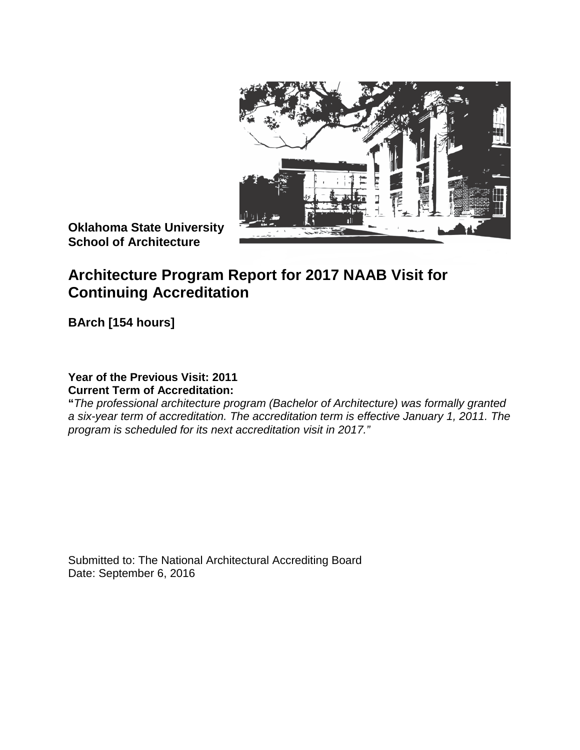**Oklahoma State University**
**School of Architecture**

# Architecture Program Report for 2017 NAAB Visit for Continuing Accreditation

**BArch [154 hours]**

**Year of the Previous Visit: 2011**
**Current Term of Accreditation:**
**"***The professional architecture program (Bachelor of Architecture) was formally granted a six-year term of accreditation. The accreditation term is effective January 1, 2011. The program is scheduled for its next accreditation visit in 2017."*

Submitted to: The National Architectural Accrediting Board
Date: September 6, 2016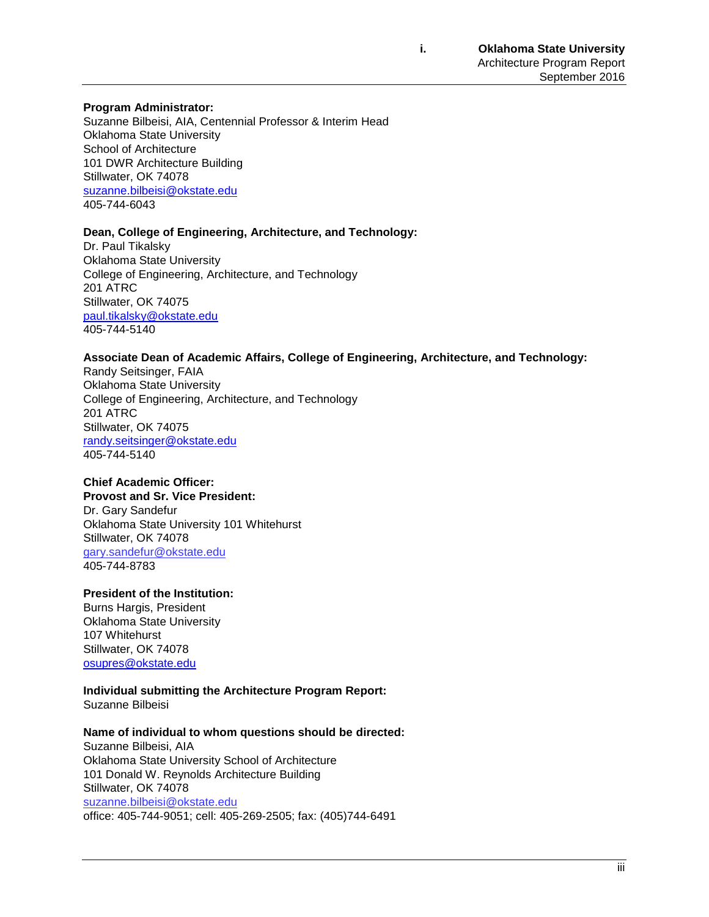**Program Administrator:**
Suzanne Bilbeisi, AIA, Centennial Professor & Interim Head
Oklahoma State University
School of Architecture
101 DWR Architecture Building
Stillwater, OK 74078
suzanne.bilbeisi@okstate.edu
405-744-6043

**Dean, College of Engineering, Architecture, and Technology:**
Dr. Paul Tikalsky
Oklahoma State University
College of Engineering, Architecture, and Technology
201 ATRC
Stillwater, OK 74075
paul.tikalsky@okstate.edu
405-744-5140

**Associate Dean of Academic Affairs, College of Engineering, Architecture, and Technology:**
Randy Seitsinger, FAIA
Oklahoma State University
College of Engineering, Architecture, and Technology
201 ATRC
Stillwater, OK 74075
randy.seitsinger@okstate.edu
405-744-5140

**Chief Academic Officer:**
**Provost and Sr. Vice President:**
Dr. Gary Sandefur
Oklahoma State University 101 Whitehurst
Stillwater, OK 74078
gary.sandefur@okstate.edu
405-744-8783

**President of the Institution:**
Burns Hargis, President
Oklahoma State University
107 Whitehurst
Stillwater, OK 74078
osupres@okstate.edu

**Individual submitting the Architecture Program Report:**
Suzanne Bilbeisi

**Name of individual to whom questions should be directed:**
Suzanne Bilbeisi, AIA
Oklahoma State University School of Architecture
101 Donald W. Reynolds Architecture Building
Stillwater, OK 74078
suzanne.bilbeisi@okstate.edu
office: 405-744-9051; cell: 405-269-2505; fax: (405)744-6491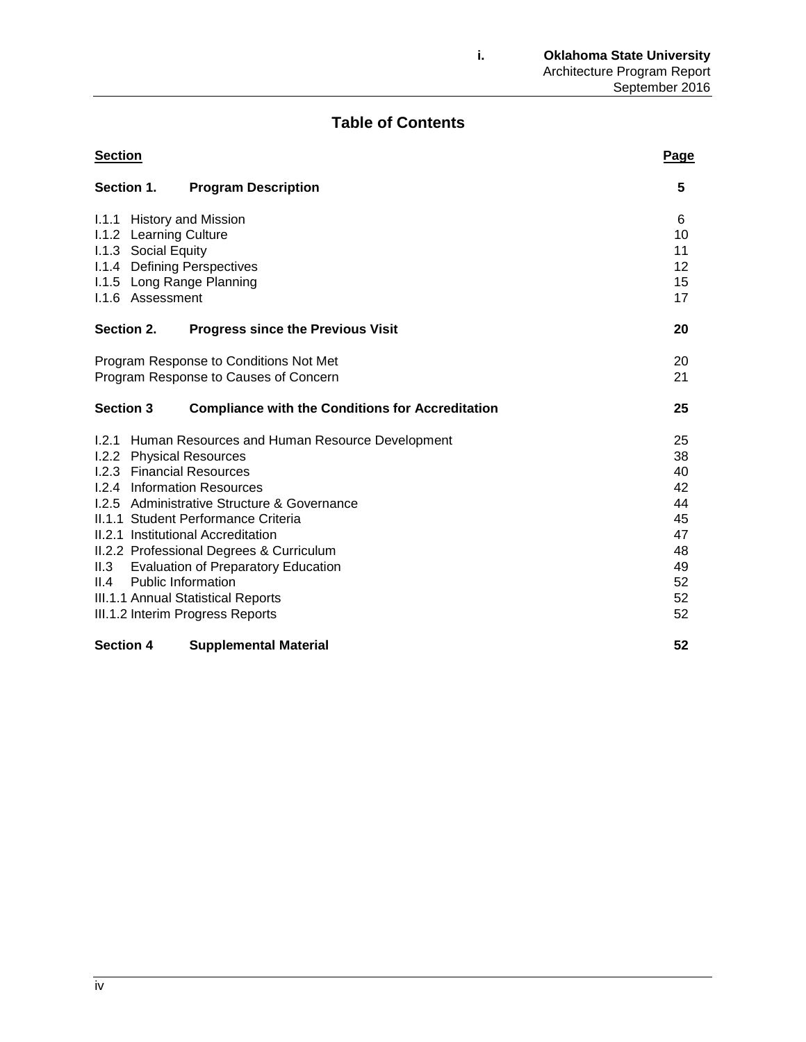# Table of Contents

| **Section** | | **Page** |
|---|---|---|
| **Section 1.** | **Program Description** | **5** |
| I.1.1 | History and Mission | 6 |
| I.1.2 | Learning Culture | 10 |
| I.1.3 | Social Equity | 11 |
| I.1.4 | Defining Perspectives | 12 |
| I.1.5 | Long Range Planning | 15 |
| I.1.6 | Assessment | 17 |
| **Section 2.** | **Progress since the Previous Visit** | **20** |
| Program Response to Conditions Not Met | | 20 |
| Program Response to Causes of Concern | | 21 |
| **Section 3** | **Compliance with the Conditions for Accreditation** | **25** |
| I.2.1 | Human Resources and Human Resource Development | 25 |
| I.2.2 | Physical Resources | 38 |
| I.2.3 | Financial Resources | 40 |
| I.2.4 | Information Resources | 42 |
| I.2.5 | Administrative Structure & Governance | 44 |
| II.1.1 | Student Performance Criteria | 45 |
| II.2.1 | Institutional Accreditation | 47 |
| II.2.2 | Professional Degrees & Curriculum | 48 |
| II.3 | Evaluation of Preparatory Education | 49 |
| II.4 | Public Information | 52 |
| III.1.1 | Annual Statistical Reports | 52 |
| III.1.2 | Interim Progress Reports | 52 |
| **Section 4** | **Supplemental Material** | **52** |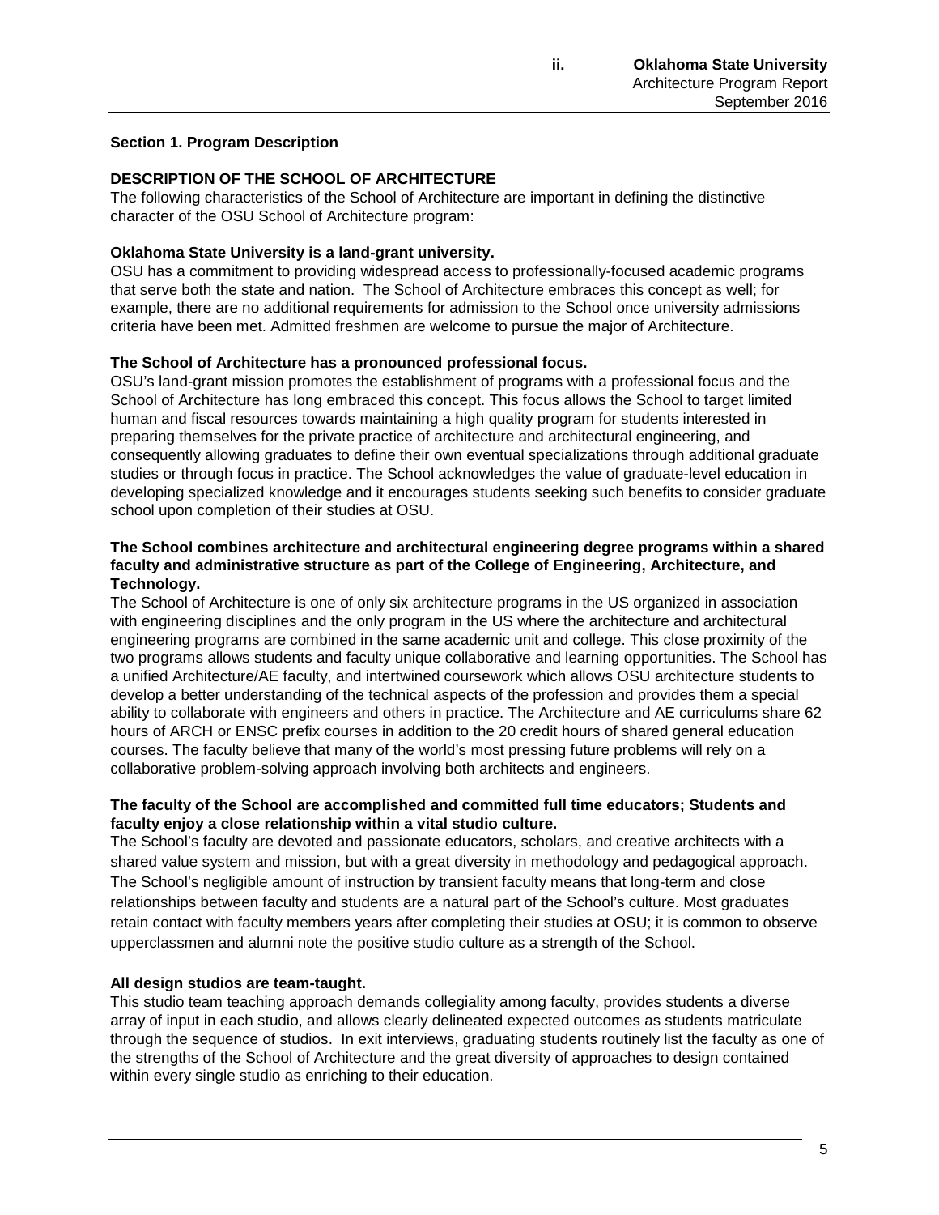## Section 1. Program Description

### DESCRIPTION OF THE SCHOOL OF ARCHITECTURE

The following characteristics of the School of Architecture are important in defining the distinctive character of the OSU School of Architecture program:

**Oklahoma State University is a land-grant university.**

OSU has a commitment to providing widespread access to professionally-focused academic programs that serve both the state and nation. The School of Architecture embraces this concept as well; for example, there are no additional requirements for admission to the School once university admissions criteria have been met. Admitted freshmen are welcome to pursue the major of Architecture.

**The School of Architecture has a pronounced professional focus.**

OSU's land-grant mission promotes the establishment of programs with a professional focus and the School of Architecture has long embraced this concept. This focus allows the School to target limited human and fiscal resources towards maintaining a high quality program for students interested in preparing themselves for the private practice of architecture and architectural engineering, and consequently allowing graduates to define their own eventual specializations through additional graduate studies or through focus in practice. The School acknowledges the value of graduate-level education in developing specialized knowledge and it encourages students seeking such benefits to consider graduate school upon completion of their studies at OSU.

**The School combines architecture and architectural engineering degree programs within a shared faculty and administrative structure as part of the College of Engineering, Architecture, and Technology.**

The School of Architecture is one of only six architecture programs in the US organized in association with engineering disciplines and the only program in the US where the architecture and architectural engineering programs are combined in the same academic unit and college. This close proximity of the two programs allows students and faculty unique collaborative and learning opportunities. The School has a unified Architecture/AE faculty, and intertwined coursework which allows OSU architecture students to develop a better understanding of the technical aspects of the profession and provides them a special ability to collaborate with engineers and others in practice. The Architecture and AE curriculums share 62 hours of ARCH or ENSC prefix courses in addition to the 20 credit hours of shared general education courses. The faculty believe that many of the world's most pressing future problems will rely on a collaborative problem-solving approach involving both architects and engineers.

**The faculty of the School are accomplished and committed full time educators; Students and faculty enjoy a close relationship within a vital studio culture.**

The School's faculty are devoted and passionate educators, scholars, and creative architects with a shared value system and mission, but with a great diversity in methodology and pedagogical approach. The School's negligible amount of instruction by transient faculty means that long-term and close relationships between faculty and students are a natural part of the School's culture. Most graduates retain contact with faculty members years after completing their studies at OSU; it is common to observe upperclassmen and alumni note the positive studio culture as a strength of the School.

**All design studios are team-taught.**

This studio team teaching approach demands collegiality among faculty, provides students a diverse array of input in each studio, and allows clearly delineated expected outcomes as students matriculate through the sequence of studios. In exit interviews, graduating students routinely list the faculty as one of the strengths of the School of Architecture and the great diversity of approaches to design contained within every single studio as enriching to their education.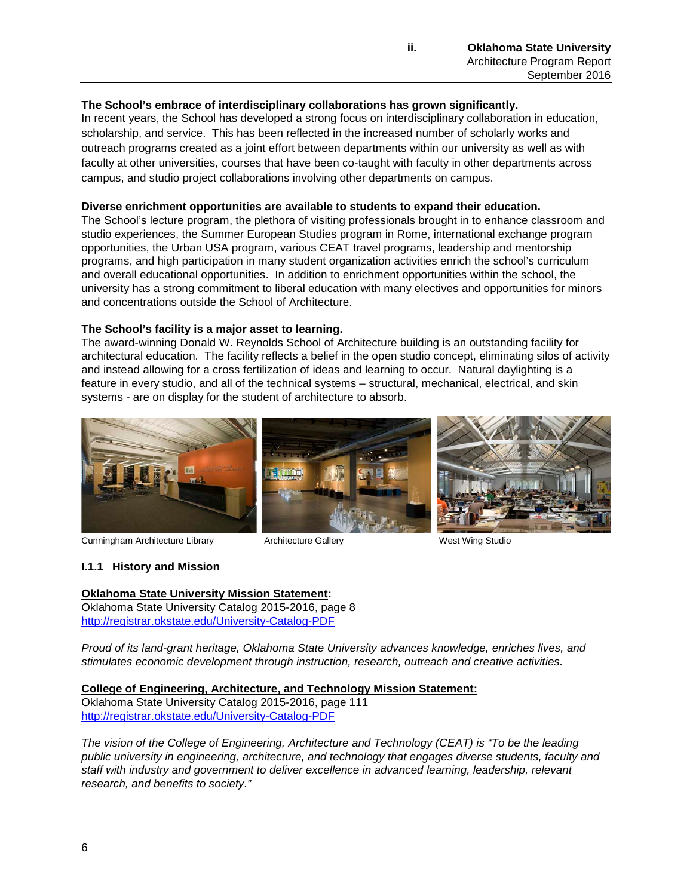**The School's embrace of interdisciplinary collaborations has grown significantly.**
In recent years, the School has developed a strong focus on interdisciplinary collaboration in education, scholarship, and service. This has been reflected in the increased number of scholarly works and outreach programs created as a joint effort between departments within our university as well as with faculty at other universities, courses that have been co-taught with faculty in other departments across campus, and studio project collaborations involving other departments on campus.

**Diverse enrichment opportunities are available to students to expand their education.**
The School's lecture program, the plethora of visiting professionals brought in to enhance classroom and studio experiences, the Summer European Studies program in Rome, international exchange program opportunities, the Urban USA program, various CEAT travel programs, leadership and mentorship programs, and high participation in many student organization activities enrich the school's curriculum and overall educational opportunities. In addition to enrichment opportunities within the school, the university has a strong commitment to liberal education with many electives and opportunities for minors and concentrations outside the School of Architecture.

**The School's facility is a major asset to learning.**
The award-winning Donald W. Reynolds School of Architecture building is an outstanding facility for architectural education. The facility reflects a belief in the open studio concept, eliminating silos of activity and instead allowing for a cross fertilization of ideas and learning to occur. Natural daylighting is a feature in every studio, and all of the technical systems – structural, mechanical, electrical, and skin systems - are on display for the student of architecture to absorb.

Cunningham Architecture Library

Architecture Gallery

West Wing Studio

### I.1.1 History and Mission

**Oklahoma State University Mission Statement:**
Oklahoma State University Catalog 2015-2016, page 8
http://registrar.okstate.edu/University-Catalog-PDF

*Proud of its land-grant heritage, Oklahoma State University advances knowledge, enriches lives, and stimulates economic development through instruction, research, outreach and creative activities.*

**College of Engineering, Architecture, and Technology Mission Statement:**
Oklahoma State University Catalog 2015-2016, page 111
http://registrar.okstate.edu/University-Catalog-PDF

*The vision of the College of Engineering, Architecture and Technology (CEAT) is "To be the leading public university in engineering, architecture, and technology that engages diverse students, faculty and staff with industry and government to deliver excellence in advanced learning, leadership, relevant research, and benefits to society."*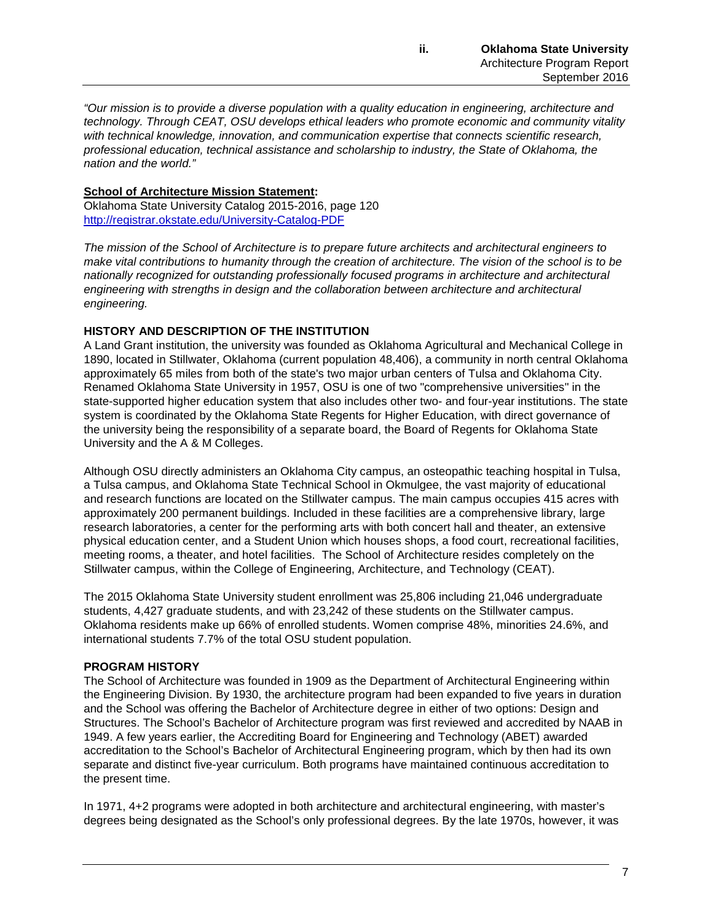*"Our mission is to provide a diverse population with a quality education in engineering, architecture and technology. Through CEAT, OSU develops ethical leaders who promote economic and community vitality with technical knowledge, innovation, and communication expertise that connects scientific research, professional education, technical assistance and scholarship to industry, the State of Oklahoma, the nation and the world."*

**School of Architecture Mission Statement:**
Oklahoma State University Catalog 2015-2016, page 120
http://registrar.okstate.edu/University-Catalog-PDF

*The mission of the School of Architecture is to prepare future architects and architectural engineers to make vital contributions to humanity through the creation of architecture. The vision of the school is to be nationally recognized for outstanding professionally focused programs in architecture and architectural engineering with strengths in design and the collaboration between architecture and architectural engineering.*

**HISTORY AND DESCRIPTION OF THE INSTITUTION**

A Land Grant institution, the university was founded as Oklahoma Agricultural and Mechanical College in 1890, located in Stillwater, Oklahoma (current population 48,406), a community in north central Oklahoma approximately 65 miles from both of the state's two major urban centers of Tulsa and Oklahoma City. Renamed Oklahoma State University in 1957, OSU is one of two "comprehensive universities" in the state-supported higher education system that also includes other two- and four-year institutions. The state system is coordinated by the Oklahoma State Regents for Higher Education, with direct governance of the university being the responsibility of a separate board, the Board of Regents for Oklahoma State University and the A & M Colleges.

Although OSU directly administers an Oklahoma City campus, an osteopathic teaching hospital in Tulsa, a Tulsa campus, and Oklahoma State Technical School in Okmulgee, the vast majority of educational and research functions are located on the Stillwater campus. The main campus occupies 415 acres with approximately 200 permanent buildings. Included in these facilities are a comprehensive library, large research laboratories, a center for the performing arts with both concert hall and theater, an extensive physical education center, and a Student Union which houses shops, a food court, recreational facilities, meeting rooms, a theater, and hotel facilities. The School of Architecture resides completely on the Stillwater campus, within the College of Engineering, Architecture, and Technology (CEAT).

The 2015 Oklahoma State University student enrollment was 25,806 including 21,046 undergraduate students, 4,427 graduate students, and with 23,242 of these students on the Stillwater campus. Oklahoma residents make up 66% of enrolled students. Women comprise 48%, minorities 24.6%, and international students 7.7% of the total OSU student population.

**PROGRAM HISTORY**

The School of Architecture was founded in 1909 as the Department of Architectural Engineering within the Engineering Division. By 1930, the architecture program had been expanded to five years in duration and the School was offering the Bachelor of Architecture degree in either of two options: Design and Structures. The School's Bachelor of Architecture program was first reviewed and accredited by NAAB in 1949. A few years earlier, the Accrediting Board for Engineering and Technology (ABET) awarded accreditation to the School's Bachelor of Architectural Engineering program, which by then had its own separate and distinct five-year curriculum. Both programs have maintained continuous accreditation to the present time.

In 1971, 4+2 programs were adopted in both architecture and architectural engineering, with master's degrees being designated as the School's only professional degrees. By the late 1970s, however, it was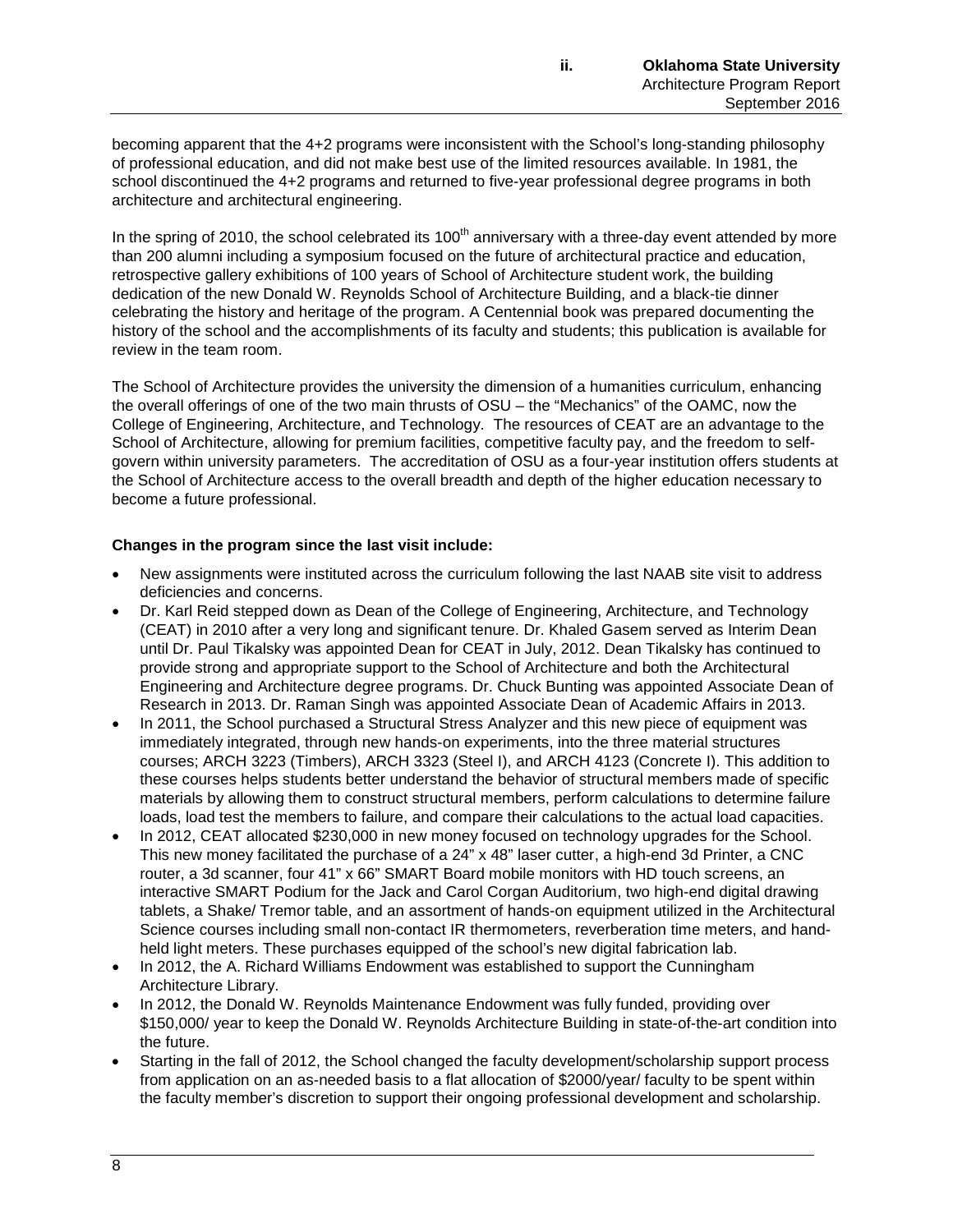becoming apparent that the 4+2 programs were inconsistent with the School's long-standing philosophy of professional education, and did not make best use of the limited resources available. In 1981, the school discontinued the 4+2 programs and returned to five-year professional degree programs in both architecture and architectural engineering.

In the spring of 2010, the school celebrated its 100th anniversary with a three-day event attended by more than 200 alumni including a symposium focused on the future of architectural practice and education, retrospective gallery exhibitions of 100 years of School of Architecture student work, the building dedication of the new Donald W. Reynolds School of Architecture Building, and a black-tie dinner celebrating the history and heritage of the program. A Centennial book was prepared documenting the history of the school and the accomplishments of its faculty and students; this publication is available for review in the team room.

The School of Architecture provides the university the dimension of a humanities curriculum, enhancing the overall offerings of one of the two main thrusts of OSU – the "Mechanics" of the OAMC, now the College of Engineering, Architecture, and Technology. The resources of CEAT are an advantage to the School of Architecture, allowing for premium facilities, competitive faculty pay, and the freedom to self-govern within university parameters. The accreditation of OSU as a four-year institution offers students at the School of Architecture access to the overall breadth and depth of the higher education necessary to become a future professional.

**Changes in the program since the last visit include:**

- New assignments were instituted across the curriculum following the last NAAB site visit to address deficiencies and concerns.
- Dr. Karl Reid stepped down as Dean of the College of Engineering, Architecture, and Technology (CEAT) in 2010 after a very long and significant tenure. Dr. Khaled Gasem served as Interim Dean until Dr. Paul Tikalsky was appointed Dean for CEAT in July, 2012. Dean Tikalsky has continued to provide strong and appropriate support to the School of Architecture and both the Architectural Engineering and Architecture degree programs. Dr. Chuck Bunting was appointed Associate Dean of Research in 2013. Dr. Raman Singh was appointed Associate Dean of Academic Affairs in 2013.
- In 2011, the School purchased a Structural Stress Analyzer and this new piece of equipment was immediately integrated, through new hands-on experiments, into the three material structures courses; ARCH 3223 (Timbers), ARCH 3323 (Steel I), and ARCH 4123 (Concrete I). This addition to these courses helps students better understand the behavior of structural members made of specific materials by allowing them to construct structural members, perform calculations to determine failure loads, load test the members to failure, and compare their calculations to the actual load capacities.
- In 2012, CEAT allocated $230,000 in new money focused on technology upgrades for the School. This new money facilitated the purchase of a 24" x 48" laser cutter, a high-end 3d Printer, a CNC router, a 3d scanner, four 41" x 66" SMART Board mobile monitors with HD touch screens, an interactive SMART Podium for the Jack and Carol Corgan Auditorium, two high-end digital drawing tablets, a Shake/ Tremor table, and an assortment of hands-on equipment utilized in the Architectural Science courses including small non-contact IR thermometers, reverberation time meters, and hand-held light meters. These purchases equipped of the school's new digital fabrication lab.
- In 2012, the A. Richard Williams Endowment was established to support the Cunningham Architecture Library.
- In 2012, the Donald W. Reynolds Maintenance Endowment was fully funded, providing over $150,000/ year to keep the Donald W. Reynolds Architecture Building in state-of-the-art condition into the future.
- Starting in the fall of 2012, the School changed the faculty development/scholarship support process from application on an as-needed basis to a flat allocation of $2000/year/ faculty to be spent within the faculty member's discretion to support their ongoing professional development and scholarship.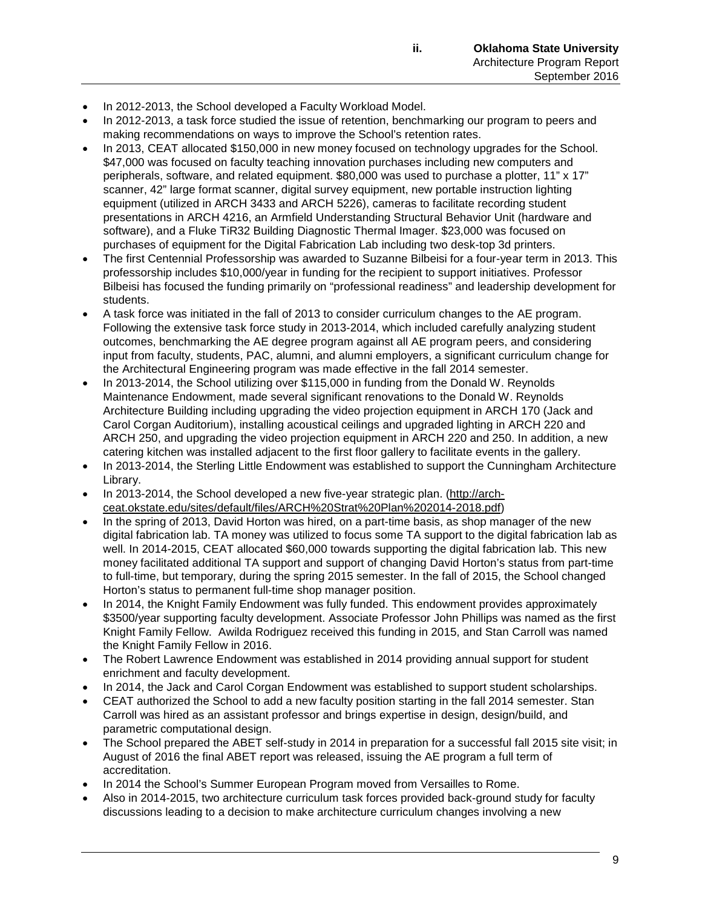- In 2012-2013, the School developed a Faculty Workload Model.
- In 2012-2013, a task force studied the issue of retention, benchmarking our program to peers and making recommendations on ways to improve the School's retention rates.
- In 2013, CEAT allocated $150,000 in new money focused on technology upgrades for the School. $47,000 was focused on faculty teaching innovation purchases including new computers and peripherals, software, and related equipment. $80,000 was used to purchase a plotter, 11" x 17" scanner, 42" large format scanner, digital survey equipment, new portable instruction lighting equipment (utilized in ARCH 3433 and ARCH 5226), cameras to facilitate recording student presentations in ARCH 4216, an Armfield Understanding Structural Behavior Unit (hardware and software), and a Fluke TiR32 Building Diagnostic Thermal Imager. $23,000 was focused on purchases of equipment for the Digital Fabrication Lab including two desk-top 3d printers.
- The first Centennial Professorship was awarded to Suzanne Bilbeisi for a four-year term in 2013. This professorship includes $10,000/year in funding for the recipient to support initiatives. Professor Bilbeisi has focused the funding primarily on "professional readiness" and leadership development for students.
- A task force was initiated in the fall of 2013 to consider curriculum changes to the AE program. Following the extensive task force study in 2013-2014, which included carefully analyzing student outcomes, benchmarking the AE degree program against all AE program peers, and considering input from faculty, students, PAC, alumni, and alumni employers, a significant curriculum change for the Architectural Engineering program was made effective in the fall 2014 semester.
- In 2013-2014, the School utilizing over $115,000 in funding from the Donald W. Reynolds Maintenance Endowment, made several significant renovations to the Donald W. Reynolds Architecture Building including upgrading the video projection equipment in ARCH 170 (Jack and Carol Corgan Auditorium), installing acoustical ceilings and upgraded lighting in ARCH 220 and ARCH 250, and upgrading the video projection equipment in ARCH 220 and 250. In addition, a new catering kitchen was installed adjacent to the first floor gallery to facilitate events in the gallery.
- In 2013-2014, the Sterling Little Endowment was established to support the Cunningham Architecture Library.
- In 2013-2014, the School developed a new five-year strategic plan. (http://arch-ceat.okstate.edu/sites/default/files/ARCH%20Strat%20Plan%202014-2018.pdf)
- In the spring of 2013, David Horton was hired, on a part-time basis, as shop manager of the new digital fabrication lab. TA money was utilized to focus some TA support to the digital fabrication lab as well. In 2014-2015, CEAT allocated $60,000 towards supporting the digital fabrication lab. This new money facilitated additional TA support and support of changing David Horton's status from part-time to full-time, but temporary, during the spring 2015 semester. In the fall of 2015, the School changed Horton's status to permanent full-time shop manager position.
- In 2014, the Knight Family Endowment was fully funded. This endowment provides approximately $3500/year supporting faculty development. Associate Professor John Phillips was named as the first Knight Family Fellow. Awilda Rodriguez received this funding in 2015, and Stan Carroll was named the Knight Family Fellow in 2016.
- The Robert Lawrence Endowment was established in 2014 providing annual support for student enrichment and faculty development.
- In 2014, the Jack and Carol Corgan Endowment was established to support student scholarships.
- CEAT authorized the School to add a new faculty position starting in the fall 2014 semester. Stan Carroll was hired as an assistant professor and brings expertise in design, design/build, and parametric computational design.
- The School prepared the ABET self-study in 2014 in preparation for a successful fall 2015 site visit; in August of 2016 the final ABET report was released, issuing the AE program a full term of accreditation.
- In 2014 the School's Summer European Program moved from Versailles to Rome.
- Also in 2014-2015, two architecture curriculum task forces provided back-ground study for faculty discussions leading to a decision to make architecture curriculum changes involving a new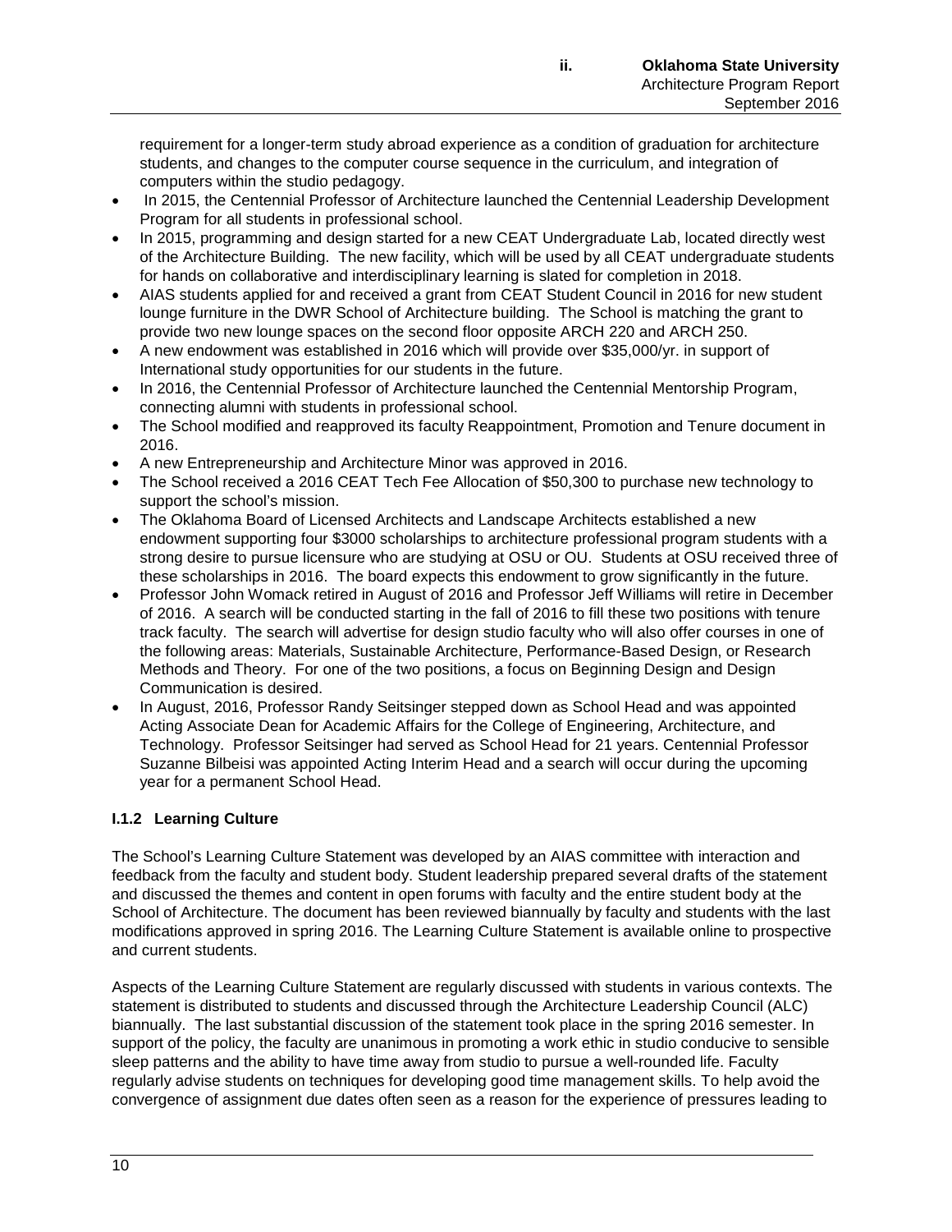requirement for a longer-term study abroad experience as a condition of graduation for architecture students, and changes to the computer course sequence in the curriculum, and integration of computers within the studio pedagogy.

- In 2015, the Centennial Professor of Architecture launched the Centennial Leadership Development Program for all students in professional school.
- In 2015, programming and design started for a new CEAT Undergraduate Lab, located directly west of the Architecture Building. The new facility, which will be used by all CEAT undergraduate students for hands on collaborative and interdisciplinary learning is slated for completion in 2018.
- AIAS students applied for and received a grant from CEAT Student Council in 2016 for new student lounge furniture in the DWR School of Architecture building. The School is matching the grant to provide two new lounge spaces on the second floor opposite ARCH 220 and ARCH 250.
- A new endowment was established in 2016 which will provide over $35,000/yr. in support of International study opportunities for our students in the future.
- In 2016, the Centennial Professor of Architecture launched the Centennial Mentorship Program, connecting alumni with students in professional school.
- The School modified and reapproved its faculty Reappointment, Promotion and Tenure document in 2016.
- A new Entrepreneurship and Architecture Minor was approved in 2016.
- The School received a 2016 CEAT Tech Fee Allocation of $50,300 to purchase new technology to support the school's mission.
- The Oklahoma Board of Licensed Architects and Landscape Architects established a new endowment supporting four $3000 scholarships to architecture professional program students with a strong desire to pursue licensure who are studying at OSU or OU. Students at OSU received three of these scholarships in 2016. The board expects this endowment to grow significantly in the future.
- Professor John Womack retired in August of 2016 and Professor Jeff Williams will retire in December of 2016. A search will be conducted starting in the fall of 2016 to fill these two positions with tenure track faculty. The search will advertise for design studio faculty who will also offer courses in one of the following areas: Materials, Sustainable Architecture, Performance-Based Design, or Research Methods and Theory. For one of the two positions, a focus on Beginning Design and Design Communication is desired.
- In August, 2016, Professor Randy Seitsinger stepped down as School Head and was appointed Acting Associate Dean for Academic Affairs for the College of Engineering, Architecture, and Technology. Professor Seitsinger had served as School Head for 21 years. Centennial Professor Suzanne Bilbeisi was appointed Acting Interim Head and a search will occur during the upcoming year for a permanent School Head.

### I.1.2 Learning Culture

The School's Learning Culture Statement was developed by an AIAS committee with interaction and feedback from the faculty and student body. Student leadership prepared several drafts of the statement and discussed the themes and content in open forums with faculty and the entire student body at the School of Architecture. The document has been reviewed biannually by faculty and students with the last modifications approved in spring 2016. The Learning Culture Statement is available online to prospective and current students.

Aspects of the Learning Culture Statement are regularly discussed with students in various contexts. The statement is distributed to students and discussed through the Architecture Leadership Council (ALC) biannually. The last substantial discussion of the statement took place in the spring 2016 semester. In support of the policy, the faculty are unanimous in promoting a work ethic in studio conducive to sensible sleep patterns and the ability to have time away from studio to pursue a well-rounded life. Faculty regularly advise students on techniques for developing good time management skills. To help avoid the convergence of assignment due dates often seen as a reason for the experience of pressures leading to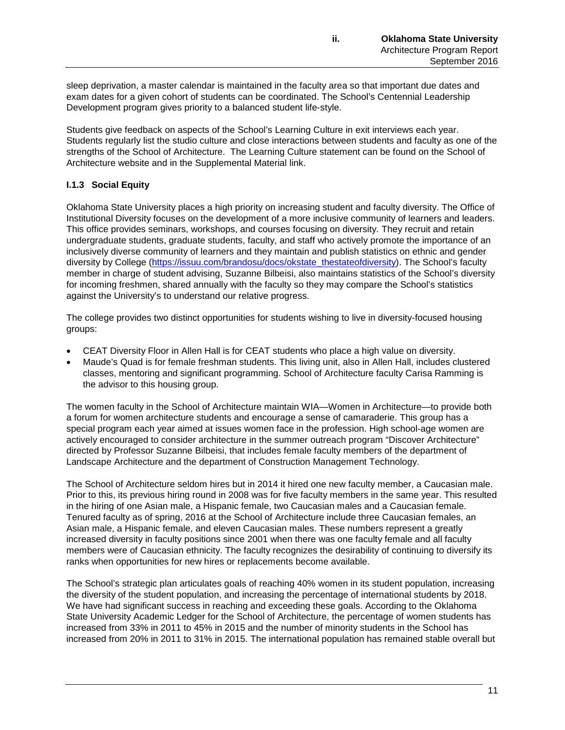sleep deprivation, a master calendar is maintained in the faculty area so that important due dates and exam dates for a given cohort of students can be coordinated. The School's Centennial Leadership Development program gives priority to a balanced student life-style.

Students give feedback on aspects of the School's Learning Culture in exit interviews each year. Students regularly list the studio culture and close interactions between students and faculty as one of the strengths of the School of Architecture. The Learning Culture statement can be found on the School of Architecture website and in the Supplemental Material link.

### I.1.3 Social Equity

Oklahoma State University places a high priority on increasing student and faculty diversity. The Office of Institutional Diversity focuses on the development of a more inclusive community of learners and leaders. This office provides seminars, workshops, and courses focusing on diversity. They recruit and retain undergraduate students, graduate students, faculty, and staff who actively promote the importance of an inclusively diverse community of learners and they maintain and publish statistics on ethnic and gender diversity by College (https://issuu.com/brandosu/docs/okstate_thestateofdiversity). The School's faculty member in charge of student advising, Suzanne Bilbeisi, also maintains statistics of the School's diversity for incoming freshmen, shared annually with the faculty so they may compare the School's statistics against the University's to understand our relative progress.

The college provides two distinct opportunities for students wishing to live in diversity-focused housing groups:

- CEAT Diversity Floor in Allen Hall is for CEAT students who place a high value on diversity.
- Maude's Quad is for female freshman students. This living unit, also in Allen Hall, includes clustered classes, mentoring and significant programming. School of Architecture faculty Carisa Ramming is the advisor to this housing group.

The women faculty in the School of Architecture maintain WIA—Women in Architecture—to provide both a forum for women architecture students and encourage a sense of camaraderie. This group has a special program each year aimed at issues women face in the profession. High school-age women are actively encouraged to consider architecture in the summer outreach program "Discover Architecture" directed by Professor Suzanne Bilbeisi, that includes female faculty members of the department of Landscape Architecture and the department of Construction Management Technology.

The School of Architecture seldom hires but in 2014 it hired one new faculty member, a Caucasian male. Prior to this, its previous hiring round in 2008 was for five faculty members in the same year. This resulted in the hiring of one Asian male, a Hispanic female, two Caucasian males and a Caucasian female. Tenured faculty as of spring, 2016 at the School of Architecture include three Caucasian females, an Asian male, a Hispanic female, and eleven Caucasian males. These numbers represent a greatly increased diversity in faculty positions since 2001 when there was one faculty female and all faculty members were of Caucasian ethnicity. The faculty recognizes the desirability of continuing to diversify its ranks when opportunities for new hires or replacements become available.

The School's strategic plan articulates goals of reaching 40% women in its student population, increasing the diversity of the student population, and increasing the percentage of international students by 2018. We have had significant success in reaching and exceeding these goals. According to the Oklahoma State University Academic Ledger for the School of Architecture, the percentage of women students has increased from 33% in 2011 to 45% in 2015 and the number of minority students in the School has increased from 20% in 2011 to 31% in 2015. The international population has remained stable overall but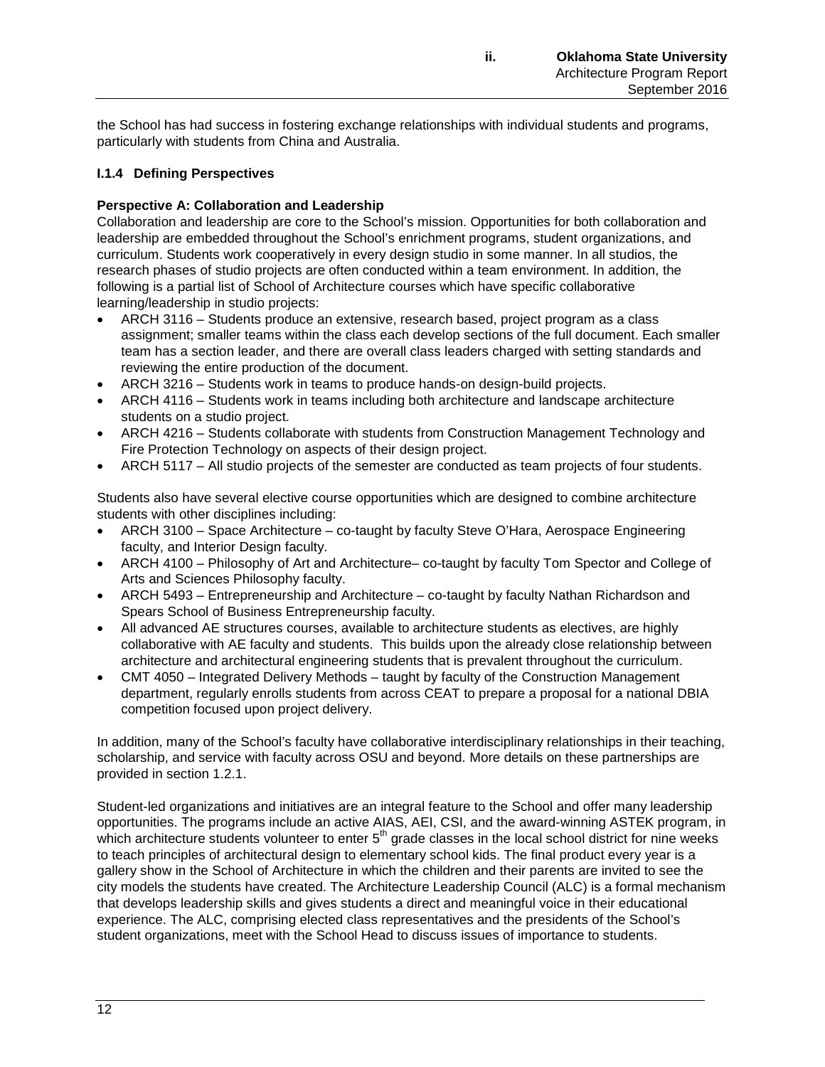the School has had success in fostering exchange relationships with individual students and programs, particularly with students from China and Australia.

### I.1.4 Defining Perspectives

**Perspective A: Collaboration and Leadership**

Collaboration and leadership are core to the School's mission. Opportunities for both collaboration and leadership are embedded throughout the School's enrichment programs, student organizations, and curriculum. Students work cooperatively in every design studio in some manner. In all studios, the research phases of studio projects are often conducted within a team environment. In addition, the following is a partial list of School of Architecture courses which have specific collaborative learning/leadership in studio projects:

- ARCH 3116 – Students produce an extensive, research based, project program as a class assignment; smaller teams within the class each develop sections of the full document. Each smaller team has a section leader, and there are overall class leaders charged with setting standards and reviewing the entire production of the document.
- ARCH 3216 – Students work in teams to produce hands-on design-build projects.
- ARCH 4116 – Students work in teams including both architecture and landscape architecture students on a studio project.
- ARCH 4216 – Students collaborate with students from Construction Management Technology and Fire Protection Technology on aspects of their design project.
- ARCH 5117 – All studio projects of the semester are conducted as team projects of four students.

Students also have several elective course opportunities which are designed to combine architecture students with other disciplines including:

- ARCH 3100 – Space Architecture – co-taught by faculty Steve O'Hara, Aerospace Engineering faculty, and Interior Design faculty.
- ARCH 4100 – Philosophy of Art and Architecture– co-taught by faculty Tom Spector and College of Arts and Sciences Philosophy faculty.
- ARCH 5493 – Entrepreneurship and Architecture – co-taught by faculty Nathan Richardson and Spears School of Business Entrepreneurship faculty.
- All advanced AE structures courses, available to architecture students as electives, are highly collaborative with AE faculty and students. This builds upon the already close relationship between architecture and architectural engineering students that is prevalent throughout the curriculum.
- CMT 4050 – Integrated Delivery Methods – taught by faculty of the Construction Management department, regularly enrolls students from across CEAT to prepare a proposal for a national DBIA competition focused upon project delivery.

In addition, many of the School's faculty have collaborative interdisciplinary relationships in their teaching, scholarship, and service with faculty across OSU and beyond. More details on these partnerships are provided in section 1.2.1.

Student-led organizations and initiatives are an integral feature to the School and offer many leadership opportunities. The programs include an active AIAS, AEI, CSI, and the award-winning ASTEK program, in which architecture students volunteer to enter 5th grade classes in the local school district for nine weeks to teach principles of architectural design to elementary school kids. The final product every year is a gallery show in the School of Architecture in which the children and their parents are invited to see the city models the students have created. The Architecture Leadership Council (ALC) is a formal mechanism that develops leadership skills and gives students a direct and meaningful voice in their educational experience. The ALC, comprising elected class representatives and the presidents of the School's student organizations, meet with the School Head to discuss issues of importance to students.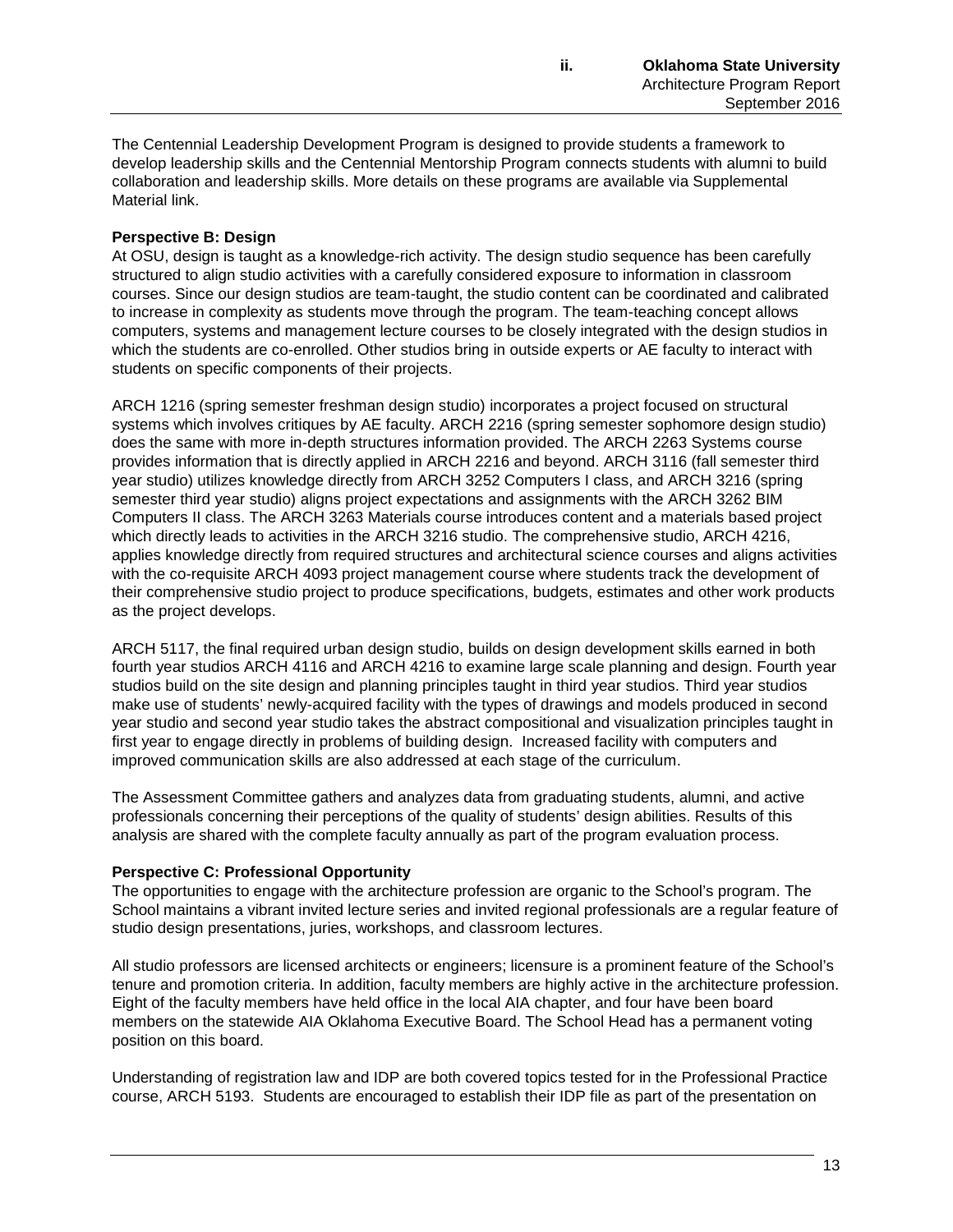The Centennial Leadership Development Program is designed to provide students a framework to develop leadership skills and the Centennial Mentorship Program connects students with alumni to build collaboration and leadership skills. More details on these programs are available via Supplemental Material link.

**Perspective B: Design**

At OSU, design is taught as a knowledge-rich activity. The design studio sequence has been carefully structured to align studio activities with a carefully considered exposure to information in classroom courses. Since our design studios are team-taught, the studio content can be coordinated and calibrated to increase in complexity as students move through the program. The team-teaching concept allows computers, systems and management lecture courses to be closely integrated with the design studios in which the students are co-enrolled. Other studios bring in outside experts or AE faculty to interact with students on specific components of their projects.

ARCH 1216 (spring semester freshman design studio) incorporates a project focused on structural systems which involves critiques by AE faculty. ARCH 2216 (spring semester sophomore design studio) does the same with more in-depth structures information provided. The ARCH 2263 Systems course provides information that is directly applied in ARCH 2216 and beyond. ARCH 3116 (fall semester third year studio) utilizes knowledge directly from ARCH 3252 Computers I class, and ARCH 3216 (spring semester third year studio) aligns project expectations and assignments with the ARCH 3262 BIM Computers II class. The ARCH 3263 Materials course introduces content and a materials based project which directly leads to activities in the ARCH 3216 studio. The comprehensive studio, ARCH 4216, applies knowledge directly from required structures and architectural science courses and aligns activities with the co-requisite ARCH 4093 project management course where students track the development of their comprehensive studio project to produce specifications, budgets, estimates and other work products as the project develops.

ARCH 5117, the final required urban design studio, builds on design development skills earned in both fourth year studios ARCH 4116 and ARCH 4216 to examine large scale planning and design. Fourth year studios build on the site design and planning principles taught in third year studios. Third year studios make use of students' newly-acquired facility with the types of drawings and models produced in second year studio and second year studio takes the abstract compositional and visualization principles taught in first year to engage directly in problems of building design. Increased facility with computers and improved communication skills are also addressed at each stage of the curriculum.

The Assessment Committee gathers and analyzes data from graduating students, alumni, and active professionals concerning their perceptions of the quality of students' design abilities. Results of this analysis are shared with the complete faculty annually as part of the program evaluation process.

**Perspective C: Professional Opportunity**

The opportunities to engage with the architecture profession are organic to the School's program. The School maintains a vibrant invited lecture series and invited regional professionals are a regular feature of studio design presentations, juries, workshops, and classroom lectures.

All studio professors are licensed architects or engineers; licensure is a prominent feature of the School's tenure and promotion criteria. In addition, faculty members are highly active in the architecture profession. Eight of the faculty members have held office in the local AIA chapter, and four have been board members on the statewide AIA Oklahoma Executive Board. The School Head has a permanent voting position on this board.

Understanding of registration law and IDP are both covered topics tested for in the Professional Practice course, ARCH 5193. Students are encouraged to establish their IDP file as part of the presentation on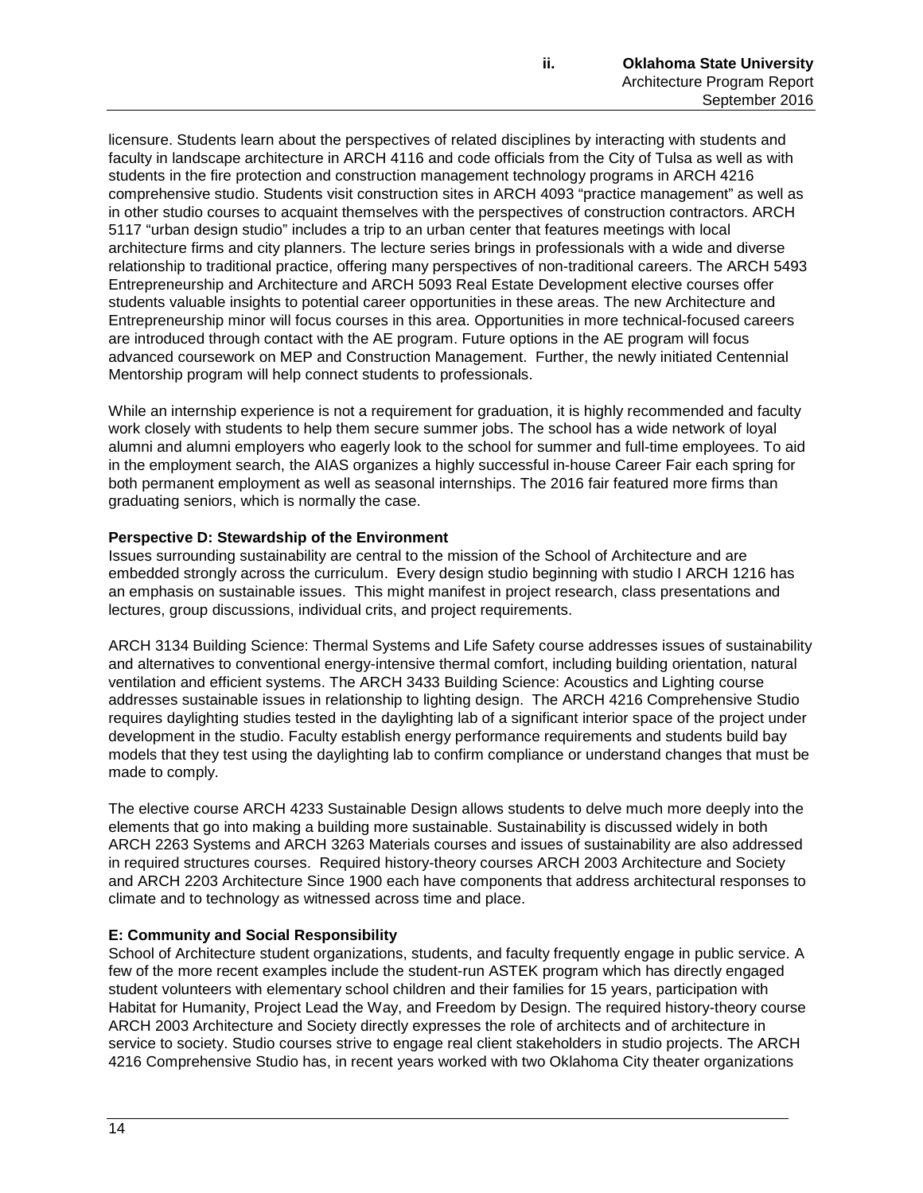licensure. Students learn about the perspectives of related disciplines by interacting with students and faculty in landscape architecture in ARCH 4116 and code officials from the City of Tulsa as well as with students in the fire protection and construction management technology programs in ARCH 4216 comprehensive studio. Students visit construction sites in ARCH 4093 "practice management" as well as in other studio courses to acquaint themselves with the perspectives of construction contractors. ARCH 5117 "urban design studio" includes a trip to an urban center that features meetings with local architecture firms and city planners. The lecture series brings in professionals with a wide and diverse relationship to traditional practice, offering many perspectives of non-traditional careers. The ARCH 5493 Entrepreneurship and Architecture and ARCH 5093 Real Estate Development elective courses offer students valuable insights to potential career opportunities in these areas. The new Architecture and Entrepreneurship minor will focus courses in this area. Opportunities in more technical-focused careers are introduced through contact with the AE program. Future options in the AE program will focus advanced coursework on MEP and Construction Management. Further, the newly initiated Centennial Mentorship program will help connect students to professionals.

While an internship experience is not a requirement for graduation, it is highly recommended and faculty work closely with students to help them secure summer jobs. The school has a wide network of loyal alumni and alumni employers who eagerly look to the school for summer and full-time employees. To aid in the employment search, the AIAS organizes a highly successful in-house Career Fair each spring for both permanent employment as well as seasonal internships. The 2016 fair featured more firms than graduating seniors, which is normally the case.

**Perspective D: Stewardship of the Environment**

Issues surrounding sustainability are central to the mission of the School of Architecture and are embedded strongly across the curriculum. Every design studio beginning with studio I ARCH 1216 has an emphasis on sustainable issues. This might manifest in project research, class presentations and lectures, group discussions, individual crits, and project requirements.

ARCH 3134 Building Science: Thermal Systems and Life Safety course addresses issues of sustainability and alternatives to conventional energy-intensive thermal comfort, including building orientation, natural ventilation and efficient systems. The ARCH 3433 Building Science: Acoustics and Lighting course addresses sustainable issues in relationship to lighting design. The ARCH 4216 Comprehensive Studio requires daylighting studies tested in the daylighting lab of a significant interior space of the project under development in the studio. Faculty establish energy performance requirements and students build bay models that they test using the daylighting lab to confirm compliance or understand changes that must be made to comply.

The elective course ARCH 4233 Sustainable Design allows students to delve much more deeply into the elements that go into making a building more sustainable. Sustainability is discussed widely in both ARCH 2263 Systems and ARCH 3263 Materials courses and issues of sustainability are also addressed in required structures courses. Required history-theory courses ARCH 2003 Architecture and Society and ARCH 2203 Architecture Since 1900 each have components that address architectural responses to climate and to technology as witnessed across time and place.

**E: Community and Social Responsibility**

School of Architecture student organizations, students, and faculty frequently engage in public service. A few of the more recent examples include the student-run ASTEK program which has directly engaged student volunteers with elementary school children and their families for 15 years, participation with Habitat for Humanity, Project Lead the Way, and Freedom by Design. The required history-theory course ARCH 2003 Architecture and Society directly expresses the role of architects and of architecture in service to society. Studio courses strive to engage real client stakeholders in studio projects. The ARCH 4216 Comprehensive Studio has, in recent years worked with two Oklahoma City theater organizations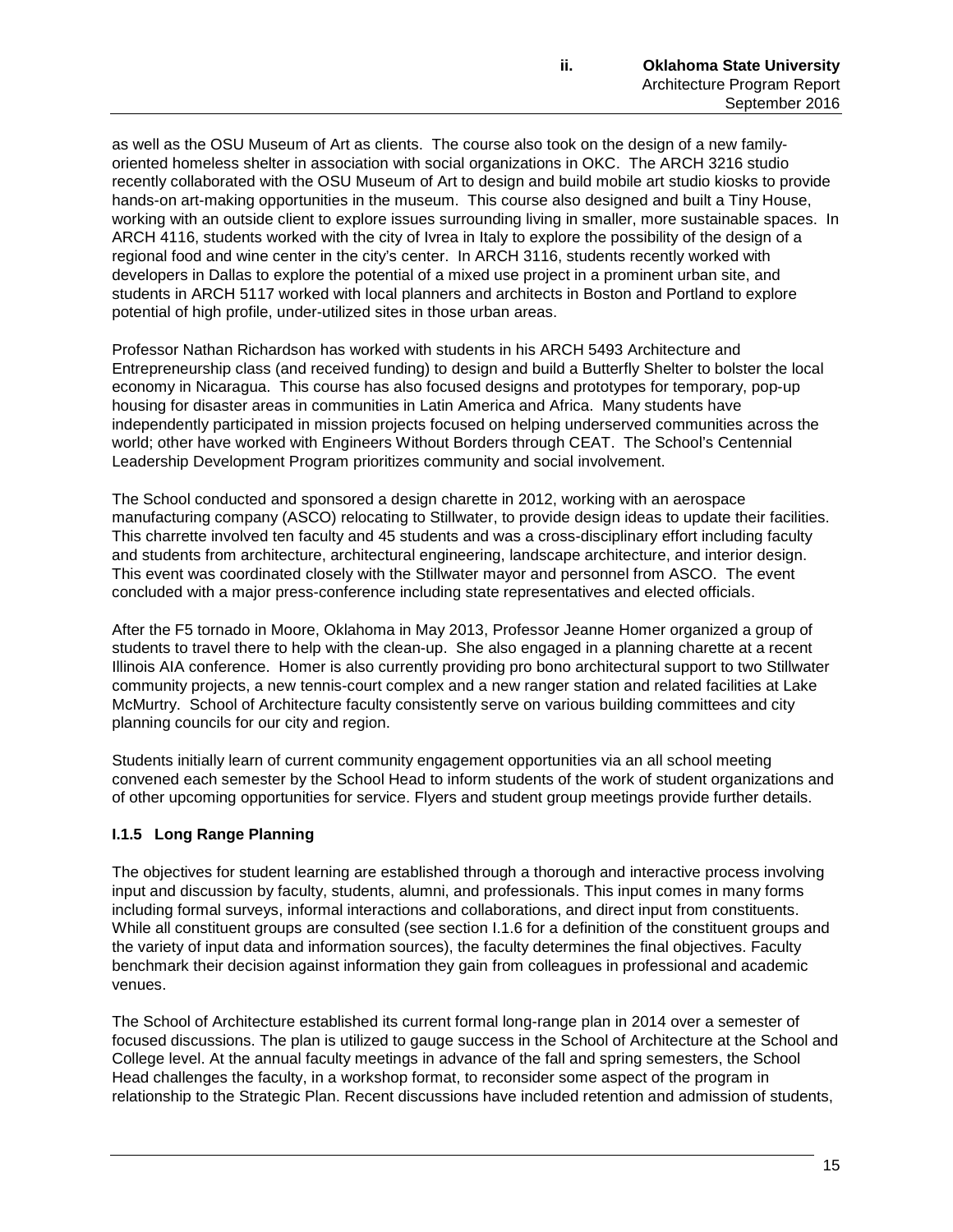as well as the OSU Museum of Art as clients. The course also took on the design of a new family-oriented homeless shelter in association with social organizations in OKC. The ARCH 3216 studio recently collaborated with the OSU Museum of Art to design and build mobile art studio kiosks to provide hands-on art-making opportunities in the museum. This course also designed and built a Tiny House, working with an outside client to explore issues surrounding living in smaller, more sustainable spaces. In ARCH 4116, students worked with the city of Ivrea in Italy to explore the possibility of the design of a regional food and wine center in the city's center. In ARCH 3116, students recently worked with developers in Dallas to explore the potential of a mixed use project in a prominent urban site, and students in ARCH 5117 worked with local planners and architects in Boston and Portland to explore potential of high profile, under-utilized sites in those urban areas.

Professor Nathan Richardson has worked with students in his ARCH 5493 Architecture and Entrepreneurship class (and received funding) to design and build a Butterfly Shelter to bolster the local economy in Nicaragua. This course has also focused designs and prototypes for temporary, pop-up housing for disaster areas in communities in Latin America and Africa. Many students have independently participated in mission projects focused on helping underserved communities across the world; other have worked with Engineers Without Borders through CEAT. The School's Centennial Leadership Development Program prioritizes community and social involvement.

The School conducted and sponsored a design charette in 2012, working with an aerospace manufacturing company (ASCO) relocating to Stillwater, to provide design ideas to update their facilities. This charrette involved ten faculty and 45 students and was a cross-disciplinary effort including faculty and students from architecture, architectural engineering, landscape architecture, and interior design. This event was coordinated closely with the Stillwater mayor and personnel from ASCO. The event concluded with a major press-conference including state representatives and elected officials.

After the F5 tornado in Moore, Oklahoma in May 2013, Professor Jeanne Homer organized a group of students to travel there to help with the clean-up. She also engaged in a planning charette at a recent Illinois AIA conference. Homer is also currently providing pro bono architectural support to two Stillwater community projects, a new tennis-court complex and a new ranger station and related facilities at Lake McMurtry. School of Architecture faculty consistently serve on various building committees and city planning councils for our city and region.

Students initially learn of current community engagement opportunities via an all school meeting convened each semester by the School Head to inform students of the work of student organizations and of other upcoming opportunities for service. Flyers and student group meetings provide further details.

### I.1.5 Long Range Planning

The objectives for student learning are established through a thorough and interactive process involving input and discussion by faculty, students, alumni, and professionals. This input comes in many forms including formal surveys, informal interactions and collaborations, and direct input from constituents. While all constituent groups are consulted (see section I.1.6 for a definition of the constituent groups and the variety of input data and information sources), the faculty determines the final objectives. Faculty benchmark their decision against information they gain from colleagues in professional and academic venues.

The School of Architecture established its current formal long-range plan in 2014 over a semester of focused discussions. The plan is utilized to gauge success in the School of Architecture at the School and College level. At the annual faculty meetings in advance of the fall and spring semesters, the School Head challenges the faculty, in a workshop format, to reconsider some aspect of the program in relationship to the Strategic Plan. Recent discussions have included retention and admission of students,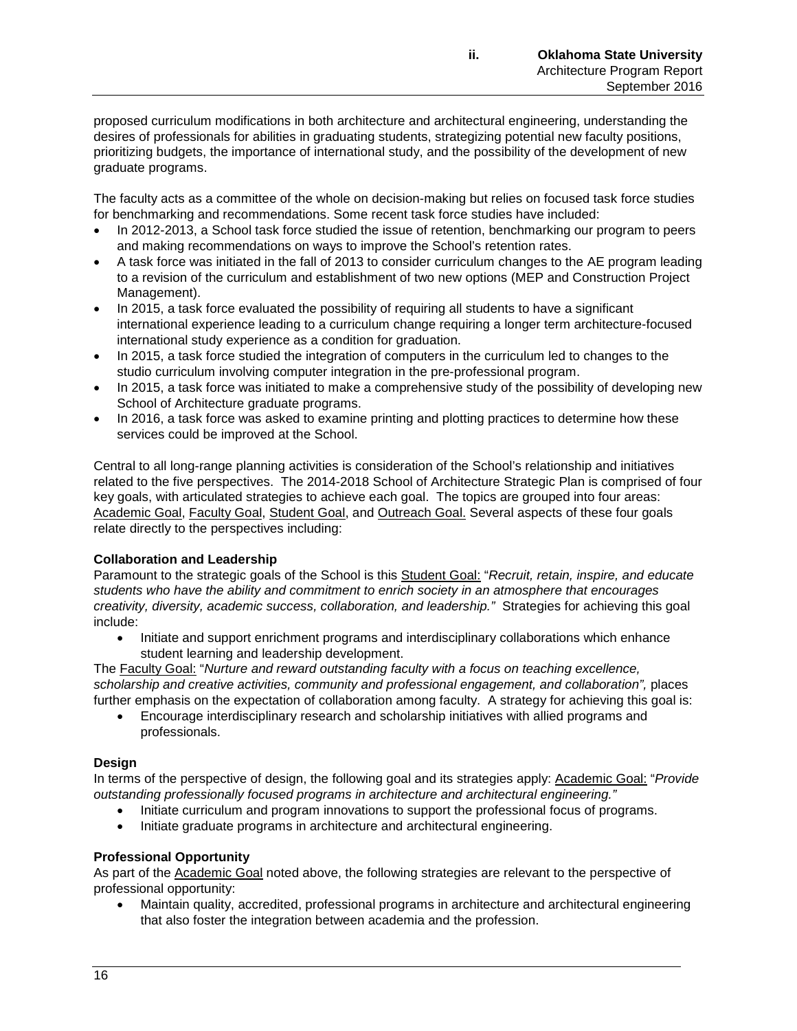proposed curriculum modifications in both architecture and architectural engineering, understanding the desires of professionals for abilities in graduating students, strategizing potential new faculty positions, prioritizing budgets, the importance of international study, and the possibility of the development of new graduate programs.

The faculty acts as a committee of the whole on decision-making but relies on focused task force studies for benchmarking and recommendations. Some recent task force studies have included:

- In 2012-2013, a School task force studied the issue of retention, benchmarking our program to peers and making recommendations on ways to improve the School's retention rates.
- A task force was initiated in the fall of 2013 to consider curriculum changes to the AE program leading to a revision of the curriculum and establishment of two new options (MEP and Construction Project Management).
- In 2015, a task force evaluated the possibility of requiring all students to have a significant international experience leading to a curriculum change requiring a longer term architecture-focused international study experience as a condition for graduation.
- In 2015, a task force studied the integration of computers in the curriculum led to changes to the studio curriculum involving computer integration in the pre-professional program.
- In 2015, a task force was initiated to make a comprehensive study of the possibility of developing new School of Architecture graduate programs.
- In 2016, a task force was asked to examine printing and plotting practices to determine how these services could be improved at the School.

Central to all long-range planning activities is consideration of the School's relationship and initiatives related to the five perspectives. The 2014-2018 School of Architecture Strategic Plan is comprised of four key goals, with articulated strategies to achieve each goal. The topics are grouped into four areas: Academic Goal, Faculty Goal, Student Goal, and Outreach Goal. Several aspects of these four goals relate directly to the perspectives including:

**Collaboration and Leadership**

Paramount to the strategic goals of the School is this Student Goal: "*Recruit, retain, inspire, and educate students who have the ability and commitment to enrich society in an atmosphere that encourages creativity, diversity, academic success, collaboration, and leadership.*" Strategies for achieving this goal include:

- Initiate and support enrichment programs and interdisciplinary collaborations which enhance student learning and leadership development.

The Faculty Goal: "*Nurture and reward outstanding faculty with a focus on teaching excellence, scholarship and creative activities, community and professional engagement, and collaboration",* places further emphasis on the expectation of collaboration among faculty. A strategy for achieving this goal is:

- Encourage interdisciplinary research and scholarship initiatives with allied programs and professionals.

**Design**

In terms of the perspective of design, the following goal and its strategies apply: Academic Goal: "*Provide outstanding professionally focused programs in architecture and architectural engineering."*

- Initiate curriculum and program innovations to support the professional focus of programs.
- Initiate graduate programs in architecture and architectural engineering.

**Professional Opportunity**

As part of the Academic Goal noted above, the following strategies are relevant to the perspective of professional opportunity:

- Maintain quality, accredited, professional programs in architecture and architectural engineering that also foster the integration between academia and the profession.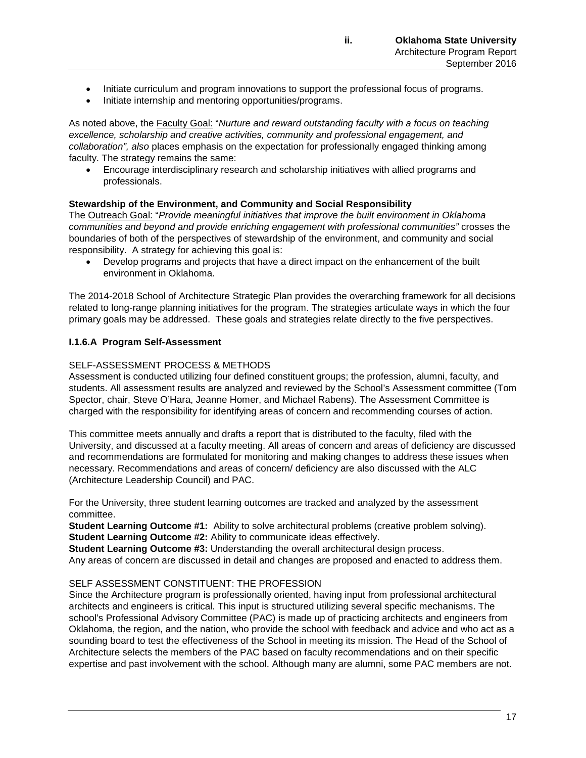- Initiate curriculum and program innovations to support the professional focus of programs.
- Initiate internship and mentoring opportunities/programs.

As noted above, the Faculty Goal: "*Nurture and reward outstanding faculty with a focus on teaching excellence, scholarship and creative activities, community and professional engagement, and collaboration", also* places emphasis on the expectation for professionally engaged thinking among faculty. The strategy remains the same:

- Encourage interdisciplinary research and scholarship initiatives with allied programs and professionals.

**Stewardship of the Environment, and Community and Social Responsibility**

The Outreach Goal: "*Provide meaningful initiatives that improve the built environment in Oklahoma communities and beyond and provide enriching engagement with professional communities"* crosses the boundaries of both of the perspectives of stewardship of the environment, and community and social responsibility. A strategy for achieving this goal is:

- Develop programs and projects that have a direct impact on the enhancement of the built environment in Oklahoma.

The 2014-2018 School of Architecture Strategic Plan provides the overarching framework for all decisions related to long-range planning initiatives for the program. The strategies articulate ways in which the four primary goals may be addressed. These goals and strategies relate directly to the five perspectives.

### I.1.6.A Program Self-Assessment

SELF-ASSESSMENT PROCESS & METHODS

Assessment is conducted utilizing four defined constituent groups; the profession, alumni, faculty, and students. All assessment results are analyzed and reviewed by the School's Assessment committee (Tom Spector, chair, Steve O'Hara, Jeanne Homer, and Michael Rabens). The Assessment Committee is charged with the responsibility for identifying areas of concern and recommending courses of action.

This committee meets annually and drafts a report that is distributed to the faculty, filed with the University, and discussed at a faculty meeting. All areas of concern and areas of deficiency are discussed and recommendations are formulated for monitoring and making changes to address these issues when necessary. Recommendations and areas of concern/ deficiency are also discussed with the ALC (Architecture Leadership Council) and PAC.

For the University, three student learning outcomes are tracked and analyzed by the assessment committee.

**Student Learning Outcome #1:** Ability to solve architectural problems (creative problem solving).
**Student Learning Outcome #2:** Ability to communicate ideas effectively.
**Student Learning Outcome #3:** Understanding the overall architectural design process.
Any areas of concern are discussed in detail and changes are proposed and enacted to address them.

SELF ASSESSMENT CONSTITUENT: THE PROFESSION

Since the Architecture program is professionally oriented, having input from professional architectural architects and engineers is critical. This input is structured utilizing several specific mechanisms. The school's Professional Advisory Committee (PAC) is made up of practicing architects and engineers from Oklahoma, the region, and the nation, who provide the school with feedback and advice and who act as a sounding board to test the effectiveness of the School in meeting its mission. The Head of the School of Architecture selects the members of the PAC based on faculty recommendations and on their specific expertise and past involvement with the school. Although many are alumni, some PAC members are not.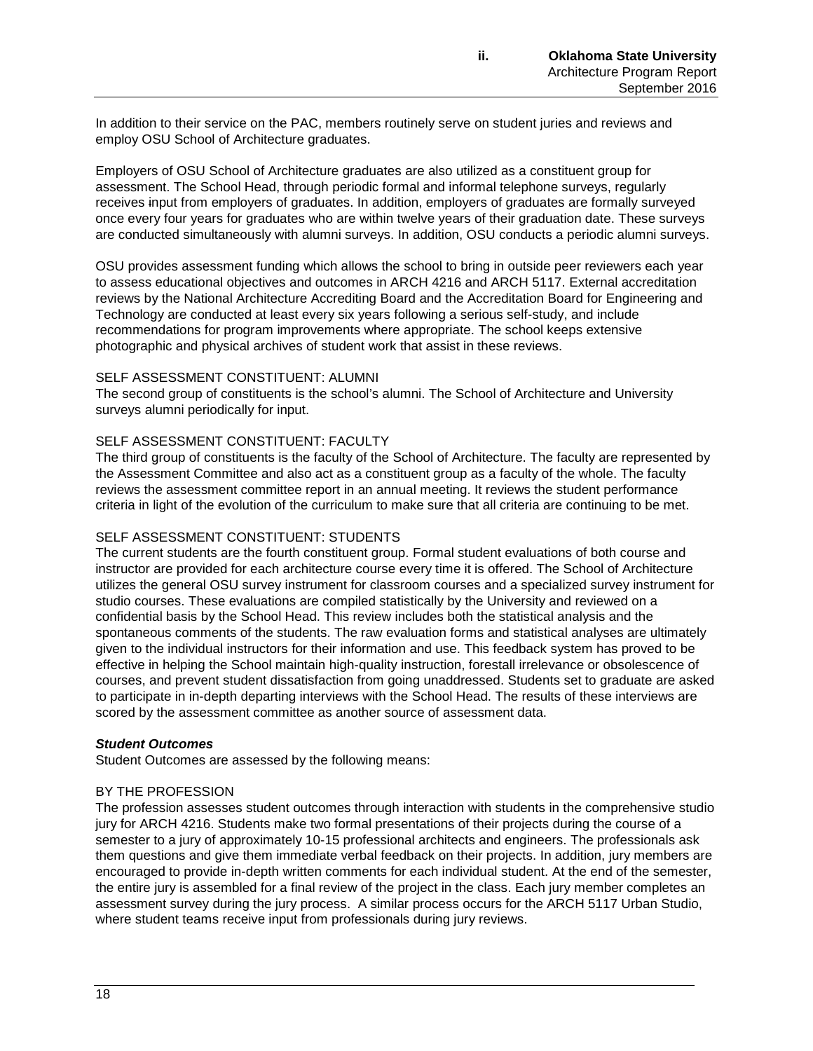In addition to their service on the PAC, members routinely serve on student juries and reviews and employ OSU School of Architecture graduates.

Employers of OSU School of Architecture graduates are also utilized as a constituent group for assessment. The School Head, through periodic formal and informal telephone surveys, regularly receives input from employers of graduates. In addition, employers of graduates are formally surveyed once every four years for graduates who are within twelve years of their graduation date. These surveys are conducted simultaneously with alumni surveys. In addition, OSU conducts a periodic alumni surveys.

OSU provides assessment funding which allows the school to bring in outside peer reviewers each year to assess educational objectives and outcomes in ARCH 4216 and ARCH 5117. External accreditation reviews by the National Architecture Accrediting Board and the Accreditation Board for Engineering and Technology are conducted at least every six years following a serious self-study, and include recommendations for program improvements where appropriate. The school keeps extensive photographic and physical archives of student work that assist in these reviews.

SELF ASSESSMENT CONSTITUENT: ALUMNI

The second group of constituents is the school's alumni. The School of Architecture and University surveys alumni periodically for input.

SELF ASSESSMENT CONSTITUENT: FACULTY

The third group of constituents is the faculty of the School of Architecture. The faculty are represented by the Assessment Committee and also act as a constituent group as a faculty of the whole. The faculty reviews the assessment committee report in an annual meeting. It reviews the student performance criteria in light of the evolution of the curriculum to make sure that all criteria are continuing to be met.

SELF ASSESSMENT CONSTITUENT: STUDENTS

The current students are the fourth constituent group. Formal student evaluations of both course and instructor are provided for each architecture course every time it is offered. The School of Architecture utilizes the general OSU survey instrument for classroom courses and a specialized survey instrument for studio courses. These evaluations are compiled statistically by the University and reviewed on a confidential basis by the School Head. This review includes both the statistical analysis and the spontaneous comments of the students. The raw evaluation forms and statistical analyses are ultimately given to the individual instructors for their information and use. This feedback system has proved to be effective in helping the School maintain high-quality instruction, forestall irrelevance or obsolescence of courses, and prevent student dissatisfaction from going unaddressed. Students set to graduate are asked to participate in in-depth departing interviews with the School Head. The results of these interviews are scored by the assessment committee as another source of assessment data.

***Student Outcomes***

Student Outcomes are assessed by the following means:

BY THE PROFESSION

The profession assesses student outcomes through interaction with students in the comprehensive studio jury for ARCH 4216. Students make two formal presentations of their projects during the course of a semester to a jury of approximately 10-15 professional architects and engineers. The professionals ask them questions and give them immediate verbal feedback on their projects. In addition, jury members are encouraged to provide in-depth written comments for each individual student. At the end of the semester, the entire jury is assembled for a final review of the project in the class. Each jury member completes an assessment survey during the jury process. A similar process occurs for the ARCH 5117 Urban Studio, where student teams receive input from professionals during jury reviews.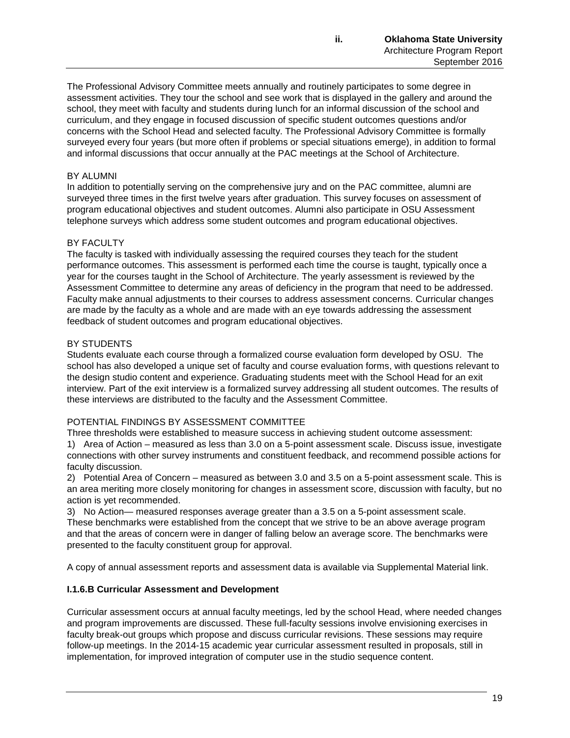The Professional Advisory Committee meets annually and routinely participates to some degree in assessment activities. They tour the school and see work that is displayed in the gallery and around the school, they meet with faculty and students during lunch for an informal discussion of the school and curriculum, and they engage in focused discussion of specific student outcomes questions and/or concerns with the School Head and selected faculty. The Professional Advisory Committee is formally surveyed every four years (but more often if problems or special situations emerge), in addition to formal and informal discussions that occur annually at the PAC meetings at the School of Architecture.

BY ALUMNI
In addition to potentially serving on the comprehensive jury and on the PAC committee, alumni are surveyed three times in the first twelve years after graduation. This survey focuses on assessment of program educational objectives and student outcomes. Alumni also participate in OSU Assessment telephone surveys which address some student outcomes and program educational objectives.

BY FACULTY
The faculty is tasked with individually assessing the required courses they teach for the student performance outcomes. This assessment is performed each time the course is taught, typically once a year for the courses taught in the School of Architecture. The yearly assessment is reviewed by the Assessment Committee to determine any areas of deficiency in the program that need to be addressed. Faculty make annual adjustments to their courses to address assessment concerns. Curricular changes are made by the faculty as a whole and are made with an eye towards addressing the assessment feedback of student outcomes and program educational objectives.

BY STUDENTS
Students evaluate each course through a formalized course evaluation form developed by OSU. The school has also developed a unique set of faculty and course evaluation forms, with questions relevant to the design studio content and experience. Graduating students meet with the School Head for an exit interview. Part of the exit interview is a formalized survey addressing all student outcomes. The results of these interviews are distributed to the faculty and the Assessment Committee.

POTENTIAL FINDINGS BY ASSESSMENT COMMITTEE
Three thresholds were established to measure success in achieving student outcome assessment:
1) Area of Action – measured as less than 3.0 on a 5-point assessment scale. Discuss issue, investigate connections with other survey instruments and constituent feedback, and recommend possible actions for faculty discussion.
2) Potential Area of Concern – measured as between 3.0 and 3.5 on a 5-point assessment scale. This is an area meriting more closely monitoring for changes in assessment score, discussion with faculty, but no action is yet recommended.
3) No Action— measured responses average greater than a 3.5 on a 5-point assessment scale.
These benchmarks were established from the concept that we strive to be an above average program and that the areas of concern were in danger of falling below an average score. The benchmarks were presented to the faculty constituent group for approval.

A copy of annual assessment reports and assessment data is available via Supplemental Material link.

**I.1.6.B Curricular Assessment and Development**

Curricular assessment occurs at annual faculty meetings, led by the school Head, where needed changes and program improvements are discussed. These full-faculty sessions involve envisioning exercises in faculty break-out groups which propose and discuss curricular revisions. These sessions may require follow-up meetings. In the 2014-15 academic year curricular assessment resulted in proposals, still in implementation, for improved integration of computer use in the studio sequence content.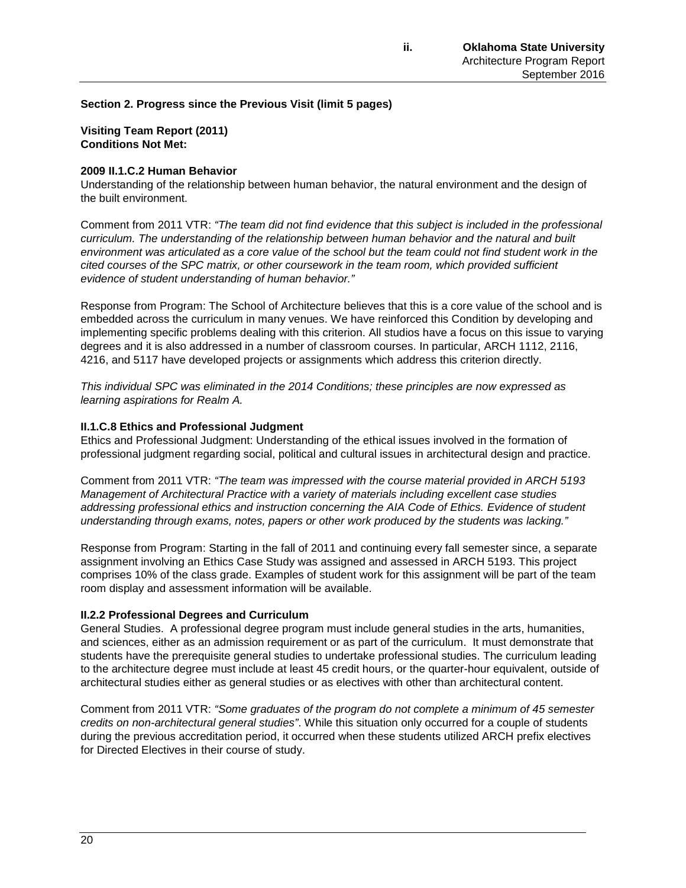## Section 2. Progress since the Previous Visit (limit 5 pages)

**Visiting Team Report (2011)**
**Conditions Not Met:**

**2009 II.1.C.2 Human Behavior**
Understanding of the relationship between human behavior, the natural environment and the design of the built environment.

Comment from 2011 VTR: *"The team did not find evidence that this subject is included in the professional curriculum. The understanding of the relationship between human behavior and the natural and built environment was articulated as a core value of the school but the team could not find student work in the cited courses of the SPC matrix, or other coursework in the team room, which provided sufficient evidence of student understanding of human behavior."*

Response from Program: The School of Architecture believes that this is a core value of the school and is embedded across the curriculum in many venues. We have reinforced this Condition by developing and implementing specific problems dealing with this criterion. All studios have a focus on this issue to varying degrees and it is also addressed in a number of classroom courses. In particular, ARCH 1112, 2116, 4216, and 5117 have developed projects or assignments which address this criterion directly.

*This individual SPC was eliminated in the 2014 Conditions; these principles are now expressed as learning aspirations for Realm A.*

**II.1.C.8 Ethics and Professional Judgment**
Ethics and Professional Judgment: Understanding of the ethical issues involved in the formation of professional judgment regarding social, political and cultural issues in architectural design and practice.

Comment from 2011 VTR: *"The team was impressed with the course material provided in ARCH 5193 Management of Architectural Practice with a variety of materials including excellent case studies addressing professional ethics and instruction concerning the AIA Code of Ethics. Evidence of student understanding through exams, notes, papers or other work produced by the students was lacking."*

Response from Program: Starting in the fall of 2011 and continuing every fall semester since, a separate assignment involving an Ethics Case Study was assigned and assessed in ARCH 5193. This project comprises 10% of the class grade. Examples of student work for this assignment will be part of the team room display and assessment information will be available.

**II.2.2 Professional Degrees and Curriculum**
General Studies. A professional degree program must include general studies in the arts, humanities, and sciences, either as an admission requirement or as part of the curriculum. It must demonstrate that students have the prerequisite general studies to undertake professional studies. The curriculum leading to the architecture degree must include at least 45 credit hours, or the quarter-hour equivalent, outside of architectural studies either as general studies or as electives with other than architectural content.

Comment from 2011 VTR: *"Some graduates of the program do not complete a minimum of 45 semester credits on non-architectural general studies".* While this situation only occurred for a couple of students during the previous accreditation period, it occurred when these students utilized ARCH prefix electives for Directed Electives in their course of study.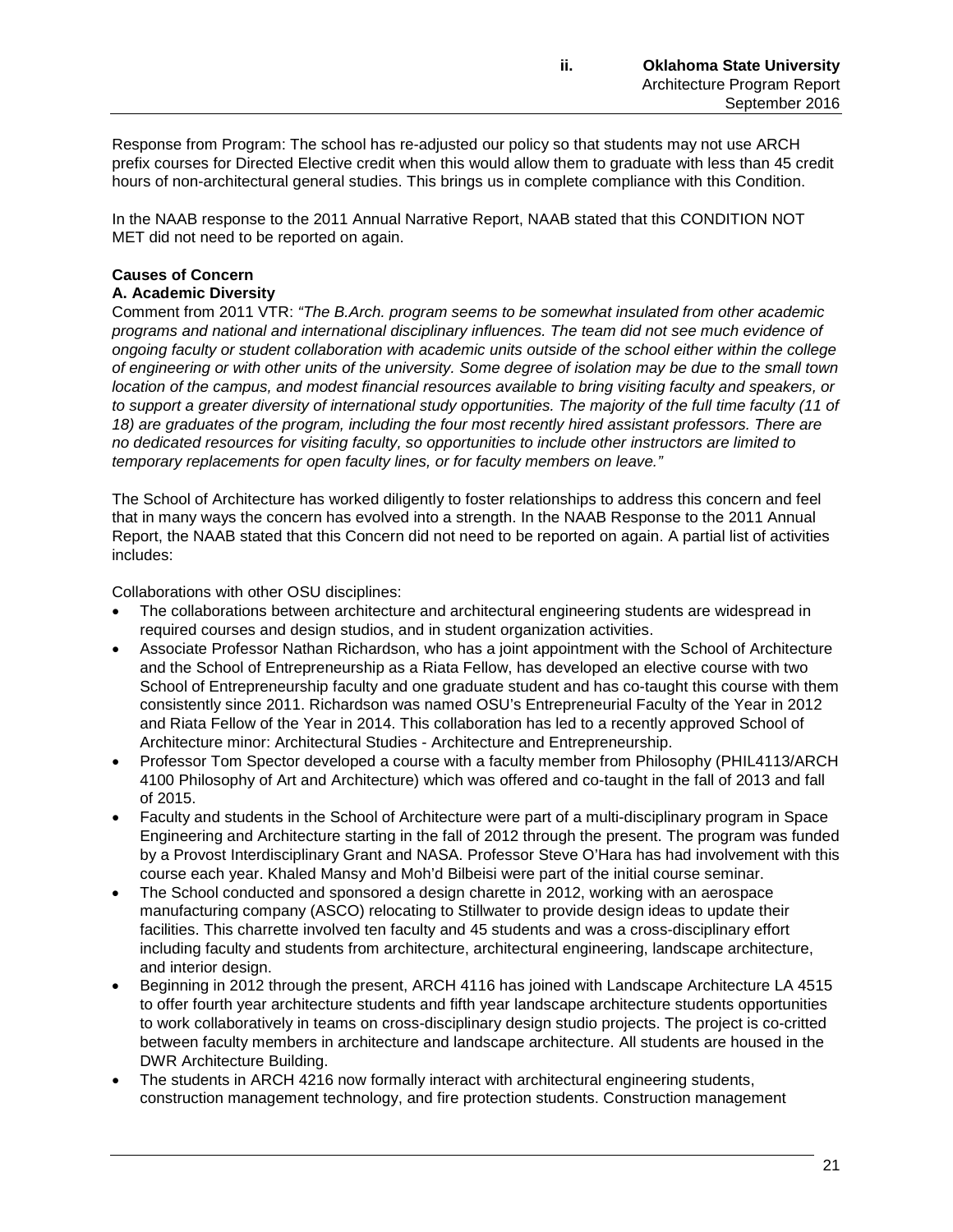Response from Program: The school has re-adjusted our policy so that students may not use ARCH prefix courses for Directed Elective credit when this would allow them to graduate with less than 45 credit hours of non-architectural general studies. This brings us in complete compliance with this Condition.

In the NAAB response to the 2011 Annual Narrative Report, NAAB stated that this CONDITION NOT MET did not need to be reported on again.

**Causes of Concern**

**A. Academic Diversity**

Comment from 2011 VTR: *"The B.Arch. program seems to be somewhat insulated from other academic programs and national and international disciplinary influences. The team did not see much evidence of ongoing faculty or student collaboration with academic units outside of the school either within the college of engineering or with other units of the university. Some degree of isolation may be due to the small town location of the campus, and modest financial resources available to bring visiting faculty and speakers, or to support a greater diversity of international study opportunities. The majority of the full time faculty (11 of 18) are graduates of the program, including the four most recently hired assistant professors. There are no dedicated resources for visiting faculty, so opportunities to include other instructors are limited to temporary replacements for open faculty lines, or for faculty members on leave."*

The School of Architecture has worked diligently to foster relationships to address this concern and feel that in many ways the concern has evolved into a strength. In the NAAB Response to the 2011 Annual Report, the NAAB stated that this Concern did not need to be reported on again. A partial list of activities includes:

Collaborations with other OSU disciplines:

- The collaborations between architecture and architectural engineering students are widespread in required courses and design studios, and in student organization activities.
- Associate Professor Nathan Richardson, who has a joint appointment with the School of Architecture and the School of Entrepreneurship as a Riata Fellow, has developed an elective course with two School of Entrepreneurship faculty and one graduate student and has co-taught this course with them consistently since 2011. Richardson was named OSU's Entrepreneurial Faculty of the Year in 2012 and Riata Fellow of the Year in 2014. This collaboration has led to a recently approved School of Architecture minor: Architectural Studies - Architecture and Entrepreneurship.
- Professor Tom Spector developed a course with a faculty member from Philosophy (PHIL4113/ARCH 4100 Philosophy of Art and Architecture) which was offered and co-taught in the fall of 2013 and fall of 2015.
- Faculty and students in the School of Architecture were part of a multi-disciplinary program in Space Engineering and Architecture starting in the fall of 2012 through the present. The program was funded by a Provost Interdisciplinary Grant and NASA. Professor Steve O'Hara has had involvement with this course each year. Khaled Mansy and Moh'd Bilbeisi were part of the initial course seminar.
- The School conducted and sponsored a design charette in 2012, working with an aerospace manufacturing company (ASCO) relocating to Stillwater to provide design ideas to update their facilities. This charrette involved ten faculty and 45 students and was a cross-disciplinary effort including faculty and students from architecture, architectural engineering, landscape architecture, and interior design.
- Beginning in 2012 through the present, ARCH 4116 has joined with Landscape Architecture LA 4515 to offer fourth year architecture students and fifth year landscape architecture students opportunities to work collaboratively in teams on cross-disciplinary design studio projects. The project is co-critted between faculty members in architecture and landscape architecture. All students are housed in the DWR Architecture Building.
- The students in ARCH 4216 now formally interact with architectural engineering students, construction management technology, and fire protection students. Construction management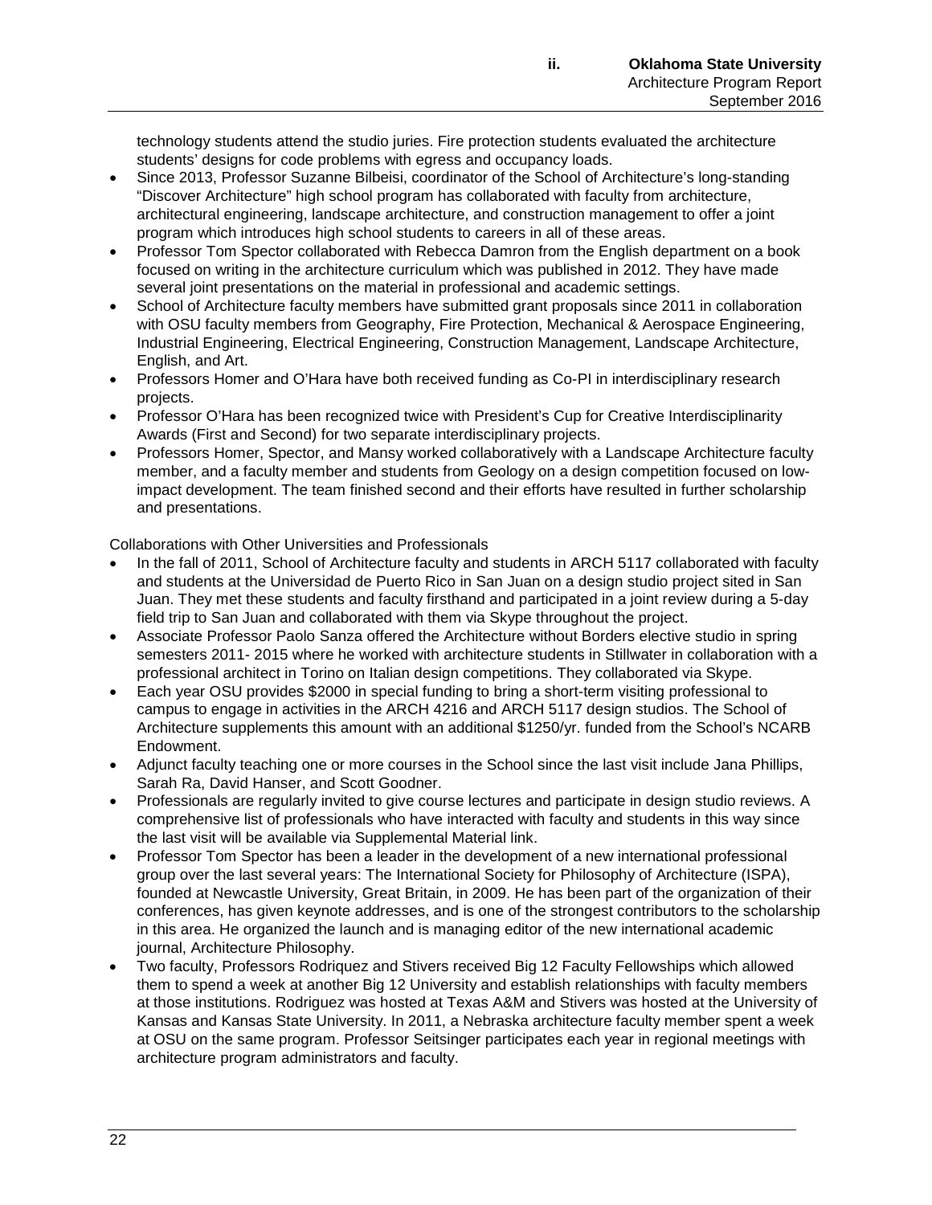technology students attend the studio juries. Fire protection students evaluated the architecture students' designs for code problems with egress and occupancy loads.

- Since 2013, Professor Suzanne Bilbeisi, coordinator of the School of Architecture's long-standing "Discover Architecture" high school program has collaborated with faculty from architecture, architectural engineering, landscape architecture, and construction management to offer a joint program which introduces high school students to careers in all of these areas.
- Professor Tom Spector collaborated with Rebecca Damron from the English department on a book focused on writing in the architecture curriculum which was published in 2012. They have made several joint presentations on the material in professional and academic settings.
- School of Architecture faculty members have submitted grant proposals since 2011 in collaboration with OSU faculty members from Geography, Fire Protection, Mechanical & Aerospace Engineering, Industrial Engineering, Electrical Engineering, Construction Management, Landscape Architecture, English, and Art.
- Professors Homer and O'Hara have both received funding as Co-PI in interdisciplinary research projects.
- Professor O'Hara has been recognized twice with President's Cup for Creative Interdisciplinarity Awards (First and Second) for two separate interdisciplinary projects.
- Professors Homer, Spector, and Mansy worked collaboratively with a Landscape Architecture faculty member, and a faculty member and students from Geology on a design competition focused on low-impact development. The team finished second and their efforts have resulted in further scholarship and presentations.

Collaborations with Other Universities and Professionals

- In the fall of 2011, School of Architecture faculty and students in ARCH 5117 collaborated with faculty and students at the Universidad de Puerto Rico in San Juan on a design studio project sited in San Juan. They met these students and faculty firsthand and participated in a joint review during a 5-day field trip to San Juan and collaborated with them via Skype throughout the project.
- Associate Professor Paolo Sanza offered the Architecture without Borders elective studio in spring semesters 2011- 2015 where he worked with architecture students in Stillwater in collaboration with a professional architect in Torino on Italian design competitions. They collaborated via Skype.
- Each year OSU provides \$2000 in special funding to bring a short-term visiting professional to campus to engage in activities in the ARCH 4216 and ARCH 5117 design studios. The School of Architecture supplements this amount with an additional \$1250/yr. funded from the School's NCARB Endowment.
- Adjunct faculty teaching one or more courses in the School since the last visit include Jana Phillips, Sarah Ra, David Hanser, and Scott Goodner.
- Professionals are regularly invited to give course lectures and participate in design studio reviews. A comprehensive list of professionals who have interacted with faculty and students in this way since the last visit will be available via Supplemental Material link.
- Professor Tom Spector has been a leader in the development of a new international professional group over the last several years: The International Society for Philosophy of Architecture (ISPA), founded at Newcastle University, Great Britain, in 2009. He has been part of the organization of their conferences, has given keynote addresses, and is one of the strongest contributors to the scholarship in this area. He organized the launch and is managing editor of the new international academic journal, Architecture Philosophy.
- Two faculty, Professors Rodriquez and Stivers received Big 12 Faculty Fellowships which allowed them to spend a week at another Big 12 University and establish relationships with faculty members at those institutions. Rodriguez was hosted at Texas A&M and Stivers was hosted at the University of Kansas and Kansas State University. In 2011, a Nebraska architecture faculty member spent a week at OSU on the same program. Professor Seitsinger participates each year in regional meetings with architecture program administrators and faculty.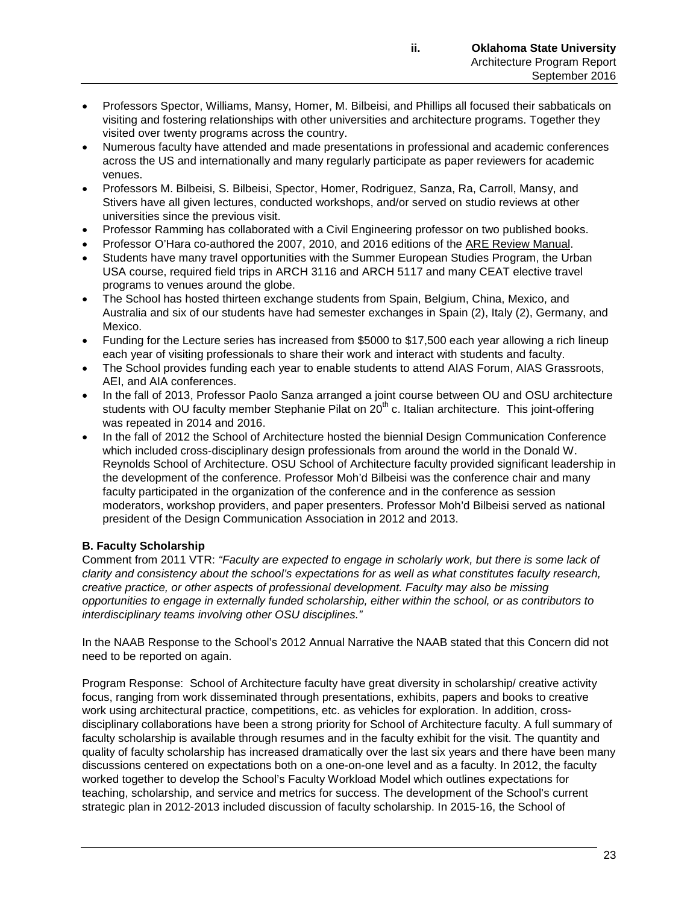- Professors Spector, Williams, Mansy, Homer, M. Bilbeisi, and Phillips all focused their sabbaticals on visiting and fostering relationships with other universities and architecture programs. Together they visited over twenty programs across the country.
- Numerous faculty have attended and made presentations in professional and academic conferences across the US and internationally and many regularly participate as paper reviewers for academic venues.
- Professors M. Bilbeisi, S. Bilbeisi, Spector, Homer, Rodriguez, Sanza, Ra, Carroll, Mansy, and Stivers have all given lectures, conducted workshops, and/or served on studio reviews at other universities since the previous visit.
- Professor Ramming has collaborated with a Civil Engineering professor on two published books.
- Professor O'Hara co-authored the 2007, 2010, and 2016 editions of the ARE Review Manual.
- Students have many travel opportunities with the Summer European Studies Program, the Urban USA course, required field trips in ARCH 3116 and ARCH 5117 and many CEAT elective travel programs to venues around the globe.
- The School has hosted thirteen exchange students from Spain, Belgium, China, Mexico, and Australia and six of our students have had semester exchanges in Spain (2), Italy (2), Germany, and Mexico.
- Funding for the Lecture series has increased from $5000 to $17,500 each year allowing a rich lineup each year of visiting professionals to share their work and interact with students and faculty.
- The School provides funding each year to enable students to attend AIAS Forum, AIAS Grassroots, AEI, and AIA conferences.
- In the fall of 2013, Professor Paolo Sanza arranged a joint course between OU and OSU architecture students with OU faculty member Stephanie Pilat on 20th c. Italian architecture. This joint-offering was repeated in 2014 and 2016.
- In the fall of 2012 the School of Architecture hosted the biennial Design Communication Conference which included cross-disciplinary design professionals from around the world in the Donald W. Reynolds School of Architecture. OSU School of Architecture faculty provided significant leadership in the development of the conference. Professor Moh'd Bilbeisi was the conference chair and many faculty participated in the organization of the conference and in the conference as session moderators, workshop providers, and paper presenters. Professor Moh'd Bilbeisi served as national president of the Design Communication Association in 2012 and 2013.

**B. Faculty Scholarship**

Comment from 2011 VTR: *"Faculty are expected to engage in scholarly work, but there is some lack of clarity and consistency about the school's expectations for as well as what constitutes faculty research, creative practice, or other aspects of professional development. Faculty may also be missing opportunities to engage in externally funded scholarship, either within the school, or as contributors to interdisciplinary teams involving other OSU disciplines."*

In the NAAB Response to the School's 2012 Annual Narrative the NAAB stated that this Concern did not need to be reported on again.

Program Response: School of Architecture faculty have great diversity in scholarship/ creative activity focus, ranging from work disseminated through presentations, exhibits, papers and books to creative work using architectural practice, competitions, etc. as vehicles for exploration. In addition, cross-disciplinary collaborations have been a strong priority for School of Architecture faculty. A full summary of faculty scholarship is available through resumes and in the faculty exhibit for the visit. The quantity and quality of faculty scholarship has increased dramatically over the last six years and there have been many discussions centered on expectations both on a one-on-one level and as a faculty. In 2012, the faculty worked together to develop the School's Faculty Workload Model which outlines expectations for teaching, scholarship, and service and metrics for success. The development of the School's current strategic plan in 2012-2013 included discussion of faculty scholarship. In 2015-16, the School of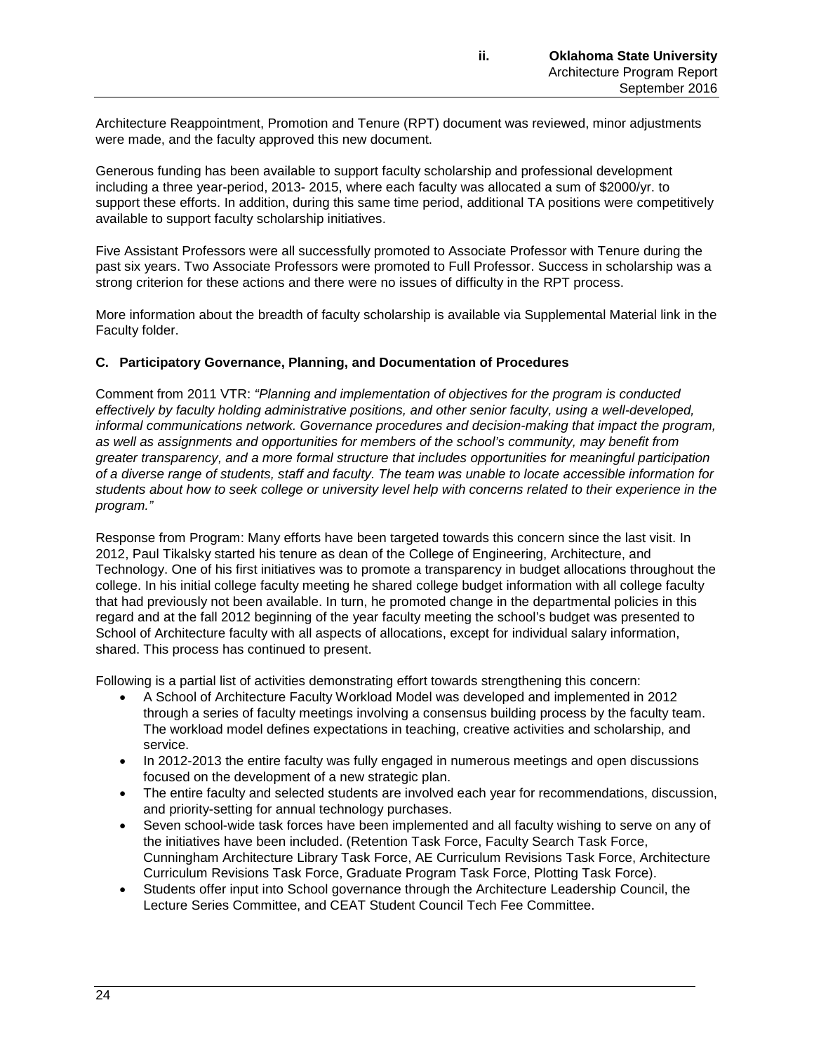Architecture Reappointment, Promotion and Tenure (RPT) document was reviewed, minor adjustments were made, and the faculty approved this new document.

Generous funding has been available to support faculty scholarship and professional development including a three year-period, 2013- 2015, where each faculty was allocated a sum of $2000/yr. to support these efforts. In addition, during this same time period, additional TA positions were competitively available to support faculty scholarship initiatives.

Five Assistant Professors were all successfully promoted to Associate Professor with Tenure during the past six years. Two Associate Professors were promoted to Full Professor. Success in scholarship was a strong criterion for these actions and there were no issues of difficulty in the RPT process.

More information about the breadth of faculty scholarship is available via Supplemental Material link in the Faculty folder.

### C. Participatory Governance, Planning, and Documentation of Procedures

Comment from 2011 VTR: *"Planning and implementation of objectives for the program is conducted effectively by faculty holding administrative positions, and other senior faculty, using a well-developed, informal communications network. Governance procedures and decision-making that impact the program, as well as assignments and opportunities for members of the school's community, may benefit from greater transparency, and a more formal structure that includes opportunities for meaningful participation of a diverse range of students, staff and faculty. The team was unable to locate accessible information for students about how to seek college or university level help with concerns related to their experience in the program."*

Response from Program: Many efforts have been targeted towards this concern since the last visit. In 2012, Paul Tikalsky started his tenure as dean of the College of Engineering, Architecture, and Technology. One of his first initiatives was to promote a transparency in budget allocations throughout the college. In his initial college faculty meeting he shared college budget information with all college faculty that had previously not been available. In turn, he promoted change in the departmental policies in this regard and at the fall 2012 beginning of the year faculty meeting the school's budget was presented to School of Architecture faculty with all aspects of allocations, except for individual salary information, shared. This process has continued to present.

Following is a partial list of activities demonstrating effort towards strengthening this concern:

- A School of Architecture Faculty Workload Model was developed and implemented in 2012 through a series of faculty meetings involving a consensus building process by the faculty team. The workload model defines expectations in teaching, creative activities and scholarship, and service.
- In 2012-2013 the entire faculty was fully engaged in numerous meetings and open discussions focused on the development of a new strategic plan.
- The entire faculty and selected students are involved each year for recommendations, discussion, and priority-setting for annual technology purchases.
- Seven school-wide task forces have been implemented and all faculty wishing to serve on any of the initiatives have been included. (Retention Task Force, Faculty Search Task Force, Cunningham Architecture Library Task Force, AE Curriculum Revisions Task Force, Architecture Curriculum Revisions Task Force, Graduate Program Task Force, Plotting Task Force).
- Students offer input into School governance through the Architecture Leadership Council, the Lecture Series Committee, and CEAT Student Council Tech Fee Committee.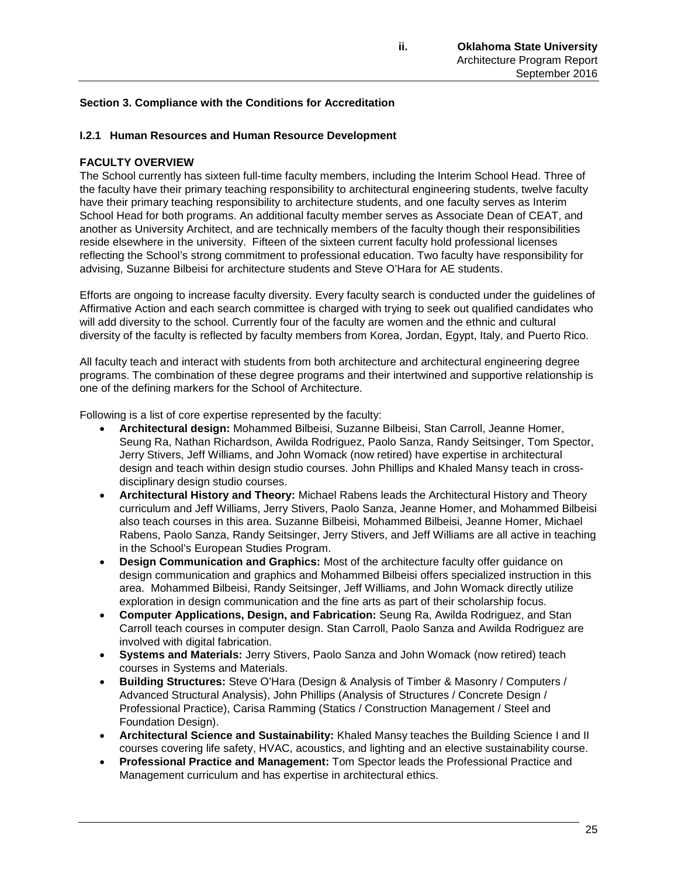### Section 3. Compliance with the Conditions for Accreditation

#### I.2.1 Human Resources and Human Resource Development

**FACULTY OVERVIEW**

The School currently has sixteen full-time faculty members, including the Interim School Head. Three of the faculty have their primary teaching responsibility to architectural engineering students, twelve faculty have their primary teaching responsibility to architecture students, and one faculty serves as Interim School Head for both programs. An additional faculty member serves as Associate Dean of CEAT, and another as University Architect, and are technically members of the faculty though their responsibilities reside elsewhere in the university. Fifteen of the sixteen current faculty hold professional licenses reflecting the School's strong commitment to professional education. Two faculty have responsibility for advising, Suzanne Bilbeisi for architecture students and Steve O'Hara for AE students.

Efforts are ongoing to increase faculty diversity. Every faculty search is conducted under the guidelines of Affirmative Action and each search committee is charged with trying to seek out qualified candidates who will add diversity to the school. Currently four of the faculty are women and the ethnic and cultural diversity of the faculty is reflected by faculty members from Korea, Jordan, Egypt, Italy, and Puerto Rico.

All faculty teach and interact with students from both architecture and architectural engineering degree programs. The combination of these degree programs and their intertwined and supportive relationship is one of the defining markers for the School of Architecture.

Following is a list of core expertise represented by the faculty:

- **Architectural design:** Mohammed Bilbeisi, Suzanne Bilbeisi, Stan Carroll, Jeanne Homer, Seung Ra, Nathan Richardson, Awilda Rodriguez, Paolo Sanza, Randy Seitsinger, Tom Spector, Jerry Stivers, Jeff Williams, and John Womack (now retired) have expertise in architectural design and teach within design studio courses. John Phillips and Khaled Mansy teach in cross-disciplinary design studio courses.
- **Architectural History and Theory:** Michael Rabens leads the Architectural History and Theory curriculum and Jeff Williams, Jerry Stivers, Paolo Sanza, Jeanne Homer, and Mohammed Bilbeisi also teach courses in this area. Suzanne Bilbeisi, Mohammed Bilbeisi, Jeanne Homer, Michael Rabens, Paolo Sanza, Randy Seitsinger, Jerry Stivers, and Jeff Williams are all active in teaching in the School's European Studies Program.
- **Design Communication and Graphics:** Most of the architecture faculty offer guidance on design communication and graphics and Mohammed Bilbeisi offers specialized instruction in this area. Mohammed Bilbeisi, Randy Seitsinger, Jeff Williams, and John Womack directly utilize exploration in design communication and the fine arts as part of their scholarship focus.
- **Computer Applications, Design, and Fabrication:** Seung Ra, Awilda Rodriguez, and Stan Carroll teach courses in computer design. Stan Carroll, Paolo Sanza and Awilda Rodriguez are involved with digital fabrication.
- **Systems and Materials:** Jerry Stivers, Paolo Sanza and John Womack (now retired) teach courses in Systems and Materials.
- **Building Structures:** Steve O'Hara (Design & Analysis of Timber & Masonry / Computers / Advanced Structural Analysis), John Phillips (Analysis of Structures / Concrete Design / Professional Practice), Carisa Ramming (Statics / Construction Management / Steel and Foundation Design).
- **Architectural Science and Sustainability:** Khaled Mansy teaches the Building Science I and II courses covering life safety, HVAC, acoustics, and lighting and an elective sustainability course.
- **Professional Practice and Management:** Tom Spector leads the Professional Practice and Management curriculum and has expertise in architectural ethics.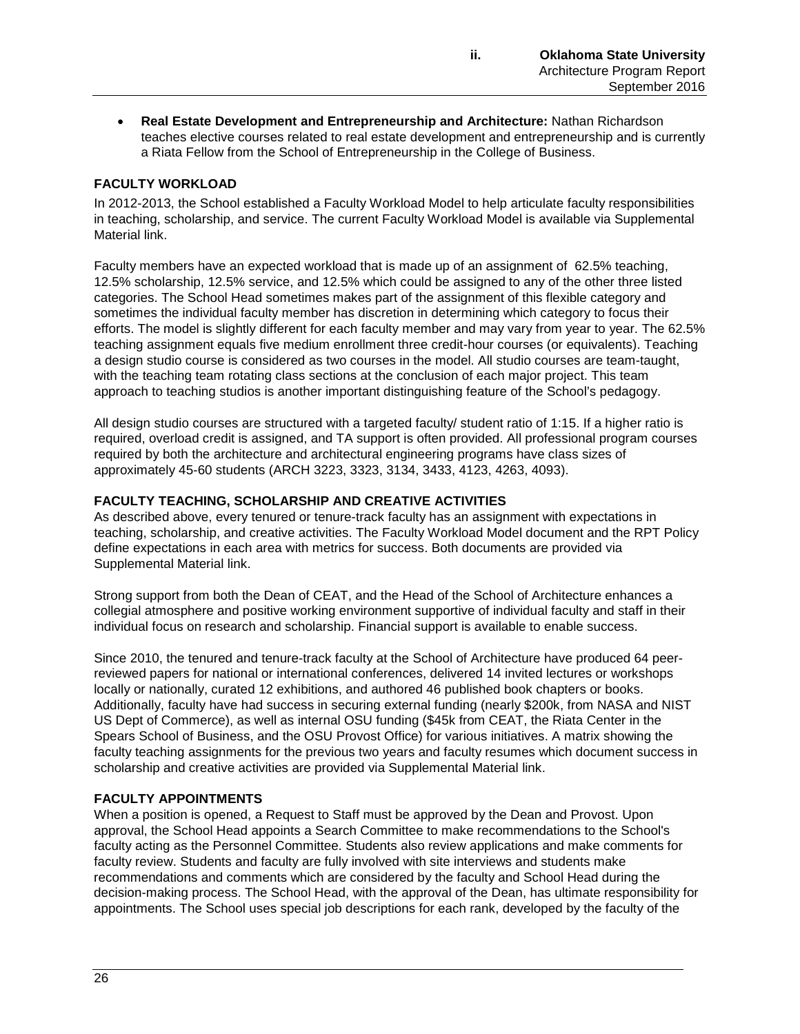- **Real Estate Development and Entrepreneurship and Architecture:** Nathan Richardson teaches elective courses related to real estate development and entrepreneurship and is currently a Riata Fellow from the School of Entrepreneurship in the College of Business.

### FACULTY WORKLOAD

In 2012-2013, the School established a Faculty Workload Model to help articulate faculty responsibilities in teaching, scholarship, and service. The current Faculty Workload Model is available via Supplemental Material link.

Faculty members have an expected workload that is made up of an assignment of 62.5% teaching, 12.5% scholarship, 12.5% service, and 12.5% which could be assigned to any of the other three listed categories. The School Head sometimes makes part of the assignment of this flexible category and sometimes the individual faculty member has discretion in determining which category to focus their efforts. The model is slightly different for each faculty member and may vary from year to year. The 62.5% teaching assignment equals five medium enrollment three credit-hour courses (or equivalents). Teaching a design studio course is considered as two courses in the model. All studio courses are team-taught, with the teaching team rotating class sections at the conclusion of each major project. This team approach to teaching studios is another important distinguishing feature of the School's pedagogy.

All design studio courses are structured with a targeted faculty/ student ratio of 1:15. If a higher ratio is required, overload credit is assigned, and TA support is often provided. All professional program courses required by both the architecture and architectural engineering programs have class sizes of approximately 45-60 students (ARCH 3223, 3323, 3134, 3433, 4123, 4263, 4093).

### FACULTY TEACHING, SCHOLARSHIP AND CREATIVE ACTIVITIES

As described above, every tenured or tenure-track faculty has an assignment with expectations in teaching, scholarship, and creative activities. The Faculty Workload Model document and the RPT Policy define expectations in each area with metrics for success. Both documents are provided via Supplemental Material link.

Strong support from both the Dean of CEAT, and the Head of the School of Architecture enhances a collegial atmosphere and positive working environment supportive of individual faculty and staff in their individual focus on research and scholarship. Financial support is available to enable success.

Since 2010, the tenured and tenure-track faculty at the School of Architecture have produced 64 peer-reviewed papers for national or international conferences, delivered 14 invited lectures or workshops locally or nationally, curated 12 exhibitions, and authored 46 published book chapters or books. Additionally, faculty have had success in securing external funding (nearly $200k, from NASA and NIST US Dept of Commerce), as well as internal OSU funding ($45k from CEAT, the Riata Center in the Spears School of Business, and the OSU Provost Office) for various initiatives. A matrix showing the faculty teaching assignments for the previous two years and faculty resumes which document success in scholarship and creative activities are provided via Supplemental Material link.

### FACULTY APPOINTMENTS

When a position is opened, a Request to Staff must be approved by the Dean and Provost. Upon approval, the School Head appoints a Search Committee to make recommendations to the School's faculty acting as the Personnel Committee. Students also review applications and make comments for faculty review. Students and faculty are fully involved with site interviews and students make recommendations and comments which are considered by the faculty and School Head during the decision-making process. The School Head, with the approval of the Dean, has ultimate responsibility for appointments. The School uses special job descriptions for each rank, developed by the faculty of the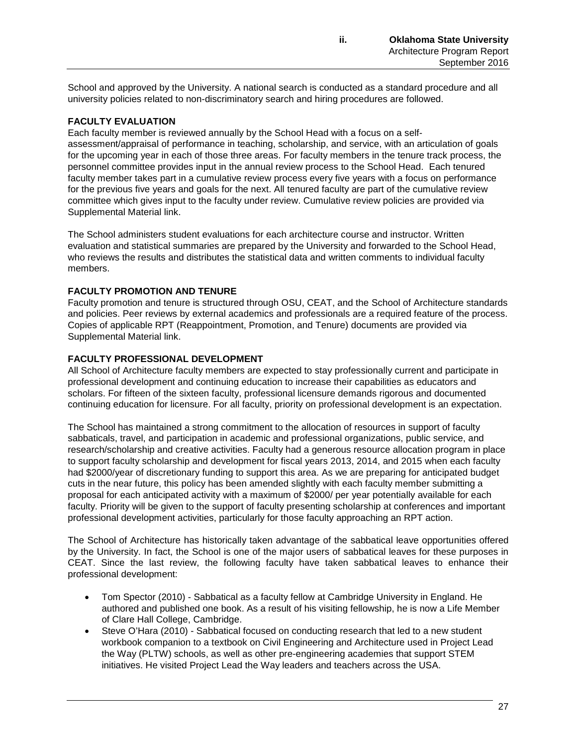School and approved by the University. A national search is conducted as a standard procedure and all university policies related to non-discriminatory search and hiring procedures are followed.

**FACULTY EVALUATION**

Each faculty member is reviewed annually by the School Head with a focus on a self-assessment/appraisal of performance in teaching, scholarship, and service, with an articulation of goals for the upcoming year in each of those three areas. For faculty members in the tenure track process, the personnel committee provides input in the annual review process to the School Head. Each tenured faculty member takes part in a cumulative review process every five years with a focus on performance for the previous five years and goals for the next. All tenured faculty are part of the cumulative review committee which gives input to the faculty under review. Cumulative review policies are provided via Supplemental Material link.

The School administers student evaluations for each architecture course and instructor. Written evaluation and statistical summaries are prepared by the University and forwarded to the School Head, who reviews the results and distributes the statistical data and written comments to individual faculty members.

**FACULTY PROMOTION AND TENURE**

Faculty promotion and tenure is structured through OSU, CEAT, and the School of Architecture standards and policies. Peer reviews by external academics and professionals are a required feature of the process. Copies of applicable RPT (Reappointment, Promotion, and Tenure) documents are provided via Supplemental Material link.

**FACULTY PROFESSIONAL DEVELOPMENT**

All School of Architecture faculty members are expected to stay professionally current and participate in professional development and continuing education to increase their capabilities as educators and scholars. For fifteen of the sixteen faculty, professional licensure demands rigorous and documented continuing education for licensure. For all faculty, priority on professional development is an expectation.

The School has maintained a strong commitment to the allocation of resources in support of faculty sabbaticals, travel, and participation in academic and professional organizations, public service, and research/scholarship and creative activities. Faculty had a generous resource allocation program in place to support faculty scholarship and development for fiscal years 2013, 2014, and 2015 when each faculty had $2000/year of discretionary funding to support this area. As we are preparing for anticipated budget cuts in the near future, this policy has been amended slightly with each faculty member submitting a proposal for each anticipated activity with a maximum of $2000/ per year potentially available for each faculty. Priority will be given to the support of faculty presenting scholarship at conferences and important professional development activities, particularly for those faculty approaching an RPT action.

The School of Architecture has historically taken advantage of the sabbatical leave opportunities offered by the University. In fact, the School is one of the major users of sabbatical leaves for these purposes in CEAT. Since the last review, the following faculty have taken sabbatical leaves to enhance their professional development:

- Tom Spector (2010) - Sabbatical as a faculty fellow at Cambridge University in England. He authored and published one book. As a result of his visiting fellowship, he is now a Life Member of Clare Hall College, Cambridge.
- Steve O'Hara (2010) - Sabbatical focused on conducting research that led to a new student workbook companion to a textbook on Civil Engineering and Architecture used in Project Lead the Way (PLTW) schools, as well as other pre-engineering academies that support STEM initiatives. He visited Project Lead the Way leaders and teachers across the USA.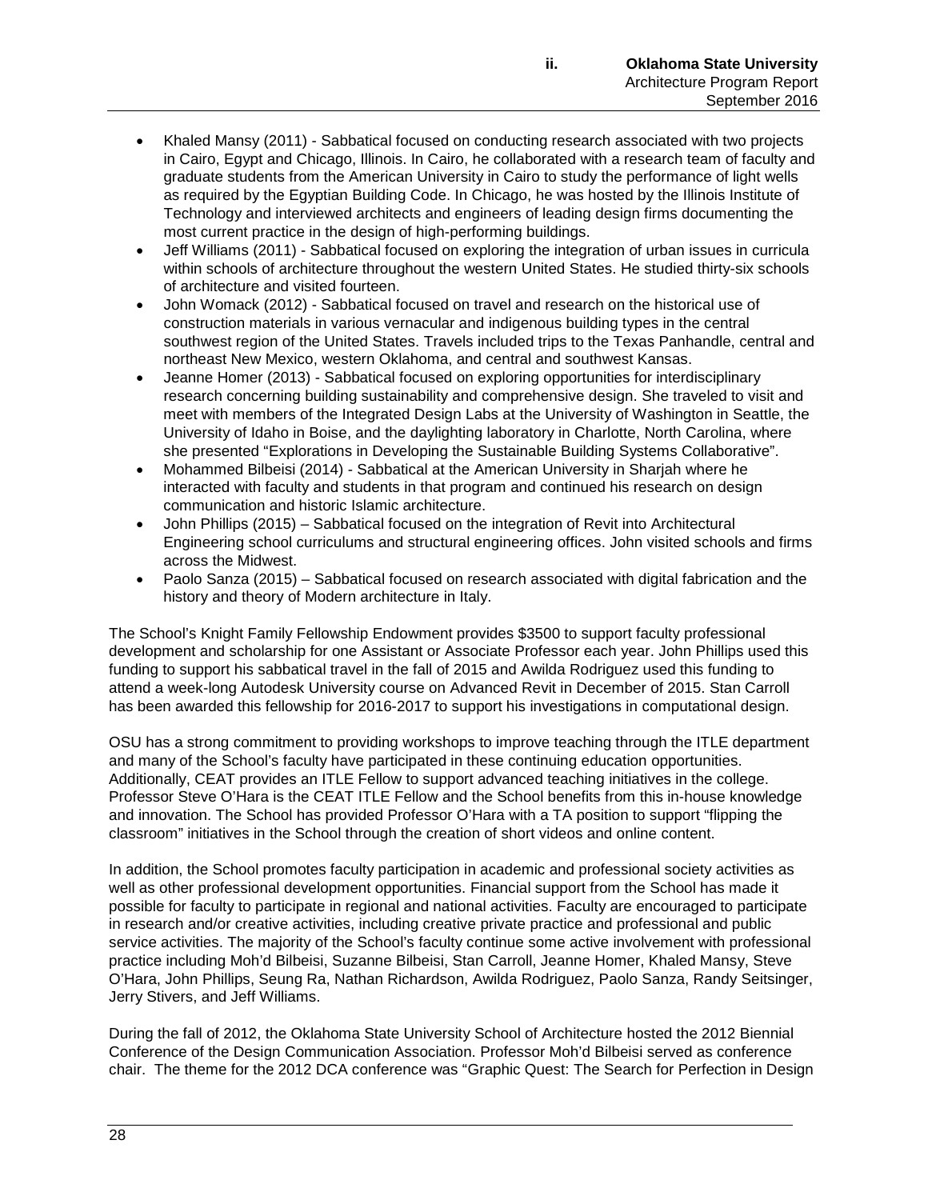- Khaled Mansy (2011) - Sabbatical focused on conducting research associated with two projects in Cairo, Egypt and Chicago, Illinois. In Cairo, he collaborated with a research team of faculty and graduate students from the American University in Cairo to study the performance of light wells as required by the Egyptian Building Code. In Chicago, he was hosted by the Illinois Institute of Technology and interviewed architects and engineers of leading design firms documenting the most current practice in the design of high-performing buildings.
- Jeff Williams (2011) - Sabbatical focused on exploring the integration of urban issues in curricula within schools of architecture throughout the western United States. He studied thirty-six schools of architecture and visited fourteen.
- John Womack (2012) - Sabbatical focused on travel and research on the historical use of construction materials in various vernacular and indigenous building types in the central southwest region of the United States. Travels included trips to the Texas Panhandle, central and northeast New Mexico, western Oklahoma, and central and southwest Kansas.
- Jeanne Homer (2013) - Sabbatical focused on exploring opportunities for interdisciplinary research concerning building sustainability and comprehensive design. She traveled to visit and meet with members of the Integrated Design Labs at the University of Washington in Seattle, the University of Idaho in Boise, and the daylighting laboratory in Charlotte, North Carolina, where she presented "Explorations in Developing the Sustainable Building Systems Collaborative".
- Mohammed Bilbeisi (2014) - Sabbatical at the American University in Sharjah where he interacted with faculty and students in that program and continued his research on design communication and historic Islamic architecture.
- John Phillips (2015) – Sabbatical focused on the integration of Revit into Architectural Engineering school curriculums and structural engineering offices. John visited schools and firms across the Midwest.
- Paolo Sanza (2015) – Sabbatical focused on research associated with digital fabrication and the history and theory of Modern architecture in Italy.

The School's Knight Family Fellowship Endowment provides $3500 to support faculty professional development and scholarship for one Assistant or Associate Professor each year. John Phillips used this funding to support his sabbatical travel in the fall of 2015 and Awilda Rodriguez used this funding to attend a week-long Autodesk University course on Advanced Revit in December of 2015. Stan Carroll has been awarded this fellowship for 2016-2017 to support his investigations in computational design.

OSU has a strong commitment to providing workshops to improve teaching through the ITLE department and many of the School's faculty have participated in these continuing education opportunities. Additionally, CEAT provides an ITLE Fellow to support advanced teaching initiatives in the college. Professor Steve O'Hara is the CEAT ITLE Fellow and the School benefits from this in-house knowledge and innovation. The School has provided Professor O'Hara with a TA position to support "flipping the classroom" initiatives in the School through the creation of short videos and online content.

In addition, the School promotes faculty participation in academic and professional society activities as well as other professional development opportunities. Financial support from the School has made it possible for faculty to participate in regional and national activities. Faculty are encouraged to participate in research and/or creative activities, including creative private practice and professional and public service activities. The majority of the School's faculty continue some active involvement with professional practice including Moh'd Bilbeisi, Suzanne Bilbeisi, Stan Carroll, Jeanne Homer, Khaled Mansy, Steve O'Hara, John Phillips, Seung Ra, Nathan Richardson, Awilda Rodriguez, Paolo Sanza, Randy Seitsinger, Jerry Stivers, and Jeff Williams.

During the fall of 2012, the Oklahoma State University School of Architecture hosted the 2012 Biennial Conference of the Design Communication Association. Professor Moh'd Bilbeisi served as conference chair. The theme for the 2012 DCA conference was "Graphic Quest: The Search for Perfection in Design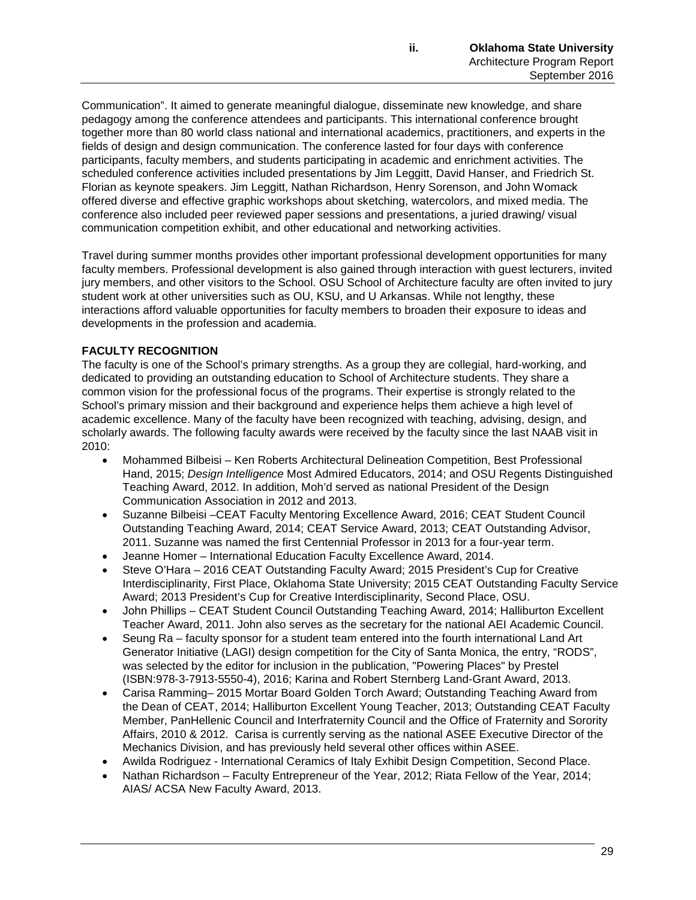Communication". It aimed to generate meaningful dialogue, disseminate new knowledge, and share pedagogy among the conference attendees and participants. This international conference brought together more than 80 world class national and international academics, practitioners, and experts in the fields of design and design communication. The conference lasted for four days with conference participants, faculty members, and students participating in academic and enrichment activities. The scheduled conference activities included presentations by Jim Leggitt, David Hanser, and Friedrich St. Florian as keynote speakers. Jim Leggitt, Nathan Richardson, Henry Sorenson, and John Womack offered diverse and effective graphic workshops about sketching, watercolors, and mixed media. The conference also included peer reviewed paper sessions and presentations, a juried drawing/ visual communication competition exhibit, and other educational and networking activities.

Travel during summer months provides other important professional development opportunities for many faculty members. Professional development is also gained through interaction with guest lecturers, invited jury members, and other visitors to the School. OSU School of Architecture faculty are often invited to jury student work at other universities such as OU, KSU, and U Arkansas. While not lengthy, these interactions afford valuable opportunities for faculty members to broaden their exposure to ideas and developments in the profession and academia.

**FACULTY RECOGNITION**

The faculty is one of the School's primary strengths. As a group they are collegial, hard-working, and dedicated to providing an outstanding education to School of Architecture students. They share a common vision for the professional focus of the programs. Their expertise is strongly related to the School's primary mission and their background and experience helps them achieve a high level of academic excellence. Many of the faculty have been recognized with teaching, advising, design, and scholarly awards. The following faculty awards were received by the faculty since the last NAAB visit in 2010:

- Mohammed Bilbeisi – Ken Roberts Architectural Delineation Competition, Best Professional Hand, 2015; *Design Intelligence* Most Admired Educators, 2014; and OSU Regents Distinguished Teaching Award, 2012. In addition, Moh'd served as national President of the Design Communication Association in 2012 and 2013.
- Suzanne Bilbeisi –CEAT Faculty Mentoring Excellence Award, 2016; CEAT Student Council Outstanding Teaching Award, 2014; CEAT Service Award, 2013; CEAT Outstanding Advisor, 2011. Suzanne was named the first Centennial Professor in 2013 for a four-year term.
- Jeanne Homer – International Education Faculty Excellence Award, 2014.
- Steve O'Hara – 2016 CEAT Outstanding Faculty Award; 2015 President's Cup for Creative Interdisciplinarity, First Place, Oklahoma State University; 2015 CEAT Outstanding Faculty Service Award; 2013 President's Cup for Creative Interdisciplinarity, Second Place, OSU.
- John Phillips – CEAT Student Council Outstanding Teaching Award, 2014; Halliburton Excellent Teacher Award, 2011. John also serves as the secretary for the national AEI Academic Council.
- Seung Ra – faculty sponsor for a student team entered into the fourth international Land Art Generator Initiative (LAGI) design competition for the City of Santa Monica, the entry, "RODS", was selected by the editor for inclusion in the publication, "Powering Places" by Prestel (ISBN:978-3-7913-5550-4), 2016; Karina and Robert Sternberg Land-Grant Award, 2013.
- Carisa Ramming– 2015 Mortar Board Golden Torch Award; Outstanding Teaching Award from the Dean of CEAT, 2014; Halliburton Excellent Young Teacher, 2013; Outstanding CEAT Faculty Member, PanHellenic Council and Interfraternity Council and the Office of Fraternity and Sorority Affairs, 2010 & 2012. Carisa is currently serving as the national ASEE Executive Director of the Mechanics Division, and has previously held several other offices within ASEE.
- Awilda Rodriguez - International Ceramics of Italy Exhibit Design Competition, Second Place.
- Nathan Richardson – Faculty Entrepreneur of the Year, 2012; Riata Fellow of the Year, 2014; AIAS/ ACSA New Faculty Award, 2013.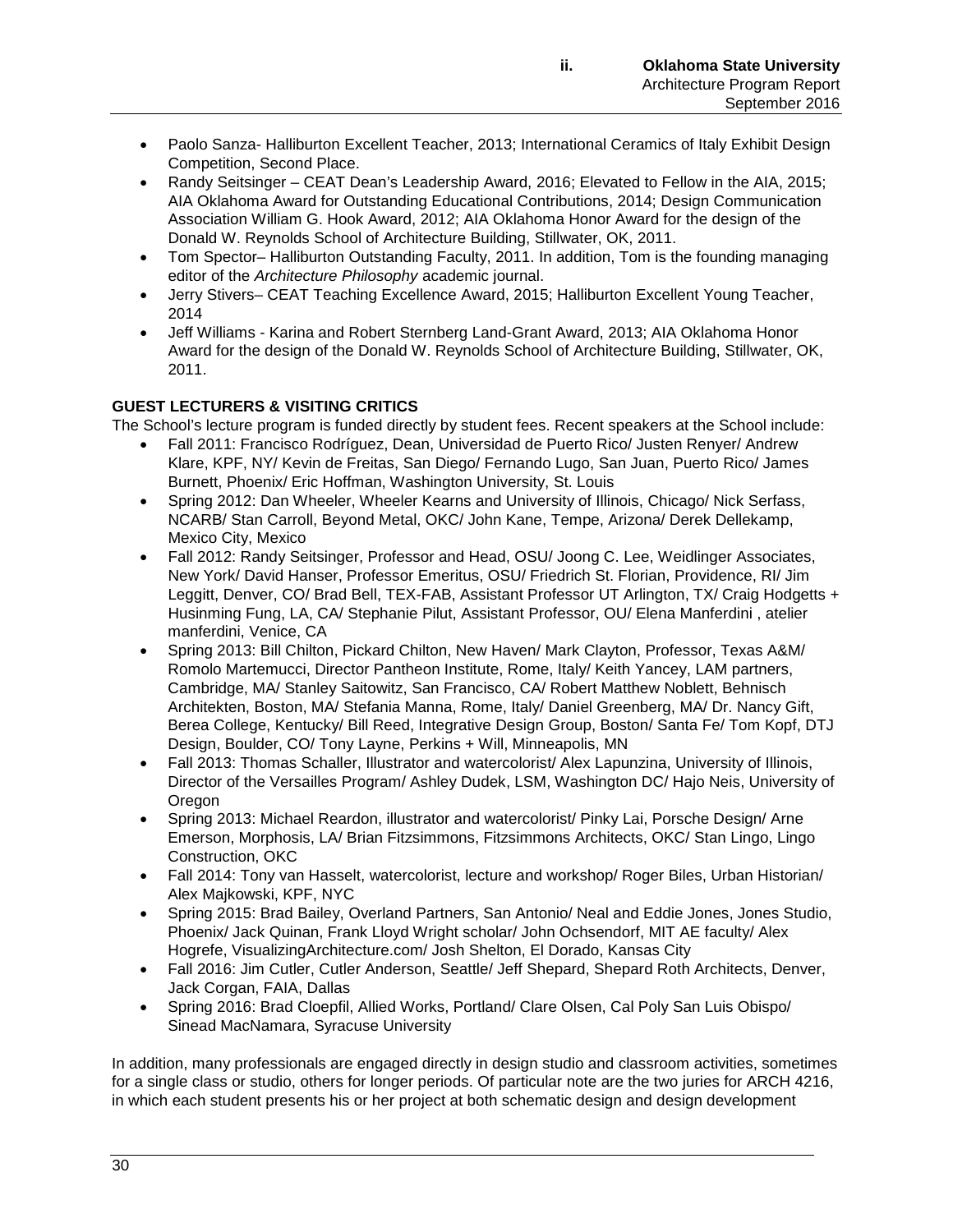- Paolo Sanza- Halliburton Excellent Teacher, 2013; International Ceramics of Italy Exhibit Design Competition, Second Place.
- Randy Seitsinger – CEAT Dean's Leadership Award, 2016; Elevated to Fellow in the AIA, 2015; AIA Oklahoma Award for Outstanding Educational Contributions, 2014; Design Communication Association William G. Hook Award, 2012; AIA Oklahoma Honor Award for the design of the Donald W. Reynolds School of Architecture Building, Stillwater, OK, 2011.
- Tom Spector– Halliburton Outstanding Faculty, 2011. In addition, Tom is the founding managing editor of the *Architecture Philosophy* academic journal.
- Jerry Stivers– CEAT Teaching Excellence Award, 2015; Halliburton Excellent Young Teacher, 2014
- Jeff Williams - Karina and Robert Sternberg Land-Grant Award, 2013; AIA Oklahoma Honor Award for the design of the Donald W. Reynolds School of Architecture Building, Stillwater, OK, 2011.

**GUEST LECTURERS & VISITING CRITICS**

The School's lecture program is funded directly by student fees. Recent speakers at the School include:

- Fall 2011: Francisco Rodríguez, Dean, Universidad de Puerto Rico/ Justen Renyer/ Andrew Klare, KPF, NY/ Kevin de Freitas, San Diego/ Fernando Lugo, San Juan, Puerto Rico/ James Burnett, Phoenix/ Eric Hoffman, Washington University, St. Louis
- Spring 2012: Dan Wheeler, Wheeler Kearns and University of Illinois, Chicago/ Nick Serfass, NCARB/ Stan Carroll, Beyond Metal, OKC/ John Kane, Tempe, Arizona/ Derek Dellekamp, Mexico City, Mexico
- Fall 2012: Randy Seitsinger, Professor and Head, OSU/ Joong C. Lee, Weidlinger Associates, New York/ David Hanser, Professor Emeritus, OSU/ Friedrich St. Florian, Providence, RI/ Jim Leggitt, Denver, CO/ Brad Bell, TEX-FAB, Assistant Professor UT Arlington, TX/ Craig Hodgetts + Husinming Fung, LA, CA/ Stephanie Pilut, Assistant Professor, OU/ Elena Manferdini , atelier manferdini, Venice, CA
- Spring 2013: Bill Chilton, Pickard Chilton, New Haven/ Mark Clayton, Professor, Texas A&M/ Romolo Martemucci, Director Pantheon Institute, Rome, Italy/ Keith Yancey, LAM partners, Cambridge, MA/ Stanley Saitowitz, San Francisco, CA/ Robert Matthew Noblett, Behnisch Architekten, Boston, MA/ Stefania Manna, Rome, Italy/ Daniel Greenberg, MA/ Dr. Nancy Gift, Berea College, Kentucky/ Bill Reed, Integrative Design Group, Boston/ Santa Fe/ Tom Kopf, DTJ Design, Boulder, CO/ Tony Layne, Perkins + Will, Minneapolis, MN
- Fall 2013: Thomas Schaller, Illustrator and watercolorist/ Alex Lapunzina, University of Illinois, Director of the Versailles Program/ Ashley Dudek, LSM, Washington DC/ Hajo Neis, University of Oregon
- Spring 2013: Michael Reardon, illustrator and watercolorist/ Pinky Lai, Porsche Design/ Arne Emerson, Morphosis, LA/ Brian Fitzsimmons, Fitzsimmons Architects, OKC/ Stan Lingo, Lingo Construction, OKC
- Fall 2014: Tony van Hasselt, watercolorist, lecture and workshop/ Roger Biles, Urban Historian/ Alex Majkowski, KPF, NYC
- Spring 2015: Brad Bailey, Overland Partners, San Antonio/ Neal and Eddie Jones, Jones Studio, Phoenix/ Jack Quinan, Frank Lloyd Wright scholar/ John Ochsendorf, MIT AE faculty/ Alex Hogrefe, VisualizingArchitecture.com/ Josh Shelton, El Dorado, Kansas City
- Fall 2016: Jim Cutler, Cutler Anderson, Seattle/ Jeff Shepard, Shepard Roth Architects, Denver, Jack Corgan, FAIA, Dallas
- Spring 2016: Brad Cloepfil, Allied Works, Portland/ Clare Olsen, Cal Poly San Luis Obispo/ Sinead MacNamara, Syracuse University

In addition, many professionals are engaged directly in design studio and classroom activities, sometimes for a single class or studio, others for longer periods. Of particular note are the two juries for ARCH 4216, in which each student presents his or her project at both schematic design and design development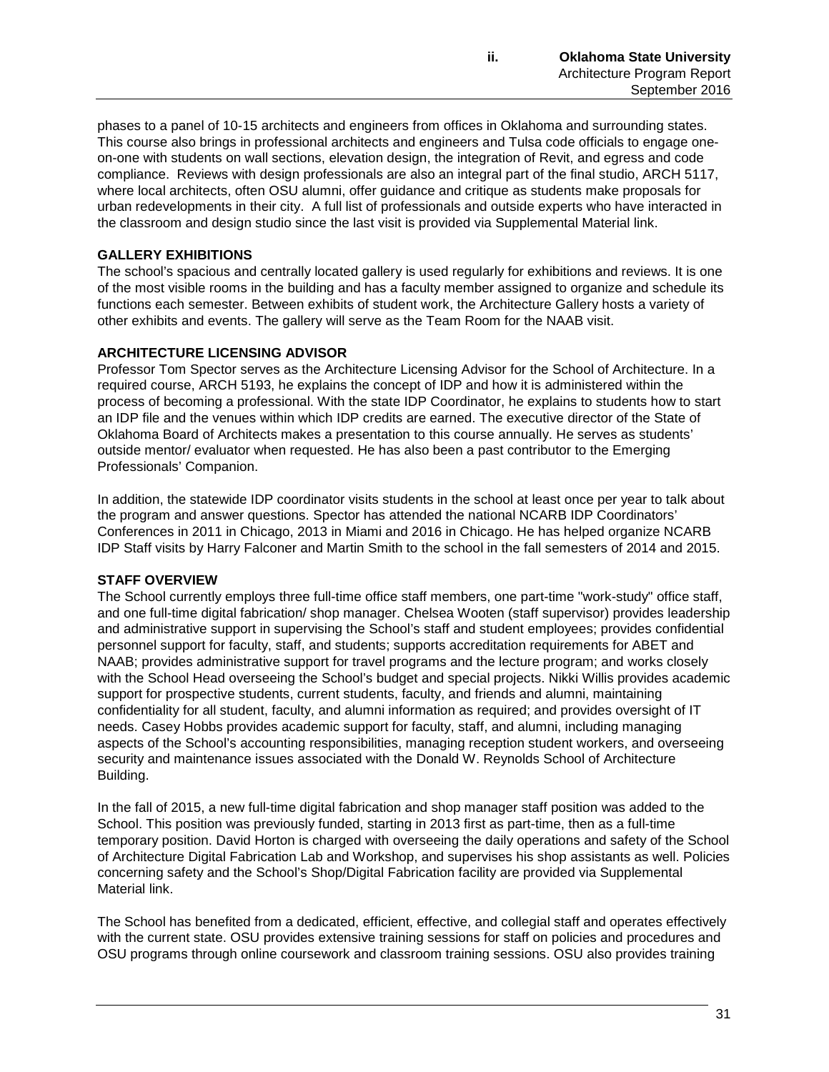phases to a panel of 10-15 architects and engineers from offices in Oklahoma and surrounding states. This course also brings in professional architects and engineers and Tulsa code officials to engage one-on-one with students on wall sections, elevation design, the integration of Revit, and egress and code compliance. Reviews with design professionals are also an integral part of the final studio, ARCH 5117, where local architects, often OSU alumni, offer guidance and critique as students make proposals for urban redevelopments in their city. A full list of professionals and outside experts who have interacted in the classroom and design studio since the last visit is provided via Supplemental Material link.

**GALLERY EXHIBITIONS**

The school's spacious and centrally located gallery is used regularly for exhibitions and reviews. It is one of the most visible rooms in the building and has a faculty member assigned to organize and schedule its functions each semester. Between exhibits of student work, the Architecture Gallery hosts a variety of other exhibits and events. The gallery will serve as the Team Room for the NAAB visit.

**ARCHITECTURE LICENSING ADVISOR**

Professor Tom Spector serves as the Architecture Licensing Advisor for the School of Architecture. In a required course, ARCH 5193, he explains the concept of IDP and how it is administered within the process of becoming a professional. With the state IDP Coordinator, he explains to students how to start an IDP file and the venues within which IDP credits are earned. The executive director of the State of Oklahoma Board of Architects makes a presentation to this course annually. He serves as students' outside mentor/ evaluator when requested. He has also been a past contributor to the Emerging Professionals' Companion.

In addition, the statewide IDP coordinator visits students in the school at least once per year to talk about the program and answer questions. Spector has attended the national NCARB IDP Coordinators' Conferences in 2011 in Chicago, 2013 in Miami and 2016 in Chicago. He has helped organize NCARB IDP Staff visits by Harry Falconer and Martin Smith to the school in the fall semesters of 2014 and 2015.

**STAFF OVERVIEW**

The School currently employs three full-time office staff members, one part-time "work-study" office staff, and one full-time digital fabrication/ shop manager. Chelsea Wooten (staff supervisor) provides leadership and administrative support in supervising the School's staff and student employees; provides confidential personnel support for faculty, staff, and students; supports accreditation requirements for ABET and NAAB; provides administrative support for travel programs and the lecture program; and works closely with the School Head overseeing the School's budget and special projects. Nikki Willis provides academic support for prospective students, current students, faculty, and friends and alumni, maintaining confidentiality for all student, faculty, and alumni information as required; and provides oversight of IT needs. Casey Hobbs provides academic support for faculty, staff, and alumni, including managing aspects of the School's accounting responsibilities, managing reception student workers, and overseeing security and maintenance issues associated with the Donald W. Reynolds School of Architecture Building.

In the fall of 2015, a new full-time digital fabrication and shop manager staff position was added to the School. This position was previously funded, starting in 2013 first as part-time, then as a full-time temporary position. David Horton is charged with overseeing the daily operations and safety of the School of Architecture Digital Fabrication Lab and Workshop, and supervises his shop assistants as well. Policies concerning safety and the School's Shop/Digital Fabrication facility are provided via Supplemental Material link.

The School has benefited from a dedicated, efficient, effective, and collegial staff and operates effectively with the current state. OSU provides extensive training sessions for staff on policies and procedures and OSU programs through online coursework and classroom training sessions. OSU also provides training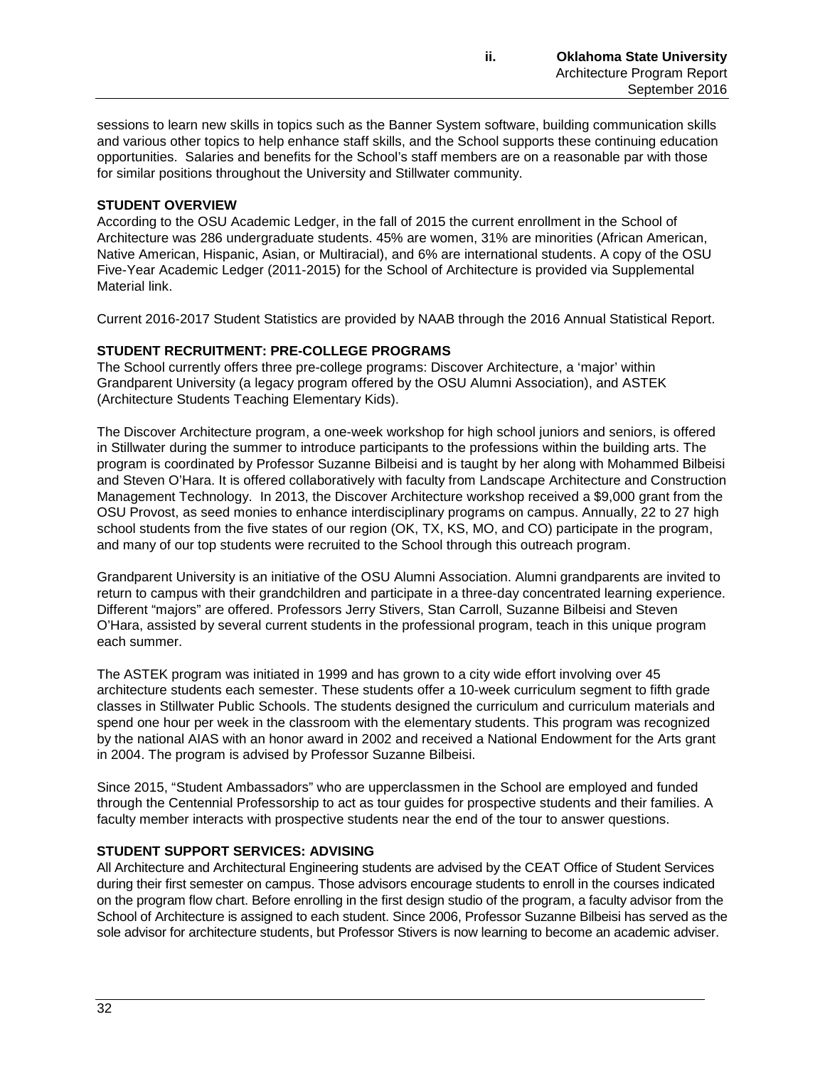sessions to learn new skills in topics such as the Banner System software, building communication skills and various other topics to help enhance staff skills, and the School supports these continuing education opportunities. Salaries and benefits for the School's staff members are on a reasonable par with those for similar positions throughout the University and Stillwater community.

**STUDENT OVERVIEW**

According to the OSU Academic Ledger, in the fall of 2015 the current enrollment in the School of Architecture was 286 undergraduate students. 45% are women, 31% are minorities (African American, Native American, Hispanic, Asian, or Multiracial), and 6% are international students. A copy of the OSU Five-Year Academic Ledger (2011-2015) for the School of Architecture is provided via Supplemental Material link.

Current 2016-2017 Student Statistics are provided by NAAB through the 2016 Annual Statistical Report.

**STUDENT RECRUITMENT: PRE-COLLEGE PROGRAMS**

The School currently offers three pre-college programs: Discover Architecture, a 'major' within Grandparent University (a legacy program offered by the OSU Alumni Association), and ASTEK (Architecture Students Teaching Elementary Kids).

The Discover Architecture program, a one-week workshop for high school juniors and seniors, is offered in Stillwater during the summer to introduce participants to the professions within the building arts. The program is coordinated by Professor Suzanne Bilbeisi and is taught by her along with Mohammed Bilbeisi and Steven O'Hara. It is offered collaboratively with faculty from Landscape Architecture and Construction Management Technology. In 2013, the Discover Architecture workshop received a $9,000 grant from the OSU Provost, as seed monies to enhance interdisciplinary programs on campus. Annually, 22 to 27 high school students from the five states of our region (OK, TX, KS, MO, and CO) participate in the program, and many of our top students were recruited to the School through this outreach program.

Grandparent University is an initiative of the OSU Alumni Association. Alumni grandparents are invited to return to campus with their grandchildren and participate in a three-day concentrated learning experience. Different "majors" are offered. Professors Jerry Stivers, Stan Carroll, Suzanne Bilbeisi and Steven O'Hara, assisted by several current students in the professional program, teach in this unique program each summer.

The ASTEK program was initiated in 1999 and has grown to a city wide effort involving over 45 architecture students each semester. These students offer a 10-week curriculum segment to fifth grade classes in Stillwater Public Schools. The students designed the curriculum and curriculum materials and spend one hour per week in the classroom with the elementary students. This program was recognized by the national AIAS with an honor award in 2002 and received a National Endowment for the Arts grant in 2004. The program is advised by Professor Suzanne Bilbeisi.

Since 2015, "Student Ambassadors" who are upperclassmen in the School are employed and funded through the Centennial Professorship to act as tour guides for prospective students and their families. A faculty member interacts with prospective students near the end of the tour to answer questions.

**STUDENT SUPPORT SERVICES: ADVISING**

All Architecture and Architectural Engineering students are advised by the CEAT Office of Student Services during their first semester on campus. Those advisors encourage students to enroll in the courses indicated on the program flow chart. Before enrolling in the first design studio of the program, a faculty advisor from the School of Architecture is assigned to each student. Since 2006, Professor Suzanne Bilbeisi has served as the sole advisor for architecture students, but Professor Stivers is now learning to become an academic adviser.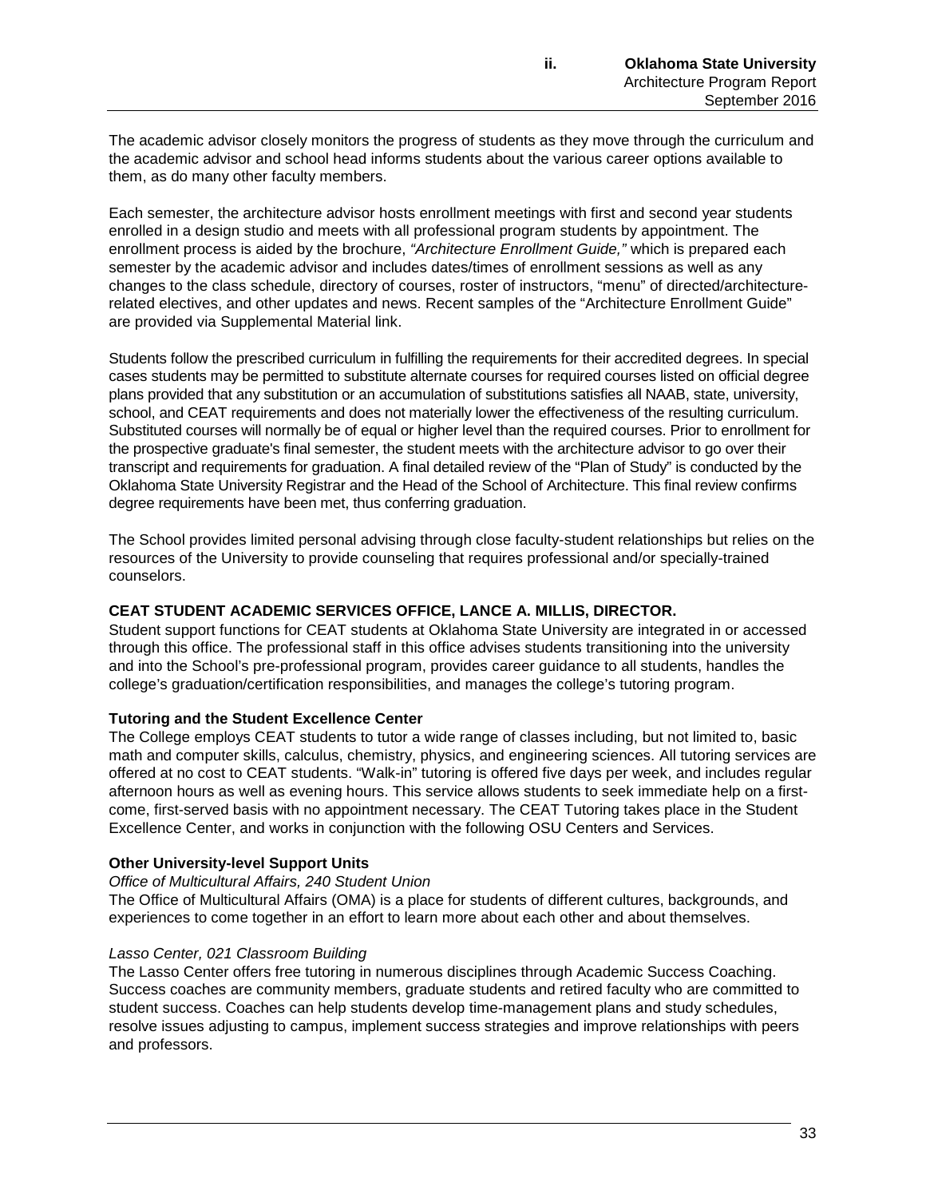The academic advisor closely monitors the progress of students as they move through the curriculum and the academic advisor and school head informs students about the various career options available to them, as do many other faculty members.

Each semester, the architecture advisor hosts enrollment meetings with first and second year students enrolled in a design studio and meets with all professional program students by appointment. The enrollment process is aided by the brochure, *"Architecture Enrollment Guide,"* which is prepared each semester by the academic advisor and includes dates/times of enrollment sessions as well as any changes to the class schedule, directory of courses, roster of instructors, "menu" of directed/architecture-related electives, and other updates and news. Recent samples of the "Architecture Enrollment Guide" are provided via Supplemental Material link.

Students follow the prescribed curriculum in fulfilling the requirements for their accredited degrees. In special cases students may be permitted to substitute alternate courses for required courses listed on official degree plans provided that any substitution or an accumulation of substitutions satisfies all NAAB, state, university, school, and CEAT requirements and does not materially lower the effectiveness of the resulting curriculum. Substituted courses will normally be of equal or higher level than the required courses. Prior to enrollment for the prospective graduate's final semester, the student meets with the architecture advisor to go over their transcript and requirements for graduation. A final detailed review of the "Plan of Study" is conducted by the Oklahoma State University Registrar and the Head of the School of Architecture. This final review confirms degree requirements have been met, thus conferring graduation.

The School provides limited personal advising through close faculty-student relationships but relies on the resources of the University to provide counseling that requires professional and/or specially-trained counselors.

**CEAT STUDENT ACADEMIC SERVICES OFFICE, LANCE A. MILLIS, DIRECTOR.**

Student support functions for CEAT students at Oklahoma State University are integrated in or accessed through this office. The professional staff in this office advises students transitioning into the university and into the School's pre-professional program, provides career guidance to all students, handles the college's graduation/certification responsibilities, and manages the college's tutoring program.

**Tutoring and the Student Excellence Center**

The College employs CEAT students to tutor a wide range of classes including, but not limited to, basic math and computer skills, calculus, chemistry, physics, and engineering sciences. All tutoring services are offered at no cost to CEAT students. "Walk-in" tutoring is offered five days per week, and includes regular afternoon hours as well as evening hours. This service allows students to seek immediate help on a first-come, first-served basis with no appointment necessary. The CEAT Tutoring takes place in the Student Excellence Center, and works in conjunction with the following OSU Centers and Services.

**Other University-level Support Units**

*Office of Multicultural Affairs, 240 Student Union*

The Office of Multicultural Affairs (OMA) is a place for students of different cultures, backgrounds, and experiences to come together in an effort to learn more about each other and about themselves.

*Lasso Center, 021 Classroom Building*

The Lasso Center offers free tutoring in numerous disciplines through Academic Success Coaching. Success coaches are community members, graduate students and retired faculty who are committed to student success. Coaches can help students develop time-management plans and study schedules, resolve issues adjusting to campus, implement success strategies and improve relationships with peers and professors.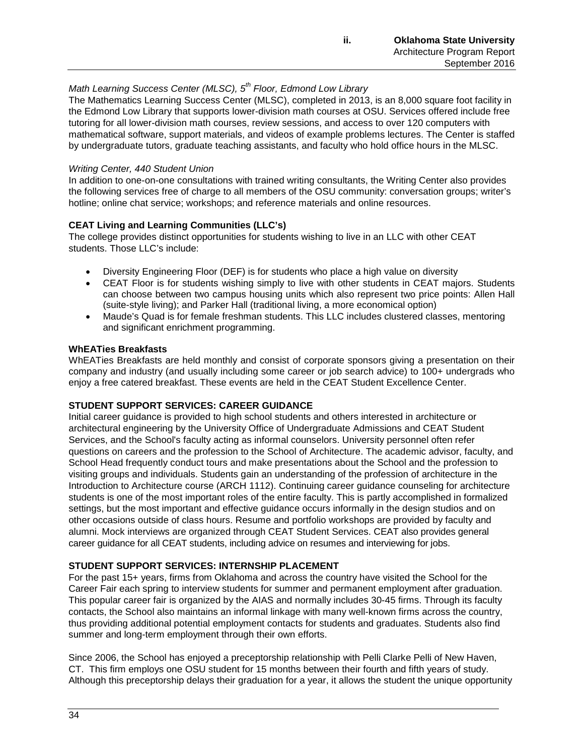*Math Learning Success Center (MLSC), 5th Floor, Edmond Low Library*
The Mathematics Learning Success Center (MLSC), completed in 2013, is an 8,000 square foot facility in the Edmond Low Library that supports lower-division math courses at OSU. Services offered include free tutoring for all lower-division math courses, review sessions, and access to over 120 computers with mathematical software, support materials, and videos of example problems lectures. The Center is staffed by undergraduate tutors, graduate teaching assistants, and faculty who hold office hours in the MLSC.

*Writing Center, 440 Student Union*
In addition to one-on-one consultations with trained writing consultants, the Writing Center also provides the following services free of charge to all members of the OSU community: conversation groups; writer's hotline; online chat service; workshops; and reference materials and online resources.

**CEAT Living and Learning Communities (LLC's)**
The college provides distinct opportunities for students wishing to live in an LLC with other CEAT students. Those LLC's include:

- Diversity Engineering Floor (DEF) is for students who place a high value on diversity
- CEAT Floor is for students wishing simply to live with other students in CEAT majors. Students can choose between two campus housing units which also represent two price points: Allen Hall (suite-style living); and Parker Hall (traditional living, a more economical option)
- Maude's Quad is for female freshman students. This LLC includes clustered classes, mentoring and significant enrichment programming.

**WhEATies Breakfasts**
WhEATies Breakfasts are held monthly and consist of corporate sponsors giving a presentation on their company and industry (and usually including some career or job search advice) to 100+ undergrads who enjoy a free catered breakfast. These events are held in the CEAT Student Excellence Center.

**STUDENT SUPPORT SERVICES: CAREER GUIDANCE**
Initial career guidance is provided to high school students and others interested in architecture or architectural engineering by the University Office of Undergraduate Admissions and CEAT Student Services, and the School's faculty acting as informal counselors. University personnel often refer questions on careers and the profession to the School of Architecture. The academic advisor, faculty, and School Head frequently conduct tours and make presentations about the School and the profession to visiting groups and individuals. Students gain an understanding of the profession of architecture in the Introduction to Architecture course (ARCH 1112). Continuing career guidance counseling for architecture students is one of the most important roles of the entire faculty. This is partly accomplished in formalized settings, but the most important and effective guidance occurs informally in the design studios and on other occasions outside of class hours. Resume and portfolio workshops are provided by faculty and alumni. Mock interviews are organized through CEAT Student Services. CEAT also provides general career guidance for all CEAT students, including advice on resumes and interviewing for jobs.

**STUDENT SUPPORT SERVICES: INTERNSHIP PLACEMENT**
For the past 15+ years, firms from Oklahoma and across the country have visited the School for the Career Fair each spring to interview students for summer and permanent employment after graduation. This popular career fair is organized by the AIAS and normally includes 30-45 firms. Through its faculty contacts, the School also maintains an informal linkage with many well-known firms across the country, thus providing additional potential employment contacts for students and graduates. Students also find summer and long-term employment through their own efforts.

Since 2006, the School has enjoyed a preceptorship relationship with Pelli Clarke Pelli of New Haven, CT. This firm employs one OSU student for 15 months between their fourth and fifth years of study. Although this preceptorship delays their graduation for a year, it allows the student the unique opportunity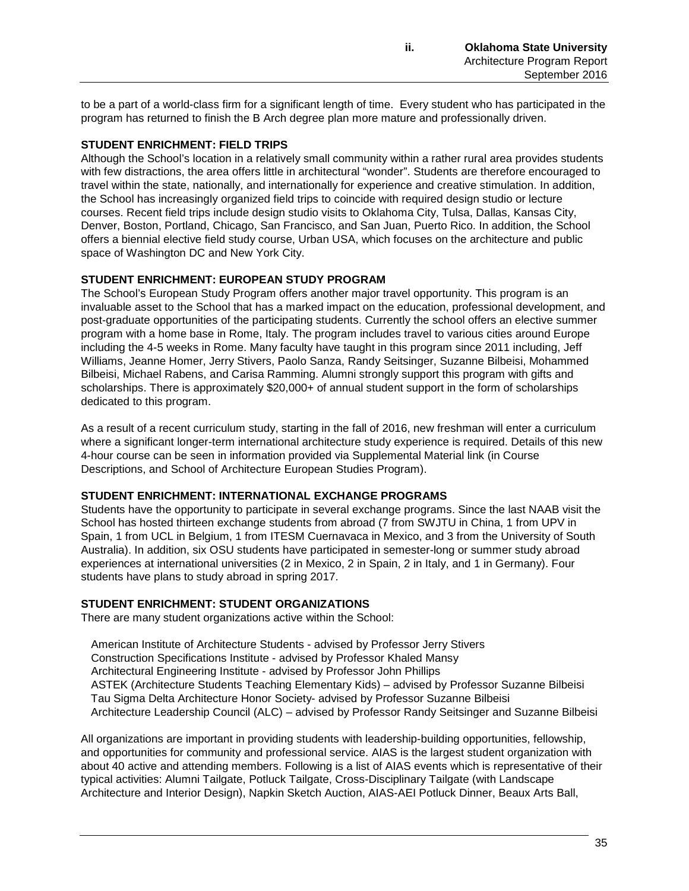to be a part of a world-class firm for a significant length of time. Every student who has participated in the program has returned to finish the B Arch degree plan more mature and professionally driven.

**STUDENT ENRICHMENT: FIELD TRIPS**

Although the School's location in a relatively small community within a rather rural area provides students with few distractions, the area offers little in architectural "wonder". Students are therefore encouraged to travel within the state, nationally, and internationally for experience and creative stimulation. In addition, the School has increasingly organized field trips to coincide with required design studio or lecture courses. Recent field trips include design studio visits to Oklahoma City, Tulsa, Dallas, Kansas City, Denver, Boston, Portland, Chicago, San Francisco, and San Juan, Puerto Rico. In addition, the School offers a biennial elective field study course, Urban USA, which focuses on the architecture and public space of Washington DC and New York City.

**STUDENT ENRICHMENT: EUROPEAN STUDY PROGRAM**

The School's European Study Program offers another major travel opportunity. This program is an invaluable asset to the School that has a marked impact on the education, professional development, and post-graduate opportunities of the participating students. Currently the school offers an elective summer program with a home base in Rome, Italy. The program includes travel to various cities around Europe including the 4-5 weeks in Rome. Many faculty have taught in this program since 2011 including, Jeff Williams, Jeanne Homer, Jerry Stivers, Paolo Sanza, Randy Seitsinger, Suzanne Bilbeisi, Mohammed Bilbeisi, Michael Rabens, and Carisa Ramming. Alumni strongly support this program with gifts and scholarships. There is approximately $20,000+ of annual student support in the form of scholarships dedicated to this program.

As a result of a recent curriculum study, starting in the fall of 2016, new freshman will enter a curriculum where a significant longer-term international architecture study experience is required. Details of this new 4-hour course can be seen in information provided via Supplemental Material link (in Course Descriptions, and School of Architecture European Studies Program).

**STUDENT ENRICHMENT: INTERNATIONAL EXCHANGE PROGRAMS**

Students have the opportunity to participate in several exchange programs. Since the last NAAB visit the School has hosted thirteen exchange students from abroad (7 from SWJTU in China, 1 from UPV in Spain, 1 from UCL in Belgium, 1 from ITESM Cuernavaca in Mexico, and 3 from the University of South Australia). In addition, six OSU students have participated in semester-long or summer study abroad experiences at international universities (2 in Mexico, 2 in Spain, 2 in Italy, and 1 in Germany). Four students have plans to study abroad in spring 2017.

**STUDENT ENRICHMENT: STUDENT ORGANIZATIONS**

There are many student organizations active within the School:

- American Institute of Architecture Students - advised by Professor Jerry Stivers
- Construction Specifications Institute - advised by Professor Khaled Mansy
- Architectural Engineering Institute - advised by Professor John Phillips
- ASTEK (Architecture Students Teaching Elementary Kids) – advised by Professor Suzanne Bilbeisi
- Tau Sigma Delta Architecture Honor Society- advised by Professor Suzanne Bilbeisi
- Architecture Leadership Council (ALC) – advised by Professor Randy Seitsinger and Suzanne Bilbeisi

All organizations are important in providing students with leadership-building opportunities, fellowship, and opportunities for community and professional service. AIAS is the largest student organization with about 40 active and attending members. Following is a list of AIAS events which is representative of their typical activities: Alumni Tailgate, Potluck Tailgate, Cross-Disciplinary Tailgate (with Landscape Architecture and Interior Design), Napkin Sketch Auction, AIAS-AEI Potluck Dinner, Beaux Arts Ball,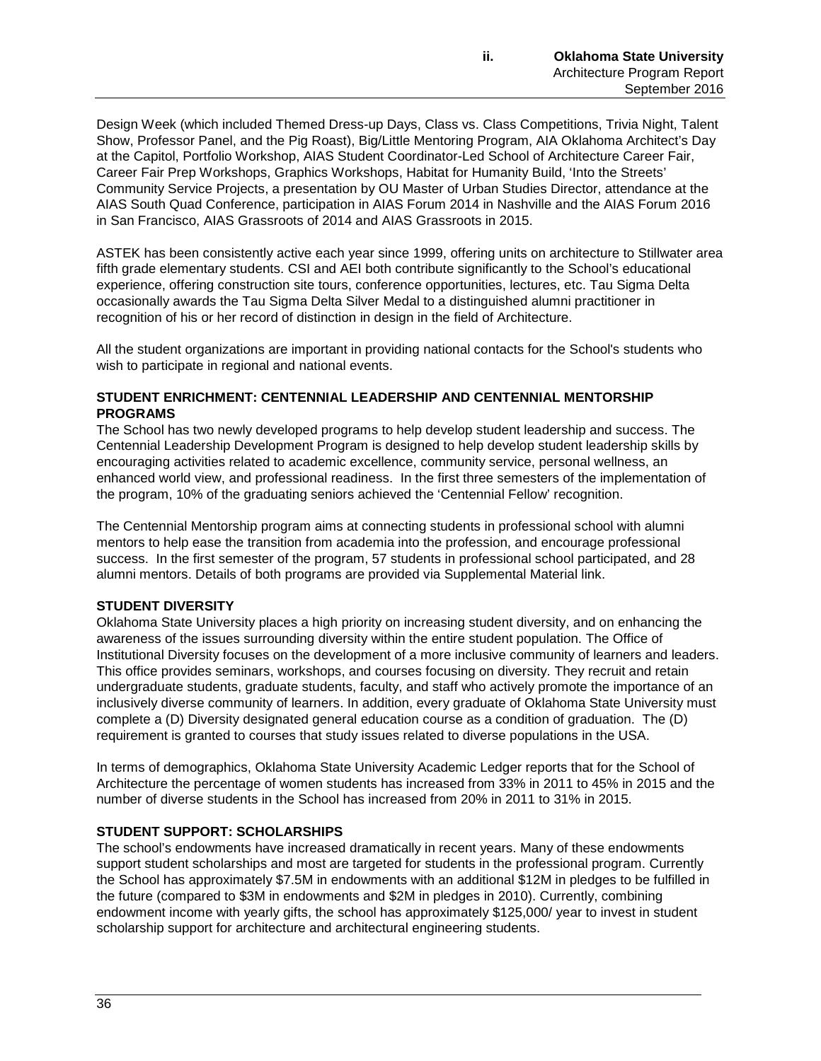Design Week (which included Themed Dress-up Days, Class vs. Class Competitions, Trivia Night, Talent Show, Professor Panel, and the Pig Roast), Big/Little Mentoring Program, AIA Oklahoma Architect's Day at the Capitol, Portfolio Workshop, AIAS Student Coordinator-Led School of Architecture Career Fair, Career Fair Prep Workshops, Graphics Workshops, Habitat for Humanity Build, 'Into the Streets' Community Service Projects, a presentation by OU Master of Urban Studies Director, attendance at the AIAS South Quad Conference, participation in AIAS Forum 2014 in Nashville and the AIAS Forum 2016 in San Francisco, AIAS Grassroots of 2014 and AIAS Grassroots in 2015.

ASTEK has been consistently active each year since 1999, offering units on architecture to Stillwater area fifth grade elementary students. CSI and AEI both contribute significantly to the School's educational experience, offering construction site tours, conference opportunities, lectures, etc. Tau Sigma Delta occasionally awards the Tau Sigma Delta Silver Medal to a distinguished alumni practitioner in recognition of his or her record of distinction in design in the field of Architecture.

All the student organizations are important in providing national contacts for the School's students who wish to participate in regional and national events.

**STUDENT ENRICHMENT: CENTENNIAL LEADERSHIP AND CENTENNIAL MENTORSHIP PROGRAMS**

The School has two newly developed programs to help develop student leadership and success. The Centennial Leadership Development Program is designed to help develop student leadership skills by encouraging activities related to academic excellence, community service, personal wellness, an enhanced world view, and professional readiness. In the first three semesters of the implementation of the program, 10% of the graduating seniors achieved the 'Centennial Fellow' recognition.

The Centennial Mentorship program aims at connecting students in professional school with alumni mentors to help ease the transition from academia into the profession, and encourage professional success. In the first semester of the program, 57 students in professional school participated, and 28 alumni mentors. Details of both programs are provided via Supplemental Material link.

**STUDENT DIVERSITY**

Oklahoma State University places a high priority on increasing student diversity, and on enhancing the awareness of the issues surrounding diversity within the entire student population. The Office of Institutional Diversity focuses on the development of a more inclusive community of learners and leaders. This office provides seminars, workshops, and courses focusing on diversity. They recruit and retain undergraduate students, graduate students, faculty, and staff who actively promote the importance of an inclusively diverse community of learners. In addition, every graduate of Oklahoma State University must complete a (D) Diversity designated general education course as a condition of graduation. The (D) requirement is granted to courses that study issues related to diverse populations in the USA.

In terms of demographics, Oklahoma State University Academic Ledger reports that for the School of Architecture the percentage of women students has increased from 33% in 2011 to 45% in 2015 and the number of diverse students in the School has increased from 20% in 2011 to 31% in 2015.

**STUDENT SUPPORT: SCHOLARSHIPS**

The school's endowments have increased dramatically in recent years. Many of these endowments support student scholarships and most are targeted for students in the professional program. Currently the School has approximately $7.5M in endowments with an additional $12M in pledges to be fulfilled in the future (compared to $3M in endowments and $2M in pledges in 2010). Currently, combining endowment income with yearly gifts, the school has approximately $125,000/ year to invest in student scholarship support for architecture and architectural engineering students.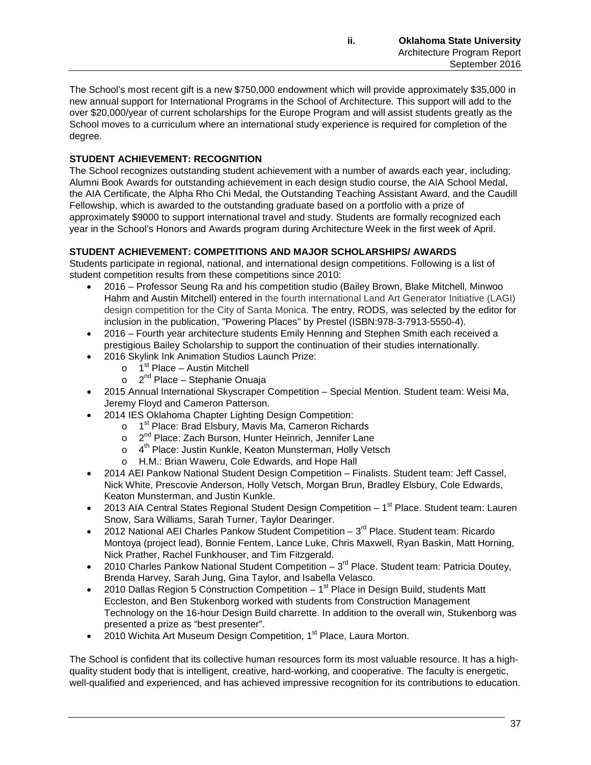The School's most recent gift is a new $750,000 endowment which will provide approximately $35,000 in new annual support for International Programs in the School of Architecture. This support will add to the over $20,000/year of current scholarships for the Europe Program and will assist students greatly as the School moves to a curriculum where an international study experience is required for completion of the degree.

**STUDENT ACHIEVEMENT: RECOGNITION**

The School recognizes outstanding student achievement with a number of awards each year, including; Alumni Book Awards for outstanding achievement in each design studio course, the AIA School Medal, the AIA Certificate, the Alpha Rho Chi Medal, the Outstanding Teaching Assistant Award, and the Caudill Fellowship, which is awarded to the outstanding graduate based on a portfolio with a prize of approximately $9000 to support international travel and study. Students are formally recognized each year in the School's Honors and Awards program during Architecture Week in the first week of April.

**STUDENT ACHIEVEMENT: COMPETITIONS AND MAJOR SCHOLARSHIPS/ AWARDS**

Students participate in regional, national, and international design competitions. Following is a list of student competition results from these competitions since 2010:

- 2016 – Professor Seung Ra and his competition studio (Bailey Brown, Blake Mitchell, Minwoo Hahm and Austin Mitchell) entered in the fourth international Land Art Generator Initiative (LAGI) design competition for the City of Santa Monica. The entry, RODS, was selected by the editor for inclusion in the publication, "Powering Places" by Prestel (ISBN:978-3-7913-5550-4).
- 2016 – Fourth year architecture students Emily Henning and Stephen Smith each received a prestigious Bailey Scholarship to support the continuation of their studies internationally.
- 2016 Skylink Ink Animation Studios Launch Prize:
  - 1st Place – Austin Mitchell
  - 2nd Place – Stephanie Onuaja
- 2015 Annual International Skyscraper Competition – Special Mention. Student team: Weisi Ma, Jeremy Floyd and Cameron Patterson.
- 2014 IES Oklahoma Chapter Lighting Design Competition:
  - 1st Place: Brad Elsbury, Mavis Ma, Cameron Richards
  - 2nd Place: Zach Burson, Hunter Heinrich, Jennifer Lane
  - 4th Place: Justin Kunkle, Keaton Munsterman, Holly Vetsch
  - H.M.: Brian Waweru, Cole Edwards, and Hope Hall
- 2014 AEI Pankow National Student Design Competition – Finalists. Student team: Jeff Cassel, Nick White, Prescovie Anderson, Holly Vetsch, Morgan Brun, Bradley Elsbury, Cole Edwards, Keaton Munsterman, and Justin Kunkle.
- 2013 AIA Central States Regional Student Design Competition – 1st Place. Student team: Lauren Snow, Sara Williams, Sarah Turner, Taylor Dearinger.
- 2012 National AEI Charles Pankow Student Competition – 3rd Place. Student team: Ricardo Montoya (project lead), Bonnie Fentem, Lance Luke, Chris Maxwell, Ryan Baskin, Matt Horning, Nick Prather, Rachel Funkhouser, and Tim Fitzgerald.
- 2010 Charles Pankow National Student Competition – 3rd Place. Student team: Patricia Doutey, Brenda Harvey, Sarah Jung, Gina Taylor, and Isabella Velasco.
- 2010 Dallas Region 5 Construction Competition – 1st Place in Design Build, students Matt Eccleston, and Ben Stukenborg worked with students from Construction Management Technology on the 16-hour Design Build charrette. In addition to the overall win, Stukenborg was presented a prize as "best presenter".
- 2010 Wichita Art Museum Design Competition, 1st Place, Laura Morton.

The School is confident that its collective human resources form its most valuable resource. It has a high-quality student body that is intelligent, creative, hard-working, and cooperative. The faculty is energetic, well-qualified and experienced, and has achieved impressive recognition for its contributions to education.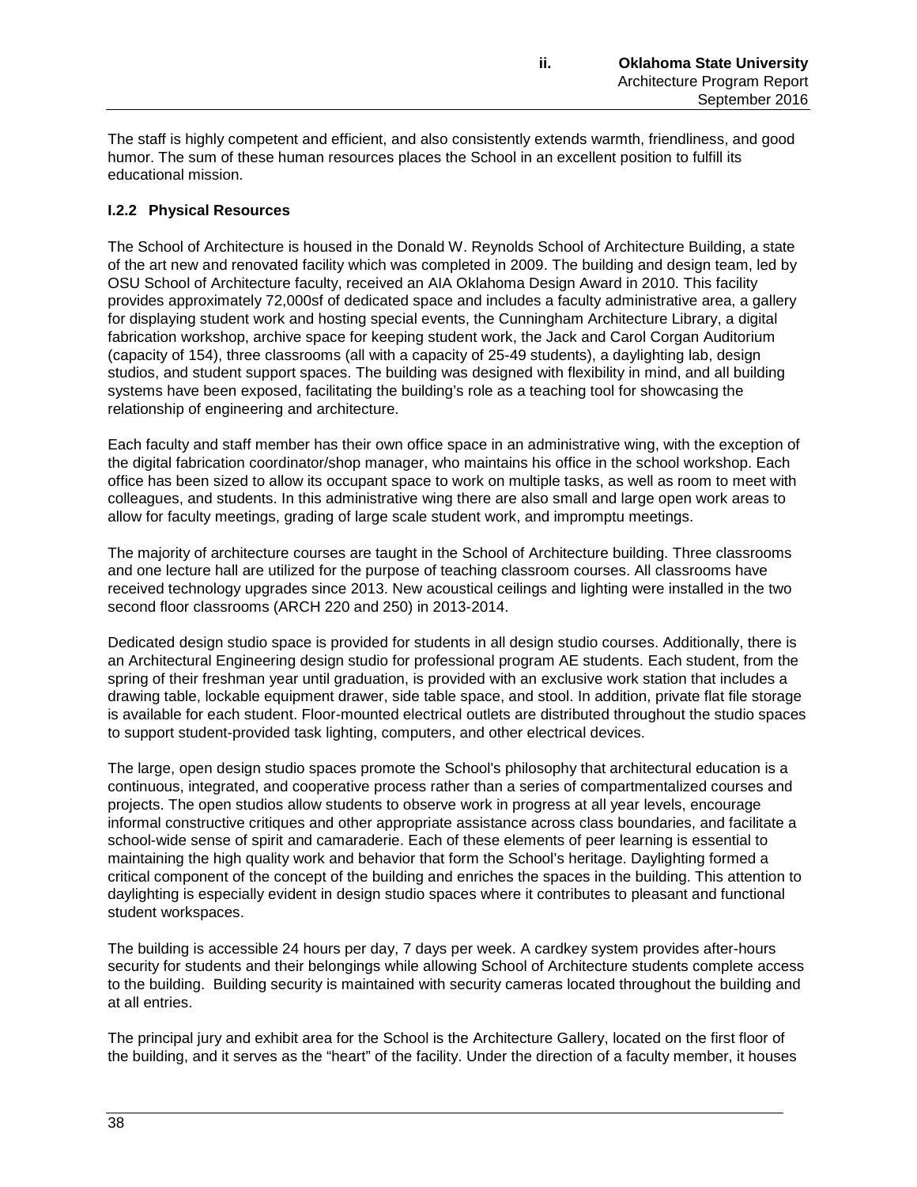The staff is highly competent and efficient, and also consistently extends warmth, friendliness, and good humor. The sum of these human resources places the School in an excellent position to fulfill its educational mission.

### I.2.2 Physical Resources

The School of Architecture is housed in the Donald W. Reynolds School of Architecture Building, a state of the art new and renovated facility which was completed in 2009. The building and design team, led by OSU School of Architecture faculty, received an AIA Oklahoma Design Award in 2010. This facility provides approximately 72,000sf of dedicated space and includes a faculty administrative area, a gallery for displaying student work and hosting special events, the Cunningham Architecture Library, a digital fabrication workshop, archive space for keeping student work, the Jack and Carol Corgan Auditorium (capacity of 154), three classrooms (all with a capacity of 25-49 students), a daylighting lab, design studios, and student support spaces. The building was designed with flexibility in mind, and all building systems have been exposed, facilitating the building's role as a teaching tool for showcasing the relationship of engineering and architecture.

Each faculty and staff member has their own office space in an administrative wing, with the exception of the digital fabrication coordinator/shop manager, who maintains his office in the school workshop. Each office has been sized to allow its occupant space to work on multiple tasks, as well as room to meet with colleagues, and students. In this administrative wing there are also small and large open work areas to allow for faculty meetings, grading of large scale student work, and impromptu meetings.

The majority of architecture courses are taught in the School of Architecture building. Three classrooms and one lecture hall are utilized for the purpose of teaching classroom courses. All classrooms have received technology upgrades since 2013. New acoustical ceilings and lighting were installed in the two second floor classrooms (ARCH 220 and 250) in 2013-2014.

Dedicated design studio space is provided for students in all design studio courses. Additionally, there is an Architectural Engineering design studio for professional program AE students. Each student, from the spring of their freshman year until graduation, is provided with an exclusive work station that includes a drawing table, lockable equipment drawer, side table space, and stool. In addition, private flat file storage is available for each student. Floor-mounted electrical outlets are distributed throughout the studio spaces to support student-provided task lighting, computers, and other electrical devices.

The large, open design studio spaces promote the School's philosophy that architectural education is a continuous, integrated, and cooperative process rather than a series of compartmentalized courses and projects. The open studios allow students to observe work in progress at all year levels, encourage informal constructive critiques and other appropriate assistance across class boundaries, and facilitate a school-wide sense of spirit and camaraderie. Each of these elements of peer learning is essential to maintaining the high quality work and behavior that form the School's heritage. Daylighting formed a critical component of the concept of the building and enriches the spaces in the building. This attention to daylighting is especially evident in design studio spaces where it contributes to pleasant and functional student workspaces.

The building is accessible 24 hours per day, 7 days per week. A cardkey system provides after-hours security for students and their belongings while allowing School of Architecture students complete access to the building. Building security is maintained with security cameras located throughout the building and at all entries.

The principal jury and exhibit area for the School is the Architecture Gallery, located on the first floor of the building, and it serves as the "heart" of the facility. Under the direction of a faculty member, it houses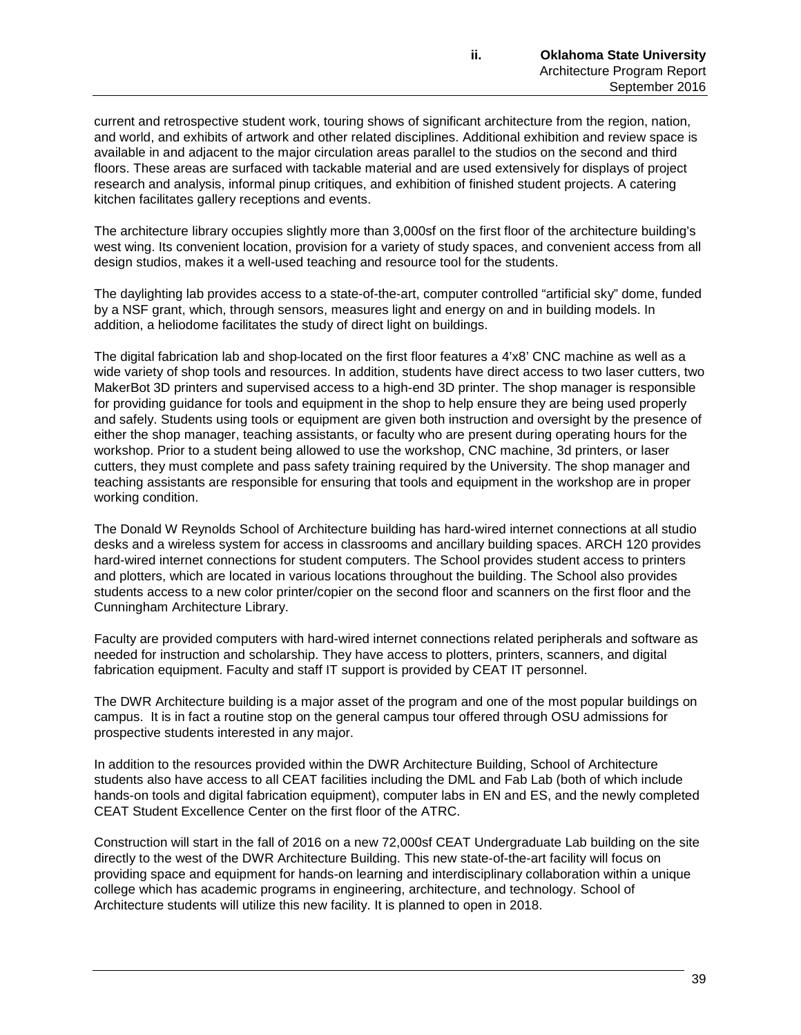current and retrospective student work, touring shows of significant architecture from the region, nation, and world, and exhibits of artwork and other related disciplines. Additional exhibition and review space is available in and adjacent to the major circulation areas parallel to the studios on the second and third floors. These areas are surfaced with tackable material and are used extensively for displays of project research and analysis, informal pinup critiques, and exhibition of finished student projects. A catering kitchen facilitates gallery receptions and events.

The architecture library occupies slightly more than 3,000sf on the first floor of the architecture building's west wing. Its convenient location, provision for a variety of study spaces, and convenient access from all design studios, makes it a well-used teaching and resource tool for the students.

The daylighting lab provides access to a state-of-the-art, computer controlled "artificial sky" dome, funded by a NSF grant, which, through sensors, measures light and energy on and in building models. In addition, a heliodome facilitates the study of direct light on buildings.

The digital fabrication lab and shop-located on the first floor features a 4'x8' CNC machine as well as a wide variety of shop tools and resources. In addition, students have direct access to two laser cutters, two MakerBot 3D printers and supervised access to a high-end 3D printer. The shop manager is responsible for providing guidance for tools and equipment in the shop to help ensure they are being used properly and safely. Students using tools or equipment are given both instruction and oversight by the presence of either the shop manager, teaching assistants, or faculty who are present during operating hours for the workshop. Prior to a student being allowed to use the workshop, CNC machine, 3d printers, or laser cutters, they must complete and pass safety training required by the University. The shop manager and teaching assistants are responsible for ensuring that tools and equipment in the workshop are in proper working condition.

The Donald W Reynolds School of Architecture building has hard-wired internet connections at all studio desks and a wireless system for access in classrooms and ancillary building spaces. ARCH 120 provides hard-wired internet connections for student computers. The School provides student access to printers and plotters, which are located in various locations throughout the building. The School also provides students access to a new color printer/copier on the second floor and scanners on the first floor and the Cunningham Architecture Library.

Faculty are provided computers with hard-wired internet connections related peripherals and software as needed for instruction and scholarship. They have access to plotters, printers, scanners, and digital fabrication equipment. Faculty and staff IT support is provided by CEAT IT personnel.

The DWR Architecture building is a major asset of the program and one of the most popular buildings on campus. It is in fact a routine stop on the general campus tour offered through OSU admissions for prospective students interested in any major.

In addition to the resources provided within the DWR Architecture Building, School of Architecture students also have access to all CEAT facilities including the DML and Fab Lab (both of which include hands-on tools and digital fabrication equipment), computer labs in EN and ES, and the newly completed CEAT Student Excellence Center on the first floor of the ATRC.

Construction will start in the fall of 2016 on a new 72,000sf CEAT Undergraduate Lab building on the site directly to the west of the DWR Architecture Building. This new state-of-the-art facility will focus on providing space and equipment for hands-on learning and interdisciplinary collaboration within a unique college which has academic programs in engineering, architecture, and technology. School of Architecture students will utilize this new facility. It is planned to open in 2018.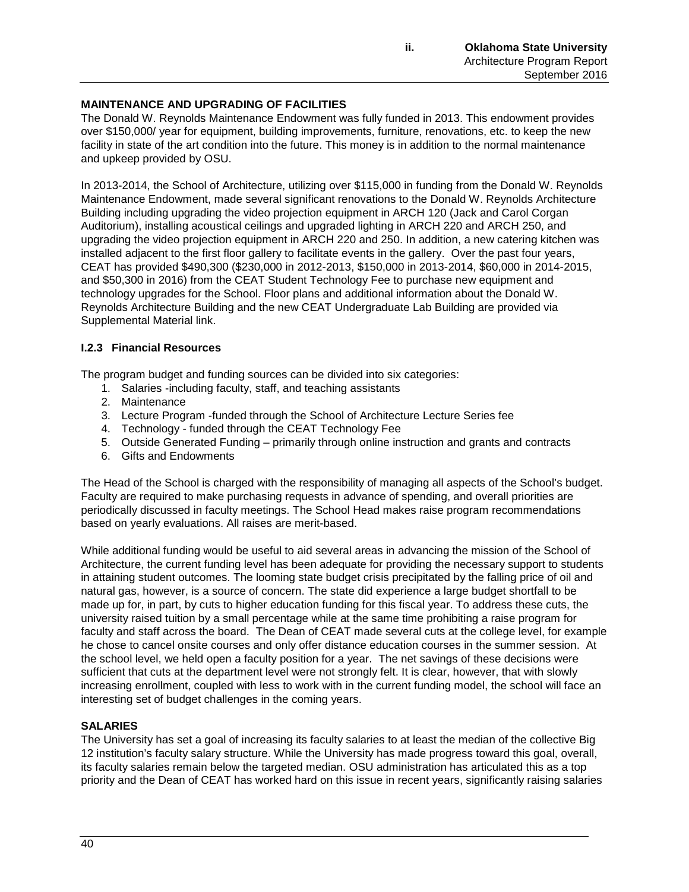**MAINTENANCE AND UPGRADING OF FACILITIES**

The Donald W. Reynolds Maintenance Endowment was fully funded in 2013. This endowment provides over $150,000/ year for equipment, building improvements, furniture, renovations, etc. to keep the new facility in state of the art condition into the future. This money is in addition to the normal maintenance and upkeep provided by OSU.

In 2013-2014, the School of Architecture, utilizing over $115,000 in funding from the Donald W. Reynolds Maintenance Endowment, made several significant renovations to the Donald W. Reynolds Architecture Building including upgrading the video projection equipment in ARCH 120 (Jack and Carol Corgan Auditorium), installing acoustical ceilings and upgraded lighting in ARCH 220 and ARCH 250, and upgrading the video projection equipment in ARCH 220 and 250. In addition, a new catering kitchen was installed adjacent to the first floor gallery to facilitate events in the gallery. Over the past four years, CEAT has provided $490,300 ($230,000 in 2012-2013, $150,000 in 2013-2014, $60,000 in 2014-2015, and $50,300 in 2016) from the CEAT Student Technology Fee to purchase new equipment and technology upgrades for the School. Floor plans and additional information about the Donald W. Reynolds Architecture Building and the new CEAT Undergraduate Lab Building are provided via Supplemental Material link.

### I.2.3 Financial Resources

The program budget and funding sources can be divided into six categories:

1. Salaries -including faculty, staff, and teaching assistants
2. Maintenance
3. Lecture Program -funded through the School of Architecture Lecture Series fee
4. Technology - funded through the CEAT Technology Fee
5. Outside Generated Funding – primarily through online instruction and grants and contracts
6. Gifts and Endowments

The Head of the School is charged with the responsibility of managing all aspects of the School's budget. Faculty are required to make purchasing requests in advance of spending, and overall priorities are periodically discussed in faculty meetings. The School Head makes raise program recommendations based on yearly evaluations. All raises are merit-based.

While additional funding would be useful to aid several areas in advancing the mission of the School of Architecture, the current funding level has been adequate for providing the necessary support to students in attaining student outcomes. The looming state budget crisis precipitated by the falling price of oil and natural gas, however, is a source of concern. The state did experience a large budget shortfall to be made up for, in part, by cuts to higher education funding for this fiscal year. To address these cuts, the university raised tuition by a small percentage while at the same time prohibiting a raise program for faculty and staff across the board. The Dean of CEAT made several cuts at the college level, for example he chose to cancel onsite courses and only offer distance education courses in the summer session. At the school level, we held open a faculty position for a year. The net savings of these decisions were sufficient that cuts at the department level were not strongly felt. It is clear, however, that with slowly increasing enrollment, coupled with less to work with in the current funding model, the school will face an interesting set of budget challenges in the coming years.

**SALARIES**

The University has set a goal of increasing its faculty salaries to at least the median of the collective Big 12 institution's faculty salary structure. While the University has made progress toward this goal, overall, its faculty salaries remain below the targeted median. OSU administration has articulated this as a top priority and the Dean of CEAT has worked hard on this issue in recent years, significantly raising salaries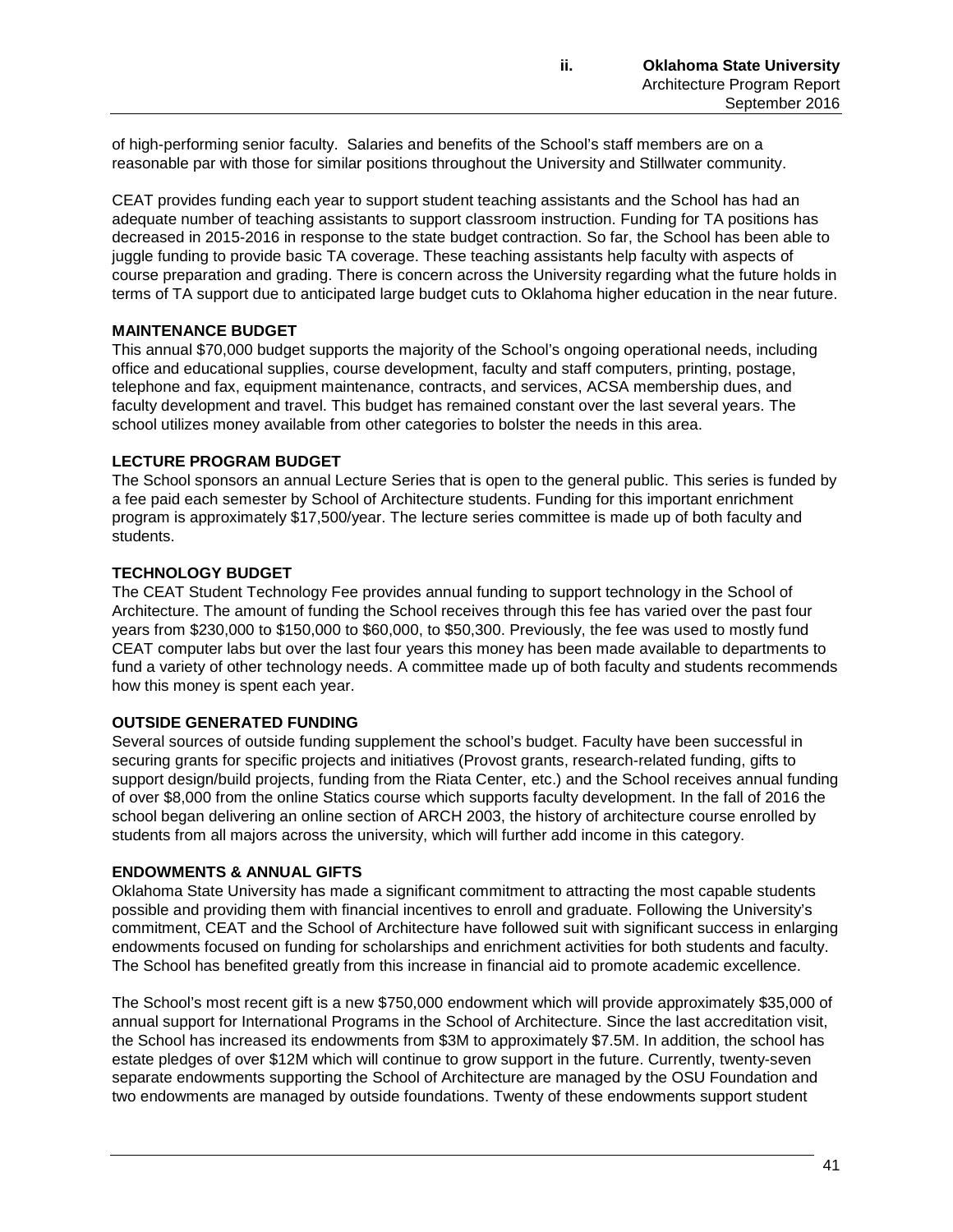of high-performing senior faculty. Salaries and benefits of the School's staff members are on a reasonable par with those for similar positions throughout the University and Stillwater community.

CEAT provides funding each year to support student teaching assistants and the School has had an adequate number of teaching assistants to support classroom instruction. Funding for TA positions has decreased in 2015-2016 in response to the state budget contraction. So far, the School has been able to juggle funding to provide basic TA coverage. These teaching assistants help faculty with aspects of course preparation and grading. There is concern across the University regarding what the future holds in terms of TA support due to anticipated large budget cuts to Oklahoma higher education in the near future.

**MAINTENANCE BUDGET**

This annual $70,000 budget supports the majority of the School's ongoing operational needs, including office and educational supplies, course development, faculty and staff computers, printing, postage, telephone and fax, equipment maintenance, contracts, and services, ACSA membership dues, and faculty development and travel. This budget has remained constant over the last several years. The school utilizes money available from other categories to bolster the needs in this area.

**LECTURE PROGRAM BUDGET**

The School sponsors an annual Lecture Series that is open to the general public. This series is funded by a fee paid each semester by School of Architecture students. Funding for this important enrichment program is approximately $17,500/year. The lecture series committee is made up of both faculty and students.

**TECHNOLOGY BUDGET**

The CEAT Student Technology Fee provides annual funding to support technology in the School of Architecture. The amount of funding the School receives through this fee has varied over the past four years from $230,000 to $150,000 to $60,000, to $50,300. Previously, the fee was used to mostly fund CEAT computer labs but over the last four years this money has been made available to departments to fund a variety of other technology needs. A committee made up of both faculty and students recommends how this money is spent each year.

**OUTSIDE GENERATED FUNDING**

Several sources of outside funding supplement the school's budget. Faculty have been successful in securing grants for specific projects and initiatives (Provost grants, research-related funding, gifts to support design/build projects, funding from the Riata Center, etc.) and the School receives annual funding of over $8,000 from the online Statics course which supports faculty development. In the fall of 2016 the school began delivering an online section of ARCH 2003, the history of architecture course enrolled by students from all majors across the university, which will further add income in this category.

**ENDOWMENTS & ANNUAL GIFTS**

Oklahoma State University has made a significant commitment to attracting the most capable students possible and providing them with financial incentives to enroll and graduate. Following the University's commitment, CEAT and the School of Architecture have followed suit with significant success in enlarging endowments focused on funding for scholarships and enrichment activities for both students and faculty. The School has benefited greatly from this increase in financial aid to promote academic excellence.

The School's most recent gift is a new $750,000 endowment which will provide approximately $35,000 of annual support for International Programs in the School of Architecture. Since the last accreditation visit, the School has increased its endowments from $3M to approximately $7.5M. In addition, the school has estate pledges of over $12M which will continue to grow support in the future. Currently, twenty-seven separate endowments supporting the School of Architecture are managed by the OSU Foundation and two endowments are managed by outside foundations. Twenty of these endowments support student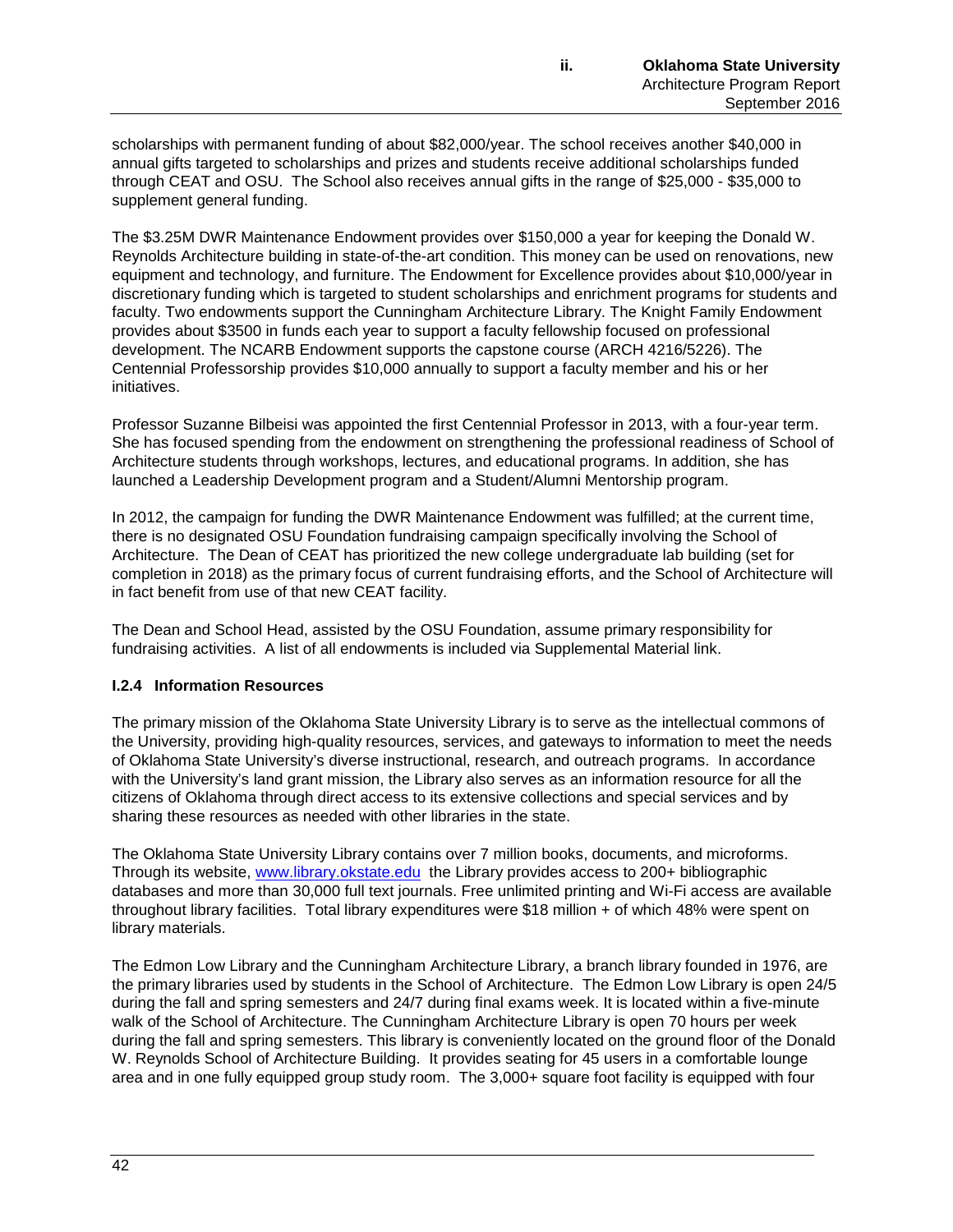scholarships with permanent funding of about \$82,000/year. The school receives another \$40,000 in annual gifts targeted to scholarships and prizes and students receive additional scholarships funded through CEAT and OSU. The School also receives annual gifts in the range of \$25,000 - \$35,000 to supplement general funding.

The \$3.25M DWR Maintenance Endowment provides over \$150,000 a year for keeping the Donald W. Reynolds Architecture building in state-of-the-art condition. This money can be used on renovations, new equipment and technology, and furniture. The Endowment for Excellence provides about \$10,000/year in discretionary funding which is targeted to student scholarships and enrichment programs for students and faculty. Two endowments support the Cunningham Architecture Library. The Knight Family Endowment provides about \$3500 in funds each year to support a faculty fellowship focused on professional development. The NCARB Endowment supports the capstone course (ARCH 4216/5226). The Centennial Professorship provides \$10,000 annually to support a faculty member and his or her initiatives.

Professor Suzanne Bilbeisi was appointed the first Centennial Professor in 2013, with a four-year term. She has focused spending from the endowment on strengthening the professional readiness of School of Architecture students through workshops, lectures, and educational programs. In addition, she has launched a Leadership Development program and a Student/Alumni Mentorship program.

In 2012, the campaign for funding the DWR Maintenance Endowment was fulfilled; at the current time, there is no designated OSU Foundation fundraising campaign specifically involving the School of Architecture. The Dean of CEAT has prioritized the new college undergraduate lab building (set for completion in 2018) as the primary focus of current fundraising efforts, and the School of Architecture will in fact benefit from use of that new CEAT facility.

The Dean and School Head, assisted by the OSU Foundation, assume primary responsibility for fundraising activities. A list of all endowments is included via Supplemental Material link.

### I.2.4 Information Resources

The primary mission of the Oklahoma State University Library is to serve as the intellectual commons of the University, providing high-quality resources, services, and gateways to information to meet the needs of Oklahoma State University's diverse instructional, research, and outreach programs. In accordance with the University's land grant mission, the Library also serves as an information resource for all the citizens of Oklahoma through direct access to its extensive collections and special services and by sharing these resources as needed with other libraries in the state.

The Oklahoma State University Library contains over 7 million books, documents, and microforms. Through its website, [www.library.okstate.edu](http://www.library.okstate.edu) the Library provides access to 200+ bibliographic databases and more than 30,000 full text journals. Free unlimited printing and Wi-Fi access are available throughout library facilities. Total library expenditures were \$18 million + of which 48% were spent on library materials.

The Edmon Low Library and the Cunningham Architecture Library, a branch library founded in 1976, are the primary libraries used by students in the School of Architecture. The Edmon Low Library is open 24/5 during the fall and spring semesters and 24/7 during final exams week. It is located within a five-minute walk of the School of Architecture. The Cunningham Architecture Library is open 70 hours per week during the fall and spring semesters. This library is conveniently located on the ground floor of the Donald W. Reynolds School of Architecture Building. It provides seating for 45 users in a comfortable lounge area and in one fully equipped group study room. The 3,000+ square foot facility is equipped with four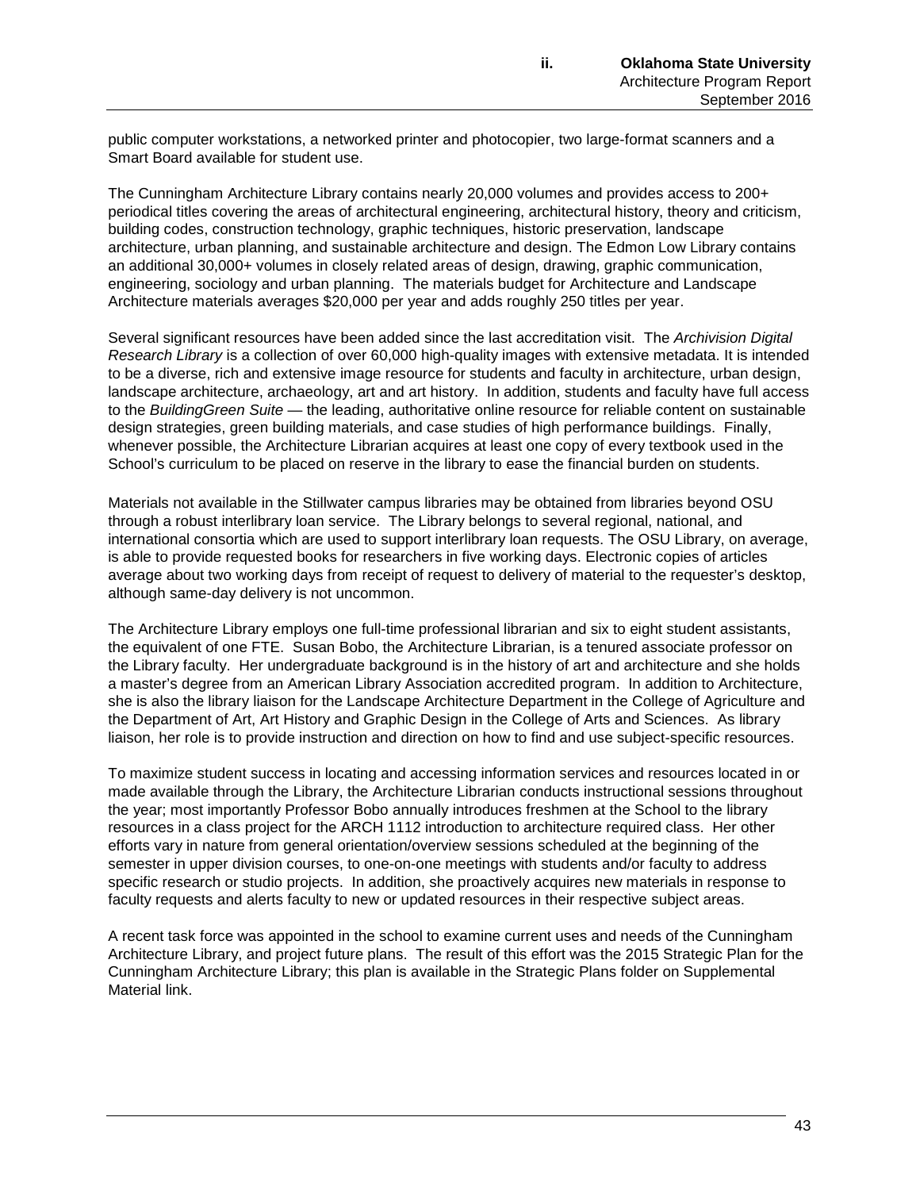public computer workstations, a networked printer and photocopier, two large-format scanners and a Smart Board available for student use.

The Cunningham Architecture Library contains nearly 20,000 volumes and provides access to 200+ periodical titles covering the areas of architectural engineering, architectural history, theory and criticism, building codes, construction technology, graphic techniques, historic preservation, landscape architecture, urban planning, and sustainable architecture and design. The Edmon Low Library contains an additional 30,000+ volumes in closely related areas of design, drawing, graphic communication, engineering, sociology and urban planning. The materials budget for Architecture and Landscape Architecture materials averages $20,000 per year and adds roughly 250 titles per year.

Several significant resources have been added since the last accreditation visit. The *Archivision Digital Research Library* is a collection of over 60,000 high-quality images with extensive metadata. It is intended to be a diverse, rich and extensive image resource for students and faculty in architecture, urban design, landscape architecture, archaeology, art and art history. In addition, students and faculty have full access to the *BuildingGreen Suite* — the leading, authoritative online resource for reliable content on sustainable design strategies, green building materials, and case studies of high performance buildings. Finally, whenever possible, the Architecture Librarian acquires at least one copy of every textbook used in the School's curriculum to be placed on reserve in the library to ease the financial burden on students.

Materials not available in the Stillwater campus libraries may be obtained from libraries beyond OSU through a robust interlibrary loan service. The Library belongs to several regional, national, and international consortia which are used to support interlibrary loan requests. The OSU Library, on average, is able to provide requested books for researchers in five working days. Electronic copies of articles average about two working days from receipt of request to delivery of material to the requester's desktop, although same-day delivery is not uncommon.

The Architecture Library employs one full-time professional librarian and six to eight student assistants, the equivalent of one FTE. Susan Bobo, the Architecture Librarian, is a tenured associate professor on the Library faculty. Her undergraduate background is in the history of art and architecture and she holds a master's degree from an American Library Association accredited program. In addition to Architecture, she is also the library liaison for the Landscape Architecture Department in the College of Agriculture and the Department of Art, Art History and Graphic Design in the College of Arts and Sciences. As library liaison, her role is to provide instruction and direction on how to find and use subject-specific resources.

To maximize student success in locating and accessing information services and resources located in or made available through the Library, the Architecture Librarian conducts instructional sessions throughout the year; most importantly Professor Bobo annually introduces freshmen at the School to the library resources in a class project for the ARCH 1112 introduction to architecture required class. Her other efforts vary in nature from general orientation/overview sessions scheduled at the beginning of the semester in upper division courses, to one-on-one meetings with students and/or faculty to address specific research or studio projects. In addition, she proactively acquires new materials in response to faculty requests and alerts faculty to new or updated resources in their respective subject areas.

A recent task force was appointed in the school to examine current uses and needs of the Cunningham Architecture Library, and project future plans. The result of this effort was the 2015 Strategic Plan for the Cunningham Architecture Library; this plan is available in the Strategic Plans folder on Supplemental Material link.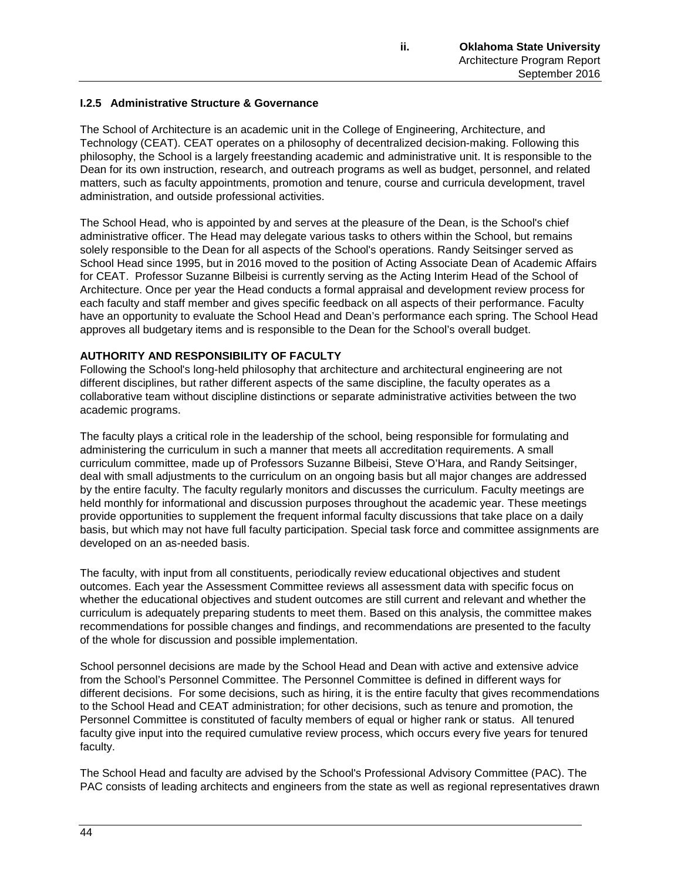### I.2.5 Administrative Structure & Governance

The School of Architecture is an academic unit in the College of Engineering, Architecture, and Technology (CEAT). CEAT operates on a philosophy of decentralized decision-making. Following this philosophy, the School is a largely freestanding academic and administrative unit. It is responsible to the Dean for its own instruction, research, and outreach programs as well as budget, personnel, and related matters, such as faculty appointments, promotion and tenure, course and curricula development, travel administration, and outside professional activities.

The School Head, who is appointed by and serves at the pleasure of the Dean, is the School's chief administrative officer. The Head may delegate various tasks to others within the School, but remains solely responsible to the Dean for all aspects of the School's operations. Randy Seitsinger served as School Head since 1995, but in 2016 moved to the position of Acting Associate Dean of Academic Affairs for CEAT. Professor Suzanne Bilbeisi is currently serving as the Acting Interim Head of the School of Architecture. Once per year the Head conducts a formal appraisal and development review process for each faculty and staff member and gives specific feedback on all aspects of their performance. Faculty have an opportunity to evaluate the School Head and Dean's performance each spring. The School Head approves all budgetary items and is responsible to the Dean for the School's overall budget.

**AUTHORITY AND RESPONSIBILITY OF FACULTY**

Following the School's long-held philosophy that architecture and architectural engineering are not different disciplines, but rather different aspects of the same discipline, the faculty operates as a collaborative team without discipline distinctions or separate administrative activities between the two academic programs.

The faculty plays a critical role in the leadership of the school, being responsible for formulating and administering the curriculum in such a manner that meets all accreditation requirements. A small curriculum committee, made up of Professors Suzanne Bilbeisi, Steve O'Hara, and Randy Seitsinger, deal with small adjustments to the curriculum on an ongoing basis but all major changes are addressed by the entire faculty. The faculty regularly monitors and discusses the curriculum. Faculty meetings are held monthly for informational and discussion purposes throughout the academic year. These meetings provide opportunities to supplement the frequent informal faculty discussions that take place on a daily basis, but which may not have full faculty participation. Special task force and committee assignments are developed on an as-needed basis.

The faculty, with input from all constituents, periodically review educational objectives and student outcomes. Each year the Assessment Committee reviews all assessment data with specific focus on whether the educational objectives and student outcomes are still current and relevant and whether the curriculum is adequately preparing students to meet them. Based on this analysis, the committee makes recommendations for possible changes and findings, and recommendations are presented to the faculty of the whole for discussion and possible implementation.

School personnel decisions are made by the School Head and Dean with active and extensive advice from the School's Personnel Committee. The Personnel Committee is defined in different ways for different decisions. For some decisions, such as hiring, it is the entire faculty that gives recommendations to the School Head and CEAT administration; for other decisions, such as tenure and promotion, the Personnel Committee is constituted of faculty members of equal or higher rank or status. All tenured faculty give input into the required cumulative review process, which occurs every five years for tenured faculty.

The School Head and faculty are advised by the School's Professional Advisory Committee (PAC). The PAC consists of leading architects and engineers from the state as well as regional representatives drawn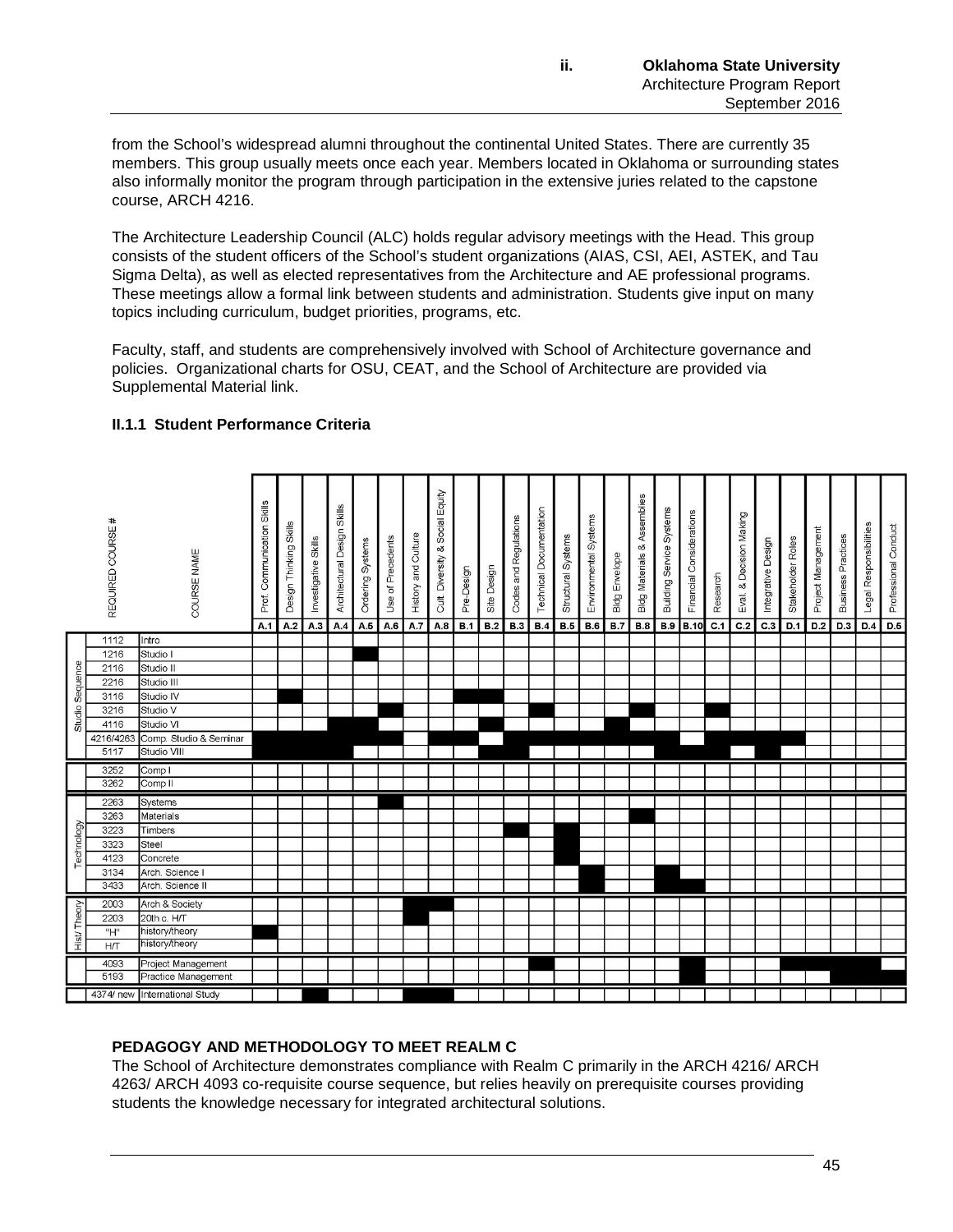from the School's widespread alumni throughout the continental United States. There are currently 35 members. This group usually meets once each year. Members located in Oklahoma or surrounding states also informally monitor the program through participation in the extensive juries related to the capstone course, ARCH 4216.

The Architecture Leadership Council (ALC) holds regular advisory meetings with the Head. This group consists of the student officers of the School's student organizations (AIAS, CSI, AEI, ASTEK, and Tau Sigma Delta), as well as elected representatives from the Architecture and AE professional programs. These meetings allow a formal link between students and administration. Students give input on many topics including curriculum, budget priorities, programs, etc.

Faculty, staff, and students are comprehensively involved with School of Architecture governance and policies. Organizational charts for OSU, CEAT, and the School of Architecture are provided via Supplemental Material link.

### II.1.1 Student Performance Criteria

| | REQUIRED COURSE # | COURSE NAME | Prof. Communication Skills | Design Thinking Skills | Investigative Skills | Architectural Design Skills | Ordering Systems | Use of Precedents | History and Culture | Cult. Diversity & Social Equity | Pre-Design | Site Design | Codes and Regulations | Technical Documentation | Structural Systems | Environmental Systems | Bldg Envelope | Bldg Materials & Assemblies | Building Service Systems | Financial Considerations | Research | Eval. & Decision Making | Integrative Design | Stakeholder Roles | Project Management | Business Practices | Legal Responsibilities | Professional Conduct |
|---|---|---|---|---|---|---|---|---|---|---|---|---|---|---|---|---|---|---|---|---|---|---|---|---|---|---|---|---|
| | | | A.1 | A.2 | A.3 | A.4 | A.5 | A.6 | A.7 | A.8 | B.1 | B.2 | B.3 | B.4 | B.5 | B.6 | B.7 | B.8 | B.9 | B.10 | C.1 | C.2 | C.3 | D.1 | D.2 | D.3 | D.4 | D.5 |
| Studio Sequence | 1112 | Intro | | | | | | | | | | | | | | | | | | | | | | | | | | |
| | 1216 | Studio I | | | | | ■ | | | | | | | | | | | | | | | | | | | | | |
| | 2116 | Studio II | | | | | | | | | | | | | | | | | | | | | | | | | | |
| | 2216 | Studio III | | | | | | | | | | | | | | | | | | | | | | | | | | |
| | 3116 | Studio IV | | ■ | | | | | | | ■ | ■ | | | | | | | | | | | | | | | | |
| | 3216 | Studio V | | | | | | ■ | | | | | | ■ | | | | ■ | | | ■ | | | | | | | |
| | 4116 | Studio VI | | | | ■ | ■ | | | | | ■ | | | | | ■ | | | | | | | | | | | |
| | 4216/4263 | Comp. Studio & Seminar | ■ | ■ | ■ | ■ | ■ | ■ | | ■ | ■ | | ■ | ■ | ■ | ■ | ■ | ■ | ■ | ■ | ■ | ■ | ■ | ■ | | | | |
| | 5117 | Studio VIII | ■ | ■ | ■ | ■ | | | | | | ■ | ■ | | | | | | ■ | ■ | ■ | | ■ | | | | | |
| | 3252 | Comp I | | | | | | | | | | | | | | | | | | | | | | | | | | |
| | 3262 | Comp II | | | | | | | | | | | | | | | | | | | | | | | | | | |
| Technology | 2263 | Systems | | | | | | ■ | | | | | | | | | | | | | | | | | | | | |
| | 3263 | Materials | | | | | | | | | | | | | | | | ■ | | | | | | | | | | |
| | 3223 | Timbers | | | | | | | | | | | ■ | | ■ | | | | | | | | | | | | | |
| | 3323 | Steel | | | | | | | | | | | | | ■ | | | | | | | | | | | | | |
| | 4123 | Concrete | | | | | | | | | | | | | ■ | | | | | | | | | | | | | |
| | 3134 | Arch. Science I | | | | | | | | | | | | | | ■ | | | ■ | | | | | | | | | |
| | 3433 | Arch. Science II | | | | | | | | | | | | | | ■ | | | ■ | ■ | | | | | | | | |
| Hist/ Theory | 2003 | Arch & Society | | | | | | | ■ | ■ | | | | | | | | | | | | | | | | | | |
| | 2203 | 20th c. H/T | | | | | | | ■ | | | | | | | | | | | | | | | | | | | |
| | "H" | history/theory | ■ | | | | | | | | | | | | | | | | | | | | | | | | | |
| | H/T | history/theory | | | | | | | | | | | | | | | | | | | | | | | | | | |
| | 4093 | Project Management | | | | | | | | | | | | ■ | | | | | | ■ | | | | ■ | ■ | ■ | ■ | |
| | 5193 | Practice Management | | | | | | | | | | | | | | | | | | ■ | | | | | | ■ | ■ | ■ |
| | 4374/ new | International Study | | | ■ | | | | ■ | ■ | | | | | | | | | | | | | | | | | | |

### PEDAGOGY AND METHODOLOGY TO MEET REALM C

The School of Architecture demonstrates compliance with Realm C primarily in the ARCH 4216/ ARCH 4263/ ARCH 4093 co-requisite course sequence, but relies heavily on prerequisite courses providing students the knowledge necessary for integrated architectural solutions.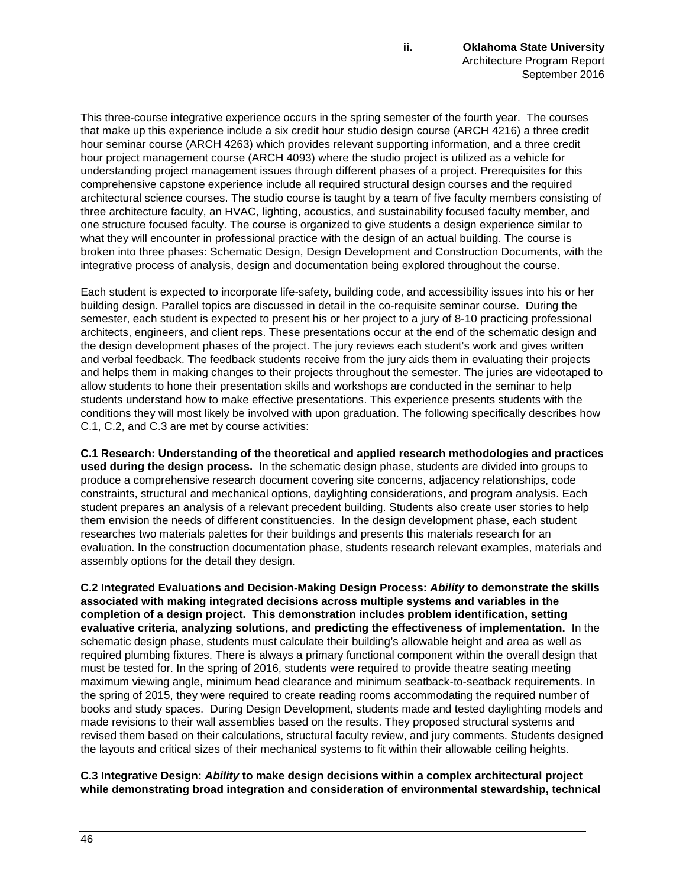This three-course integrative experience occurs in the spring semester of the fourth year. The courses that make up this experience include a six credit hour studio design course (ARCH 4216) a three credit hour seminar course (ARCH 4263) which provides relevant supporting information, and a three credit hour project management course (ARCH 4093) where the studio project is utilized as a vehicle for understanding project management issues through different phases of a project. Prerequisites for this comprehensive capstone experience include all required structural design courses and the required architectural science courses. The studio course is taught by a team of five faculty members consisting of three architecture faculty, an HVAC, lighting, acoustics, and sustainability focused faculty member, and one structure focused faculty. The course is organized to give students a design experience similar to what they will encounter in professional practice with the design of an actual building. The course is broken into three phases: Schematic Design, Design Development and Construction Documents, with the integrative process of analysis, design and documentation being explored throughout the course.

Each student is expected to incorporate life-safety, building code, and accessibility issues into his or her building design. Parallel topics are discussed in detail in the co-requisite seminar course. During the semester, each student is expected to present his or her project to a jury of 8-10 practicing professional architects, engineers, and client reps. These presentations occur at the end of the schematic design and the design development phases of the project. The jury reviews each student's work and gives written and verbal feedback. The feedback students receive from the jury aids them in evaluating their projects and helps them in making changes to their projects throughout the semester. The juries are videotaped to allow students to hone their presentation skills and workshops are conducted in the seminar to help students understand how to make effective presentations. This experience presents students with the conditions they will most likely be involved with upon graduation. The following specifically describes how C.1, C.2, and C.3 are met by course activities:

**C.1 Research: Understanding of the theoretical and applied research methodologies and practices used during the design process.** In the schematic design phase, students are divided into groups to produce a comprehensive research document covering site concerns, adjacency relationships, code constraints, structural and mechanical options, daylighting considerations, and program analysis. Each student prepares an analysis of a relevant precedent building. Students also create user stories to help them envision the needs of different constituencies. In the design development phase, each student researches two materials palettes for their buildings and presents this materials research for an evaluation. In the construction documentation phase, students research relevant examples, materials and assembly options for the detail they design.

**C.2 Integrated Evaluations and Decision-Making Design Process: *Ability* to demonstrate the skills associated with making integrated decisions across multiple systems and variables in the completion of a design project. This demonstration includes problem identification, setting evaluative criteria, analyzing solutions, and predicting the effectiveness of implementation.** In the schematic design phase, students must calculate their building's allowable height and area as well as required plumbing fixtures. There is always a primary functional component within the overall design that must be tested for. In the spring of 2016, students were required to provide theatre seating meeting maximum viewing angle, minimum head clearance and minimum seatback-to-seatback requirements. In the spring of 2015, they were required to create reading rooms accommodating the required number of books and study spaces. During Design Development, students made and tested daylighting models and made revisions to their wall assemblies based on the results. They proposed structural systems and revised them based on their calculations, structural faculty review, and jury comments. Students designed the layouts and critical sizes of their mechanical systems to fit within their allowable ceiling heights.

**C.3 Integrative Design: *Ability* to make design decisions within a complex architectural project while demonstrating broad integration and consideration of environmental stewardship, technical**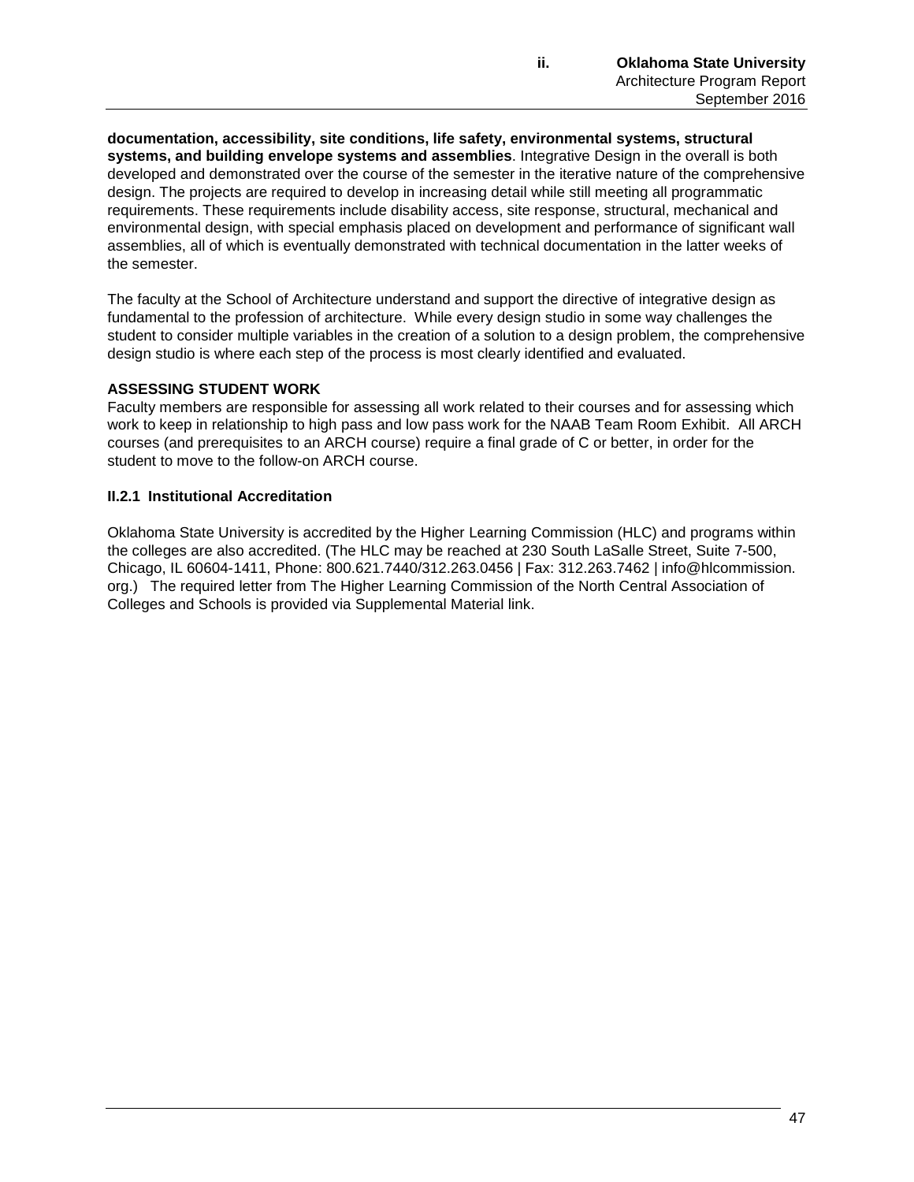**documentation, accessibility, site conditions, life safety, environmental systems, structural systems, and building envelope systems and assemblies**. Integrative Design in the overall is both developed and demonstrated over the course of the semester in the iterative nature of the comprehensive design. The projects are required to develop in increasing detail while still meeting all programmatic requirements. These requirements include disability access, site response, structural, mechanical and environmental design, with special emphasis placed on development and performance of significant wall assemblies, all of which is eventually demonstrated with technical documentation in the latter weeks of the semester.

The faculty at the School of Architecture understand and support the directive of integrative design as fundamental to the profession of architecture. While every design studio in some way challenges the student to consider multiple variables in the creation of a solution to a design problem, the comprehensive design studio is where each step of the process is most clearly identified and evaluated.

**ASSESSING STUDENT WORK**

Faculty members are responsible for assessing all work related to their courses and for assessing which work to keep in relationship to high pass and low pass work for the NAAB Team Room Exhibit. All ARCH courses (and prerequisites to an ARCH course) require a final grade of C or better, in order for the student to move to the follow-on ARCH course.

### II.2.1 Institutional Accreditation

Oklahoma State University is accredited by the Higher Learning Commission (HLC) and programs within the colleges are also accredited. (The HLC may be reached at 230 South LaSalle Street, Suite 7-500, Chicago, IL 60604-1411, Phone: 800.621.7440/312.263.0456 | Fax: 312.263.7462 | info@hlcommission.org.) The required letter from The Higher Learning Commission of the North Central Association of Colleges and Schools is provided via Supplemental Material link.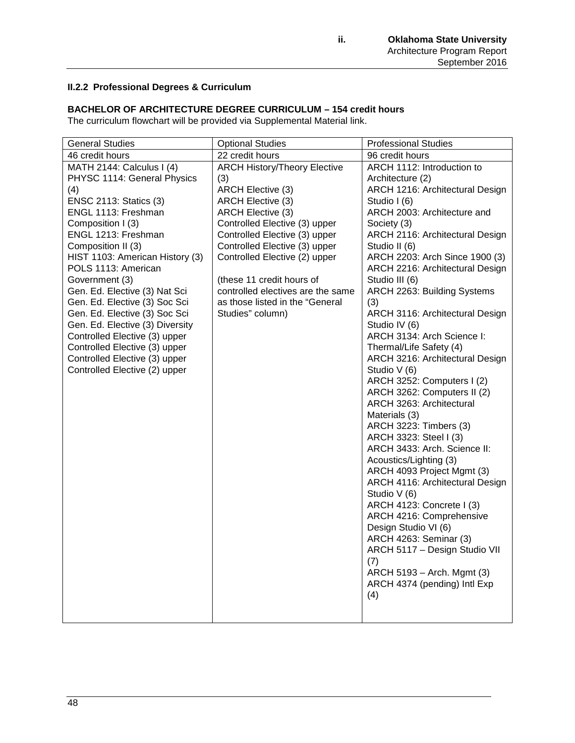## II.2.2 Professional Degrees & Curriculum

**BACHELOR OF ARCHITECTURE DEGREE CURRICULUM – 154 credit hours**

The curriculum flowchart will be provided via Supplemental Material link.

| General Studies | Optional Studies | Professional Studies |
|---|---|---|
| 46 credit hours | 22 credit hours | 96 credit hours |
| MATH 2144: Calculus I (4)<br>PHYSC 1114: General Physics (4)<br>ENSC 2113: Statics (3)<br>ENGL 1113: Freshman Composition I (3)<br>ENGL 1213: Freshman Composition II (3)<br>HIST 1103: American History (3)<br>POLS 1113: American Government (3)<br>Gen. Ed. Elective (3) Nat Sci<br>Gen. Ed. Elective (3) Soc Sci<br>Gen. Ed. Elective (3) Soc Sci<br>Gen. Ed. Elective (3) Diversity<br>Controlled Elective (3) upper<br>Controlled Elective (3) upper<br>Controlled Elective (3) upper<br>Controlled Elective (2) upper | ARCH History/Theory Elective (3)<br>ARCH Elective (3)<br>ARCH Elective (3)<br>ARCH Elective (3)<br>Controlled Elective (3) upper<br>Controlled Elective (3) upper<br>Controlled Elective (3) upper<br>Controlled Elective (2) upper<br><br>(these 11 credit hours of controlled electives are the same as those listed in the "General Studies" column) | ARCH 1112: Introduction to Architecture (2)<br>ARCH 1216: Architectural Design Studio I (6)<br>ARCH 2003: Architecture and Society (3)<br>ARCH 2116: Architectural Design Studio II (6)<br>ARCH 2203: Arch Since 1900 (3)<br>ARCH 2216: Architectural Design Studio III (6)<br>ARCH 2263: Building Systems (3)<br>ARCH 3116: Architectural Design Studio IV (6)<br>ARCH 3134: Arch Science I: Thermal/Life Safety (4)<br>ARCH 3216: Architectural Design Studio V (6)<br>ARCH 3252: Computers I (2)<br>ARCH 3262: Computers II (2)<br>ARCH 3263: Architectural Materials (3)<br>ARCH 3223: Timbers (3)<br>ARCH 3323: Steel I (3)<br>ARCH 3433: Arch. Science II: Acoustics/Lighting (3)<br>ARCH 4093 Project Mgmt (3)<br>ARCH 4116: Architectural Design Studio V (6)<br>ARCH 4123: Concrete I (3)<br>ARCH 4216: Comprehensive Design Studio VI (6)<br>ARCH 4263: Seminar (3)<br>ARCH 5117 – Design Studio VII (7)<br>ARCH 5193 – Arch. Mgmt (3)<br>ARCH 4374 (pending) Intl Exp (4) |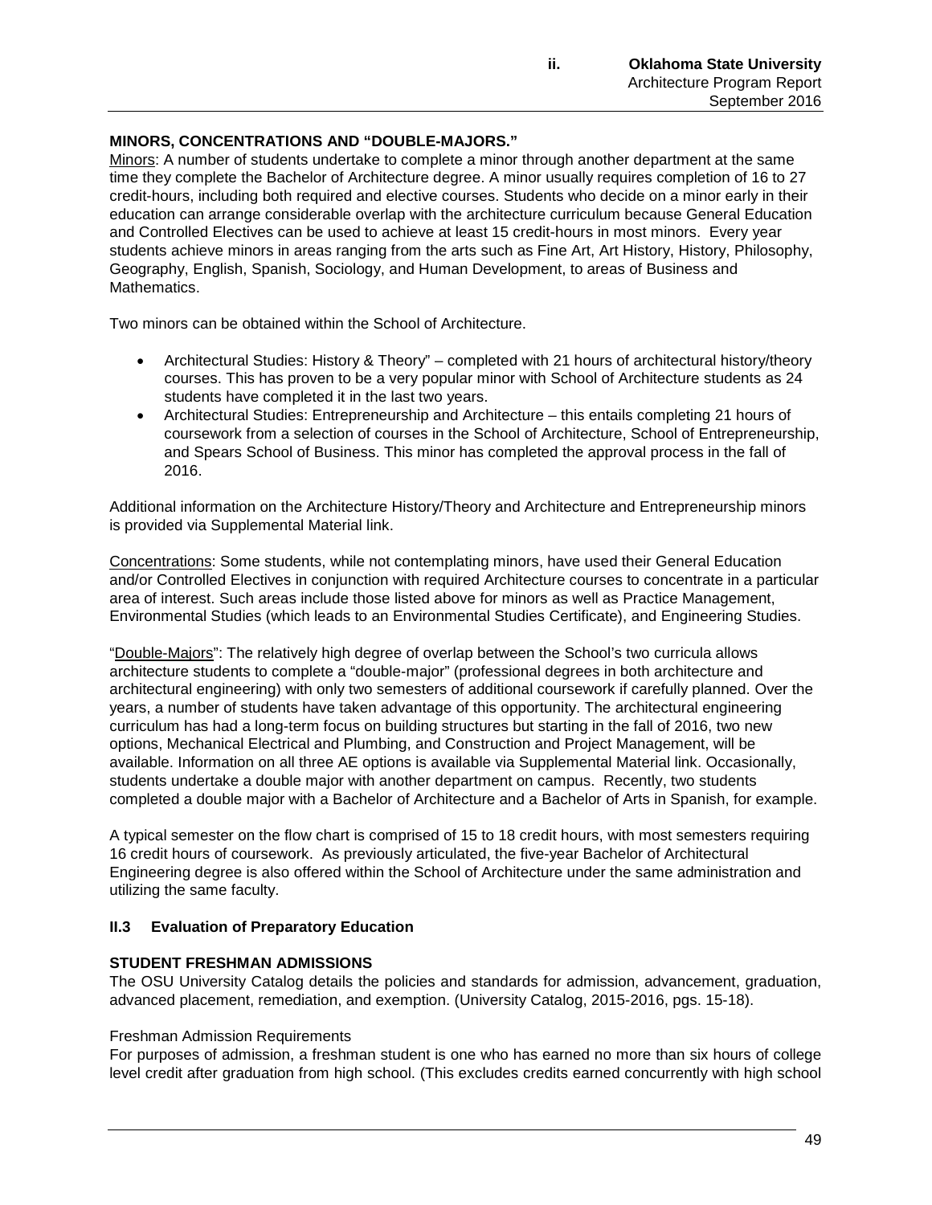**MINORS, CONCENTRATIONS AND "DOUBLE-MAJORS."**

Minors: A number of students undertake to complete a minor through another department at the same time they complete the Bachelor of Architecture degree. A minor usually requires completion of 16 to 27 credit-hours, including both required and elective courses. Students who decide on a minor early in their education can arrange considerable overlap with the architecture curriculum because General Education and Controlled Electives can be used to achieve at least 15 credit-hours in most minors. Every year students achieve minors in areas ranging from the arts such as Fine Art, Art History, History, Philosophy, Geography, English, Spanish, Sociology, and Human Development, to areas of Business and Mathematics.

Two minors can be obtained within the School of Architecture.

- Architectural Studies: History & Theory" – completed with 21 hours of architectural history/theory courses. This has proven to be a very popular minor with School of Architecture students as 24 students have completed it in the last two years.
- Architectural Studies: Entrepreneurship and Architecture – this entails completing 21 hours of coursework from a selection of courses in the School of Architecture, School of Entrepreneurship, and Spears School of Business. This minor has completed the approval process in the fall of 2016.

Additional information on the Architecture History/Theory and Architecture and Entrepreneurship minors is provided via Supplemental Material link.

Concentrations: Some students, while not contemplating minors, have used their General Education and/or Controlled Electives in conjunction with required Architecture courses to concentrate in a particular area of interest. Such areas include those listed above for minors as well as Practice Management, Environmental Studies (which leads to an Environmental Studies Certificate), and Engineering Studies.

"Double-Majors": The relatively high degree of overlap between the School's two curricula allows architecture students to complete a "double-major" (professional degrees in both architecture and architectural engineering) with only two semesters of additional coursework if carefully planned. Over the years, a number of students have taken advantage of this opportunity. The architectural engineering curriculum has had a long-term focus on building structures but starting in the fall of 2016, two new options, Mechanical Electrical and Plumbing, and Construction and Project Management, will be available. Information on all three AE options is available via Supplemental Material link. Occasionally, students undertake a double major with another department on campus. Recently, two students completed a double major with a Bachelor of Architecture and a Bachelor of Arts in Spanish, for example.

A typical semester on the flow chart is comprised of 15 to 18 credit hours, with most semesters requiring 16 credit hours of coursework. As previously articulated, the five-year Bachelor of Architectural Engineering degree is also offered within the School of Architecture under the same administration and utilizing the same faculty.

## II.3 Evaluation of Preparatory Education

**STUDENT FRESHMAN ADMISSIONS**

The OSU University Catalog details the policies and standards for admission, advancement, graduation, advanced placement, remediation, and exemption. (University Catalog, 2015-2016, pgs. 15-18).

Freshman Admission Requirements

For purposes of admission, a freshman student is one who has earned no more than six hours of college level credit after graduation from high school. (This excludes credits earned concurrently with high school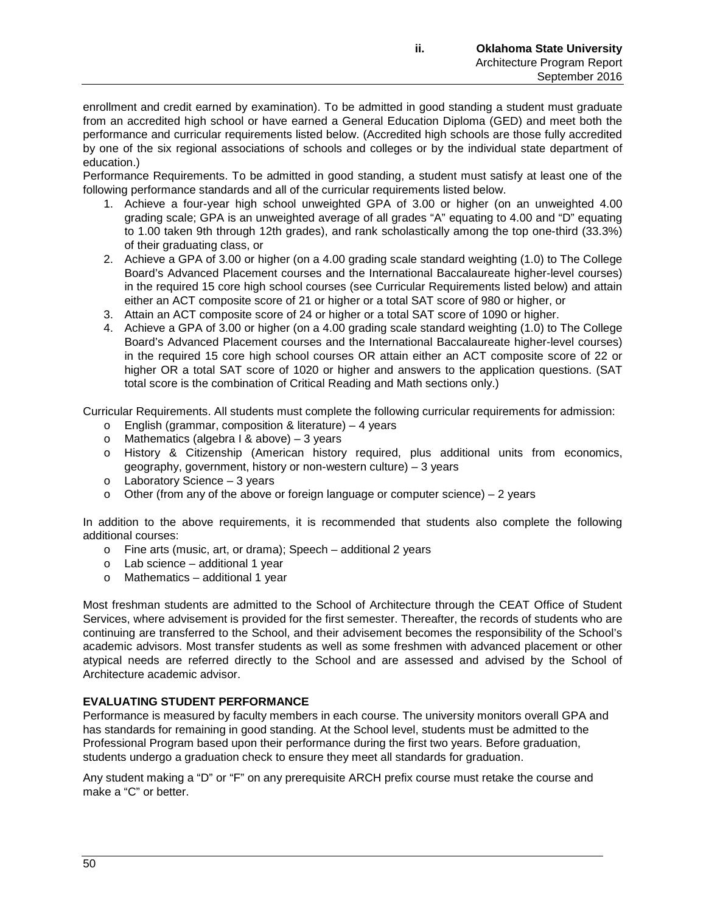enrollment and credit earned by examination). To be admitted in good standing a student must graduate from an accredited high school or have earned a General Education Diploma (GED) and meet both the performance and curricular requirements listed below. (Accredited high schools are those fully accredited by one of the six regional associations of schools and colleges or by the individual state department of education.)

Performance Requirements. To be admitted in good standing, a student must satisfy at least one of the following performance standards and all of the curricular requirements listed below.

1. Achieve a four-year high school unweighted GPA of 3.00 or higher (on an unweighted 4.00 grading scale; GPA is an unweighted average of all grades "A" equating to 4.00 and "D" equating to 1.00 taken 9th through 12th grades), and rank scholastically among the top one-third (33.3%) of their graduating class, or
2. Achieve a GPA of 3.00 or higher (on a 4.00 grading scale standard weighting (1.0) to The College Board's Advanced Placement courses and the International Baccalaureate higher-level courses) in the required 15 core high school courses (see Curricular Requirements listed below) and attain either an ACT composite score of 21 or higher or a total SAT score of 980 or higher, or
3. Attain an ACT composite score of 24 or higher or a total SAT score of 1090 or higher.
4. Achieve a GPA of 3.00 or higher (on a 4.00 grading scale standard weighting (1.0) to The College Board's Advanced Placement courses and the International Baccalaureate higher-level courses) in the required 15 core high school courses OR attain either an ACT composite score of 22 or higher OR a total SAT score of 1020 or higher and answers to the application questions. (SAT total score is the combination of Critical Reading and Math sections only.)

Curricular Requirements. All students must complete the following curricular requirements for admission:

- English (grammar, composition & literature) – 4 years
- Mathematics (algebra I & above) – 3 years
- History & Citizenship (American history required, plus additional units from economics, geography, government, history or non-western culture) – 3 years
- Laboratory Science – 3 years
- Other (from any of the above or foreign language or computer science) – 2 years

In addition to the above requirements, it is recommended that students also complete the following additional courses:

- Fine arts (music, art, or drama); Speech – additional 2 years
- Lab science – additional 1 year
- Mathematics – additional 1 year

Most freshman students are admitted to the School of Architecture through the CEAT Office of Student Services, where advisement is provided for the first semester. Thereafter, the records of students who are continuing are transferred to the School, and their advisement becomes the responsibility of the School's academic advisors. Most transfer students as well as some freshmen with advanced placement or other atypical needs are referred directly to the School and are assessed and advised by the School of Architecture academic advisor.

**EVALUATING STUDENT PERFORMANCE**

Performance is measured by faculty members in each course. The university monitors overall GPA and has standards for remaining in good standing. At the School level, students must be admitted to the Professional Program based upon their performance during the first two years. Before graduation, students undergo a graduation check to ensure they meet all standards for graduation.

Any student making a "D" or "F" on any prerequisite ARCH prefix course must retake the course and make a "C" or better.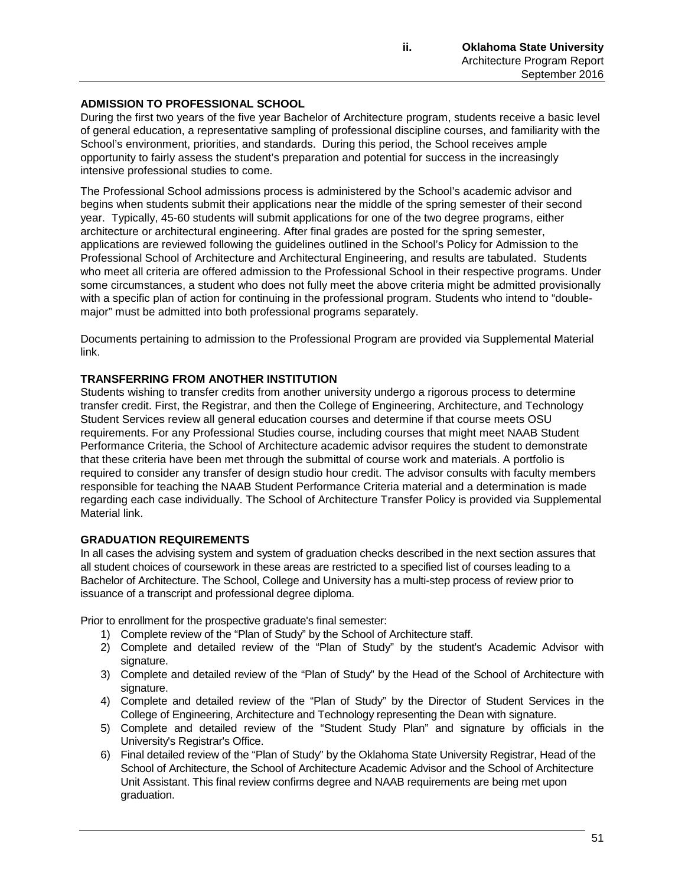### ADMISSION TO PROFESSIONAL SCHOOL

During the first two years of the five year Bachelor of Architecture program, students receive a basic level of general education, a representative sampling of professional discipline courses, and familiarity with the School's environment, priorities, and standards. During this period, the School receives ample opportunity to fairly assess the student's preparation and potential for success in the increasingly intensive professional studies to come.

The Professional School admissions process is administered by the School's academic advisor and begins when students submit their applications near the middle of the spring semester of their second year. Typically, 45-60 students will submit applications for one of the two degree programs, either architecture or architectural engineering. After final grades are posted for the spring semester, applications are reviewed following the guidelines outlined in the School's Policy for Admission to the Professional School of Architecture and Architectural Engineering, and results are tabulated. Students who meet all criteria are offered admission to the Professional School in their respective programs. Under some circumstances, a student who does not fully meet the above criteria might be admitted provisionally with a specific plan of action for continuing in the professional program. Students who intend to "double-major" must be admitted into both professional programs separately.

Documents pertaining to admission to the Professional Program are provided via Supplemental Material link.

### TRANSFERRING FROM ANOTHER INSTITUTION

Students wishing to transfer credits from another university undergo a rigorous process to determine transfer credit. First, the Registrar, and then the College of Engineering, Architecture, and Technology Student Services review all general education courses and determine if that course meets OSU requirements. For any Professional Studies course, including courses that might meet NAAB Student Performance Criteria, the School of Architecture academic advisor requires the student to demonstrate that these criteria have been met through the submittal of course work and materials. A portfolio is required to consider any transfer of design studio hour credit. The advisor consults with faculty members responsible for teaching the NAAB Student Performance Criteria material and a determination is made regarding each case individually. The School of Architecture Transfer Policy is provided via Supplemental Material link.

### GRADUATION REQUIREMENTS

In all cases the advising system and system of graduation checks described in the next section assures that all student choices of coursework in these areas are restricted to a specified list of courses leading to a Bachelor of Architecture. The School, College and University has a multi-step process of review prior to issuance of a transcript and professional degree diploma.

Prior to enrollment for the prospective graduate's final semester:

1) Complete review of the "Plan of Study" by the School of Architecture staff.
2) Complete and detailed review of the "Plan of Study" by the student's Academic Advisor with signature.
3) Complete and detailed review of the "Plan of Study" by the Head of the School of Architecture with signature.
4) Complete and detailed review of the "Plan of Study" by the Director of Student Services in the College of Engineering, Architecture and Technology representing the Dean with signature.
5) Complete and detailed review of the "Student Study Plan" and signature by officials in the University's Registrar's Office.
6) Final detailed review of the "Plan of Study" by the Oklahoma State University Registrar, Head of the School of Architecture, the School of Architecture Academic Advisor and the School of Architecture Unit Assistant. This final review confirms degree and NAAB requirements are being met upon graduation.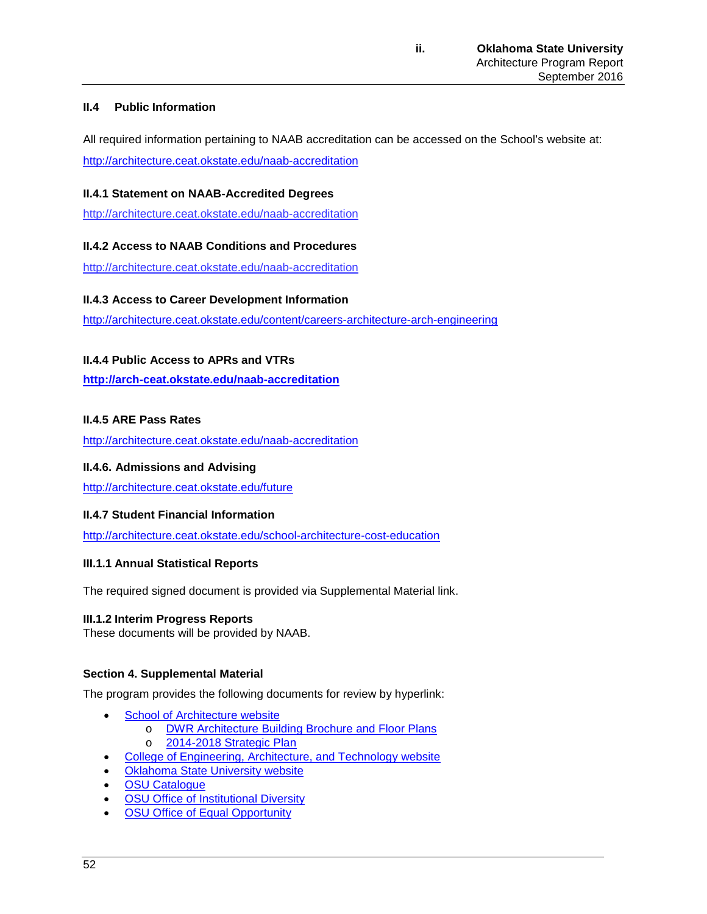### II.4 Public Information

All required information pertaining to NAAB accreditation can be accessed on the School's website at: http://architecture.ceat.okstate.edu/naab-accreditation

#### II.4.1 Statement on NAAB-Accredited Degrees

http://architecture.ceat.okstate.edu/naab-accreditation

#### II.4.2 Access to NAAB Conditions and Procedures

http://architecture.ceat.okstate.edu/naab-accreditation

#### II.4.3 Access to Career Development Information

http://architecture.ceat.okstate.edu/content/careers-architecture-arch-engineering

#### II.4.4 Public Access to APRs and VTRs

**http://arch-ceat.okstate.edu/naab-accreditation**

#### II.4.5 ARE Pass Rates

http://architecture.ceat.okstate.edu/naab-accreditation

#### II.4.6. Admissions and Advising

http://architecture.ceat.okstate.edu/future

#### II.4.7 Student Financial Information

http://architecture.ceat.okstate.edu/school-architecture-cost-education

#### III.1.1 Annual Statistical Reports

The required signed document is provided via Supplemental Material link.

#### III.1.2 Interim Progress Reports

These documents will be provided by NAAB.

### Section 4. Supplemental Material

The program provides the following documents for review by hyperlink:

- School of Architecture website
  - DWR Architecture Building Brochure and Floor Plans
  - 2014-2018 Strategic Plan
- College of Engineering, Architecture, and Technology website
- Oklahoma State University website
- OSU Catalogue
- OSU Office of Institutional Diversity
- OSU Office of Equal Opportunity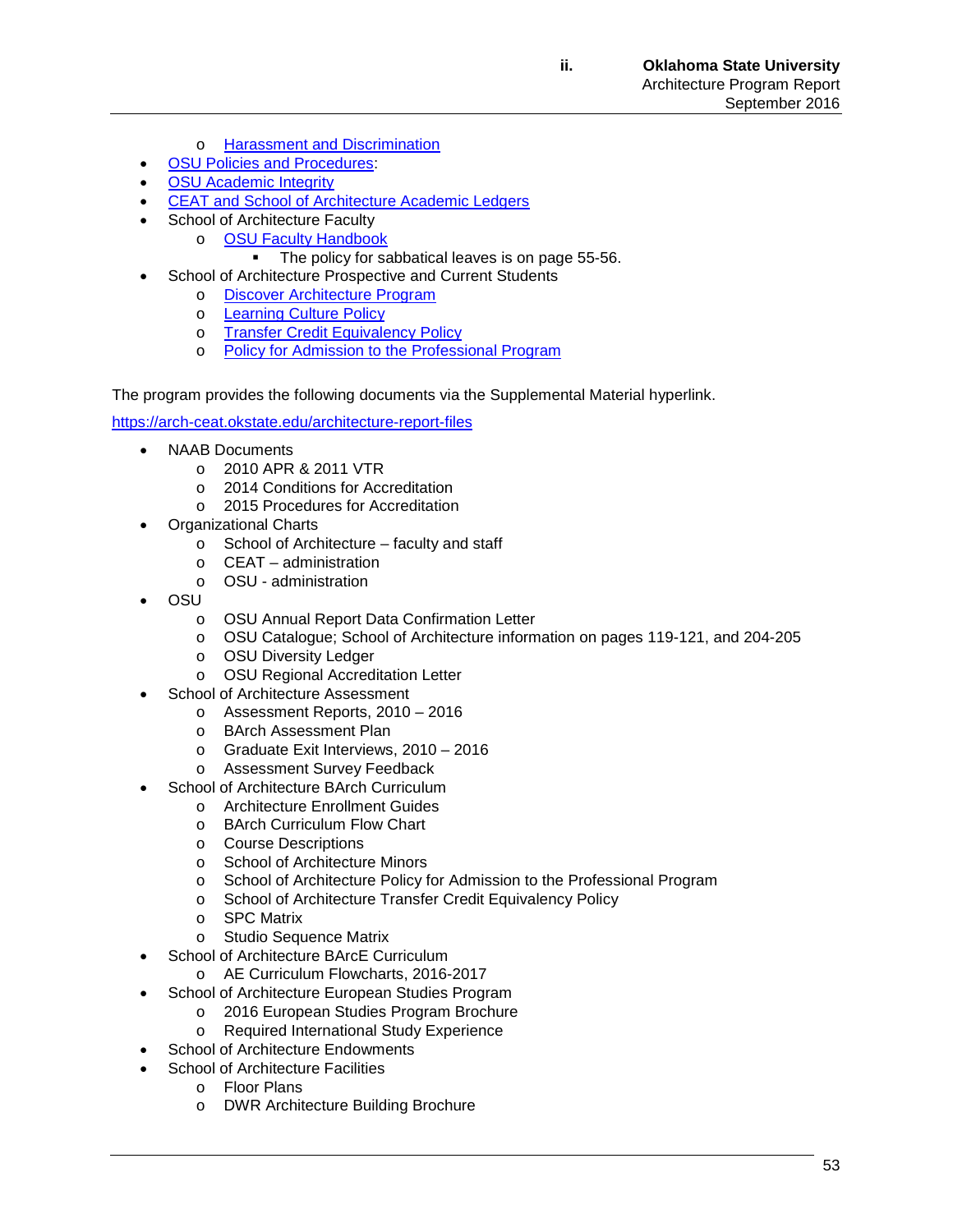- Harassment and Discrimination
- OSU Policies and Procedures:
- OSU Academic Integrity
- CEAT and School of Architecture Academic Ledgers
- School of Architecture Faculty
  - OSU Faculty Handbook
    - The policy for sabbatical leaves is on page 55-56.
- School of Architecture Prospective and Current Students
  - Discover Architecture Program
  - Learning Culture Policy
  - Transfer Credit Equivalency Policy
  - Policy for Admission to the Professional Program

The program provides the following documents via the Supplemental Material hyperlink.

https://arch-ceat.okstate.edu/architecture-report-files

- NAAB Documents
  - 2010 APR & 2011 VTR
  - 2014 Conditions for Accreditation
  - 2015 Procedures for Accreditation
- Organizational Charts
  - School of Architecture – faculty and staff
  - CEAT – administration
  - OSU - administration
- OSU
  - OSU Annual Report Data Confirmation Letter
  - OSU Catalogue; School of Architecture information on pages 119-121, and 204-205
  - OSU Diversity Ledger
  - OSU Regional Accreditation Letter
- School of Architecture Assessment
  - Assessment Reports, 2010 – 2016
  - BArch Assessment Plan
  - Graduate Exit Interviews, 2010 – 2016
  - Assessment Survey Feedback
- School of Architecture BArch Curriculum
  - Architecture Enrollment Guides
  - BArch Curriculum Flow Chart
  - Course Descriptions
  - School of Architecture Minors
  - School of Architecture Policy for Admission to the Professional Program
  - School of Architecture Transfer Credit Equivalency Policy
  - SPC Matrix
  - Studio Sequence Matrix
- School of Architecture BArcE Curriculum
  - AE Curriculum Flowcharts, 2016-2017
- School of Architecture European Studies Program
  - 2016 European Studies Program Brochure
  - Required International Study Experience
- School of Architecture Endowments
- School of Architecture Facilities
  - Floor Plans
  - DWR Architecture Building Brochure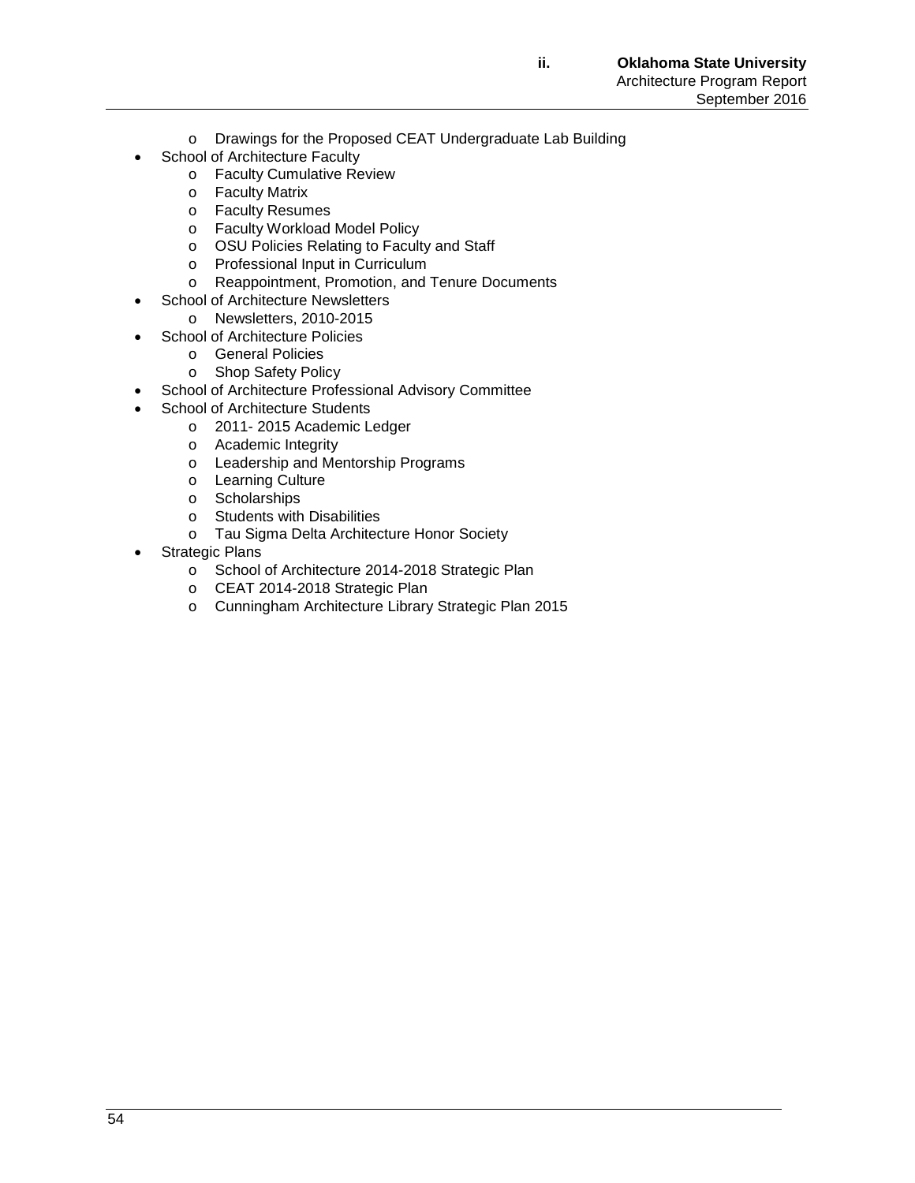- Drawings for the Proposed CEAT Undergraduate Lab Building
- School of Architecture Faculty
  - Faculty Cumulative Review
  - Faculty Matrix
  - Faculty Resumes
  - Faculty Workload Model Policy
  - OSU Policies Relating to Faculty and Staff
  - Professional Input in Curriculum
  - Reappointment, Promotion, and Tenure Documents
- School of Architecture Newsletters
  - Newsletters, 2010-2015
- School of Architecture Policies
  - General Policies
  - Shop Safety Policy
- School of Architecture Professional Advisory Committee
- School of Architecture Students
  - 2011- 2015 Academic Ledger
  - Academic Integrity
  - Leadership and Mentorship Programs
  - Learning Culture
  - Scholarships
  - Students with Disabilities
  - Tau Sigma Delta Architecture Honor Society
- Strategic Plans
  - School of Architecture 2014-2018 Strategic Plan
  - CEAT 2014-2018 Strategic Plan
  - Cunningham Architecture Library Strategic Plan 2015